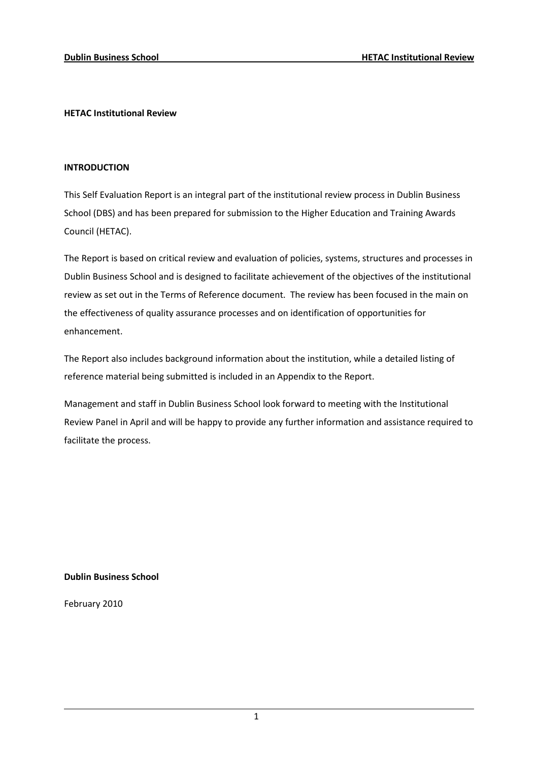**HETAC Institutional Review**

## INTRODUCTION

This Self Evaluation Report is an integral part of the institutional review process in Dublin Business School (DBS) and has been prepared for submission to the Higher Education and Training Awards Council (HETAC).

The Report is based on critical review and evaluation of policies, systems, structures and processes in Dublin Business School and is designed to facilitate achievement of the objectives of the institutional review as set out in the Terms of Reference document. The review has been focused in the main on the effectiveness of quality assurance processes and on identification of opportunities for enhancement.

The Report also includes background information about the institution, while a detailed listing of reference material being submitted is included in an Appendix to the Report.

Management and staff in Dublin Business School look forward to meeting with the Institutional Review Panel in April and will be happy to provide any further information and assistance required to facilitate the process.

**Dublin Business School**

February 2010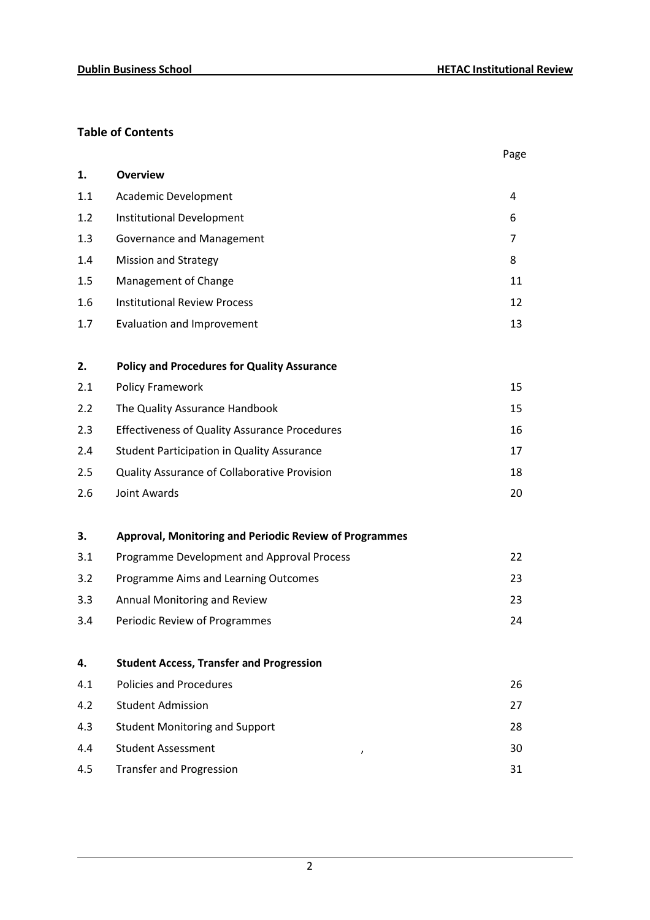## Table of Contents

| | | Page |
|---|---|---|
| **1.** | **Overview** | |
| 1.1 | Academic Development | 4 |
| 1.2 | Institutional Development | 6 |
| 1.3 | Governance and Management | 7 |
| 1.4 | Mission and Strategy | 8 |
| 1.5 | Management of Change | 11 |
| 1.6 | Institutional Review Process | 12 |
| 1.7 | Evaluation and Improvement | 13 |
| **2.** | **Policy and Procedures for Quality Assurance** | |
| 2.1 | Policy Framework | 15 |
| 2.2 | The Quality Assurance Handbook | 15 |
| 2.3 | Effectiveness of Quality Assurance Procedures | 16 |
| 2.4 | Student Participation in Quality Assurance | 17 |
| 2.5 | Quality Assurance of Collaborative Provision | 18 |
| 2.6 | Joint Awards | 20 |
| **3.** | **Approval, Monitoring and Periodic Review of Programmes** | |
| 3.1 | Programme Development and Approval Process | 22 |
| 3.2 | Programme Aims and Learning Outcomes | 23 |
| 3.3 | Annual Monitoring and Review | 23 |
| 3.4 | Periodic Review of Programmes | 24 |
| **4.** | **Student Access, Transfer and Progression** | |
| 4.1 | Policies and Procedures | 26 |
| 4.2 | Student Admission | 27 |
| 4.3 | Student Monitoring and Support | 28 |
| 4.4 | Student Assessment | 30 |
| 4.5 | Transfer and Progression | 31 |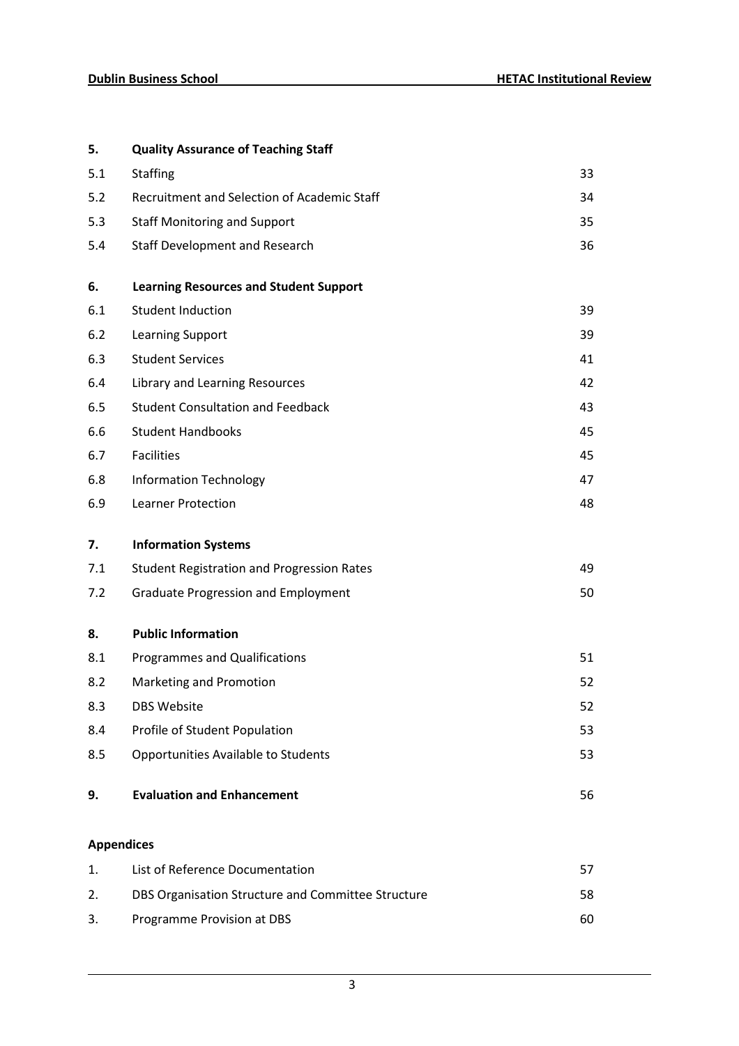| | | |
|---|---|---|
| **5.** | **Quality Assurance of Teaching Staff** | |
| 5.1 | Staffing | 33 |
| 5.2 | Recruitment and Selection of Academic Staff | 34 |
| 5.3 | Staff Monitoring and Support | 35 |
| 5.4 | Staff Development and Research | 36 |
| **6.** | **Learning Resources and Student Support** | |
| 6.1 | Student Induction | 39 |
| 6.2 | Learning Support | 39 |
| 6.3 | Student Services | 41 |
| 6.4 | Library and Learning Resources | 42 |
| 6.5 | Student Consultation and Feedback | 43 |
| 6.6 | Student Handbooks | 45 |
| 6.7 | Facilities | 45 |
| 6.8 | Information Technology | 47 |
| 6.9 | Learner Protection | 48 |
| **7.** | **Information Systems** | |
| 7.1 | Student Registration and Progression Rates | 49 |
| 7.2 | Graduate Progression and Employment | 50 |
| **8.** | **Public Information** | |
| 8.1 | Programmes and Qualifications | 51 |
| 8.2 | Marketing and Promotion | 52 |
| 8.3 | DBS Website | 52 |
| 8.4 | Profile of Student Population | 53 |
| 8.5 | Opportunities Available to Students | 53 |
| **9.** | **Evaluation and Enhancement** | 56 |

**Appendices**

| | | |
|---|---|---|
| 1. | List of Reference Documentation | 57 |
| 2. | DBS Organisation Structure and Committee Structure | 58 |
| 3. | Programme Provision at DBS | 60 |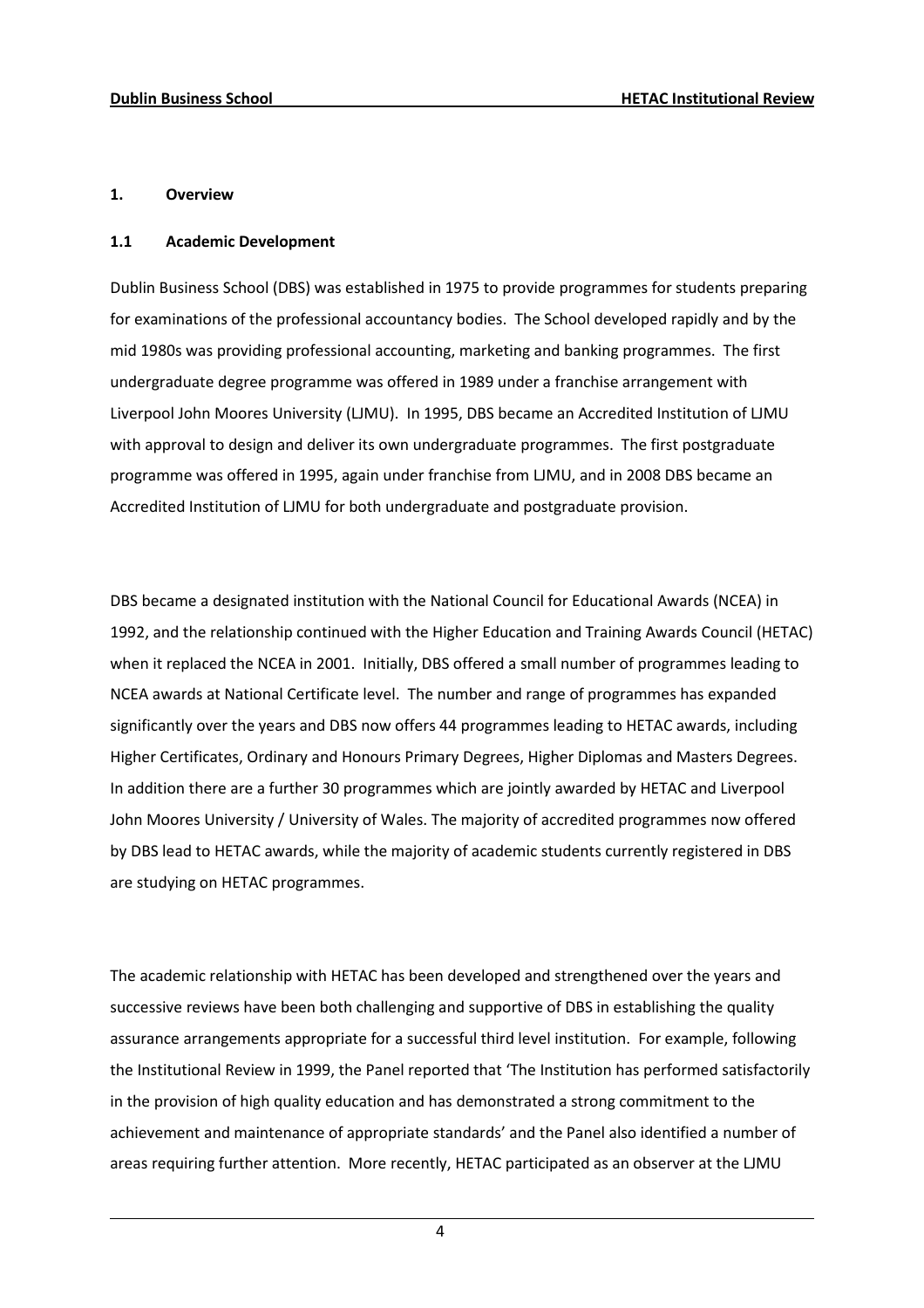## 1. Overview

### 1.1 Academic Development

Dublin Business School (DBS) was established in 1975 to provide programmes for students preparing for examinations of the professional accountancy bodies. The School developed rapidly and by the mid 1980s was providing professional accounting, marketing and banking programmes. The first undergraduate degree programme was offered in 1989 under a franchise arrangement with Liverpool John Moores University (LJMU). In 1995, DBS became an Accredited Institution of LJMU with approval to design and deliver its own undergraduate programmes. The first postgraduate programme was offered in 1995, again under franchise from LJMU, and in 2008 DBS became an Accredited Institution of LJMU for both undergraduate and postgraduate provision.

DBS became a designated institution with the National Council for Educational Awards (NCEA) in 1992, and the relationship continued with the Higher Education and Training Awards Council (HETAC) when it replaced the NCEA in 2001. Initially, DBS offered a small number of programmes leading to NCEA awards at National Certificate level. The number and range of programmes has expanded significantly over the years and DBS now offers 44 programmes leading to HETAC awards, including Higher Certificates, Ordinary and Honours Primary Degrees, Higher Diplomas and Masters Degrees. In addition there are a further 30 programmes which are jointly awarded by HETAC and Liverpool John Moores University / University of Wales. The majority of accredited programmes now offered by DBS lead to HETAC awards, while the majority of academic students currently registered in DBS are studying on HETAC programmes.

The academic relationship with HETAC has been developed and strengthened over the years and successive reviews have been both challenging and supportive of DBS in establishing the quality assurance arrangements appropriate for a successful third level institution. For example, following the Institutional Review in 1999, the Panel reported that 'The Institution has performed satisfactorily in the provision of high quality education and has demonstrated a strong commitment to the achievement and maintenance of appropriate standards' and the Panel also identified a number of areas requiring further attention. More recently, HETAC participated as an observer at the LJMU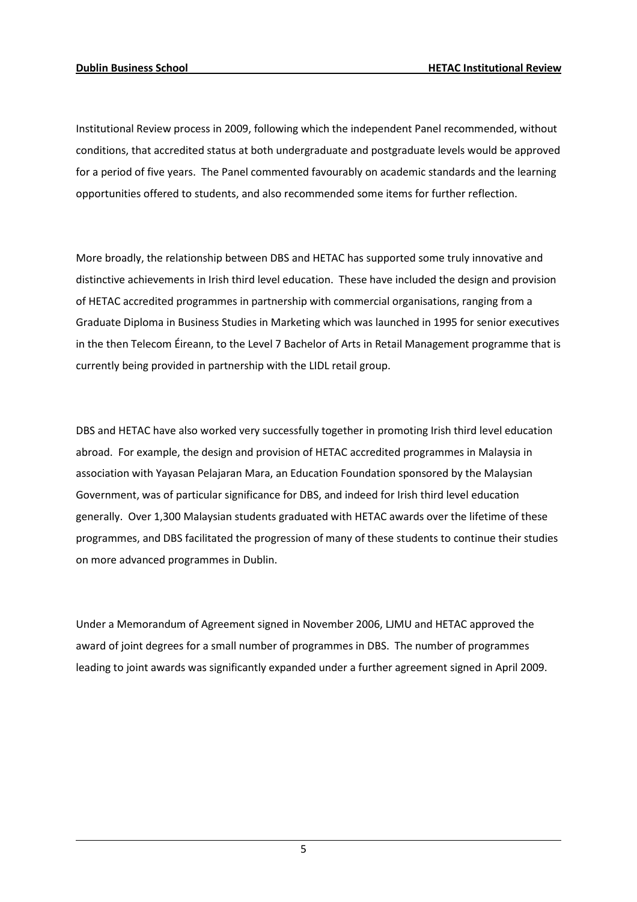Institutional Review process in 2009, following which the independent Panel recommended, without conditions, that accredited status at both undergraduate and postgraduate levels would be approved for a period of five years. The Panel commented favourably on academic standards and the learning opportunities offered to students, and also recommended some items for further reflection.

More broadly, the relationship between DBS and HETAC has supported some truly innovative and distinctive achievements in Irish third level education. These have included the design and provision of HETAC accredited programmes in partnership with commercial organisations, ranging from a Graduate Diploma in Business Studies in Marketing which was launched in 1995 for senior executives in the then Telecom Éireann, to the Level 7 Bachelor of Arts in Retail Management programme that is currently being provided in partnership with the LIDL retail group.

DBS and HETAC have also worked very successfully together in promoting Irish third level education abroad. For example, the design and provision of HETAC accredited programmes in Malaysia in association with Yayasan Pelajaran Mara, an Education Foundation sponsored by the Malaysian Government, was of particular significance for DBS, and indeed for Irish third level education generally. Over 1,300 Malaysian students graduated with HETAC awards over the lifetime of these programmes, and DBS facilitated the progression of many of these students to continue their studies on more advanced programmes in Dublin.

Under a Memorandum of Agreement signed in November 2006, LJMU and HETAC approved the award of joint degrees for a small number of programmes in DBS. The number of programmes leading to joint awards was significantly expanded under a further agreement signed in April 2009.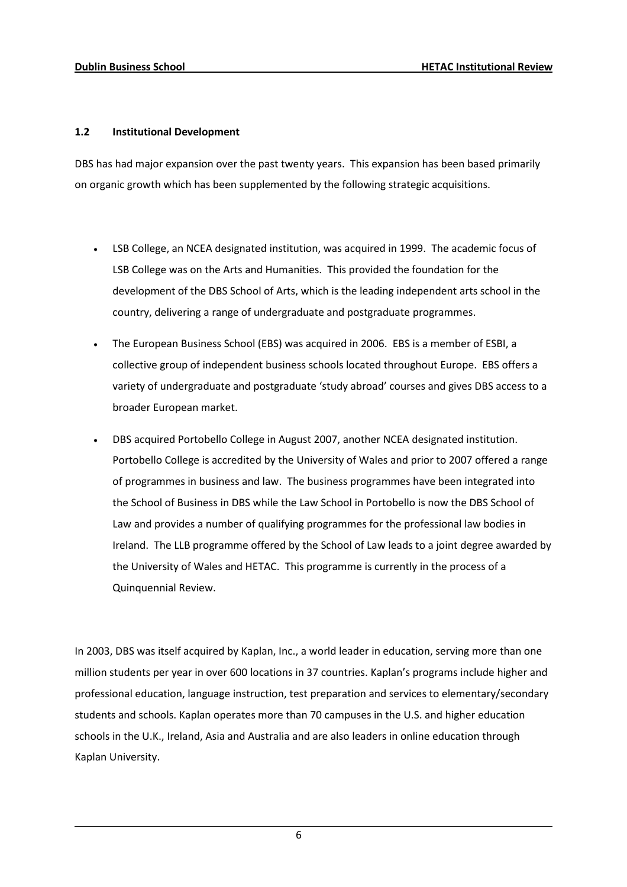### 1.2 Institutional Development

DBS has had major expansion over the past twenty years. This expansion has been based primarily on organic growth which has been supplemented by the following strategic acquisitions.

- LSB College, an NCEA designated institution, was acquired in 1999. The academic focus of LSB College was on the Arts and Humanities. This provided the foundation for the development of the DBS School of Arts, which is the leading independent arts school in the country, delivering a range of undergraduate and postgraduate programmes.
- The European Business School (EBS) was acquired in 2006. EBS is a member of ESBI, a collective group of independent business schools located throughout Europe. EBS offers a variety of undergraduate and postgraduate 'study abroad' courses and gives DBS access to a broader European market.
- DBS acquired Portobello College in August 2007, another NCEA designated institution. Portobello College is accredited by the University of Wales and prior to 2007 offered a range of programmes in business and law. The business programmes have been integrated into the School of Business in DBS while the Law School in Portobello is now the DBS School of Law and provides a number of qualifying programmes for the professional law bodies in Ireland. The LLB programme offered by the School of Law leads to a joint degree awarded by the University of Wales and HETAC. This programme is currently in the process of a Quinquennial Review.

In 2003, DBS was itself acquired by Kaplan, Inc., a world leader in education, serving more than one million students per year in over 600 locations in 37 countries. Kaplan's programs include higher and professional education, language instruction, test preparation and services to elementary/secondary students and schools. Kaplan operates more than 70 campuses in the U.S. and higher education schools in the U.K., Ireland, Asia and Australia and are also leaders in online education through Kaplan University.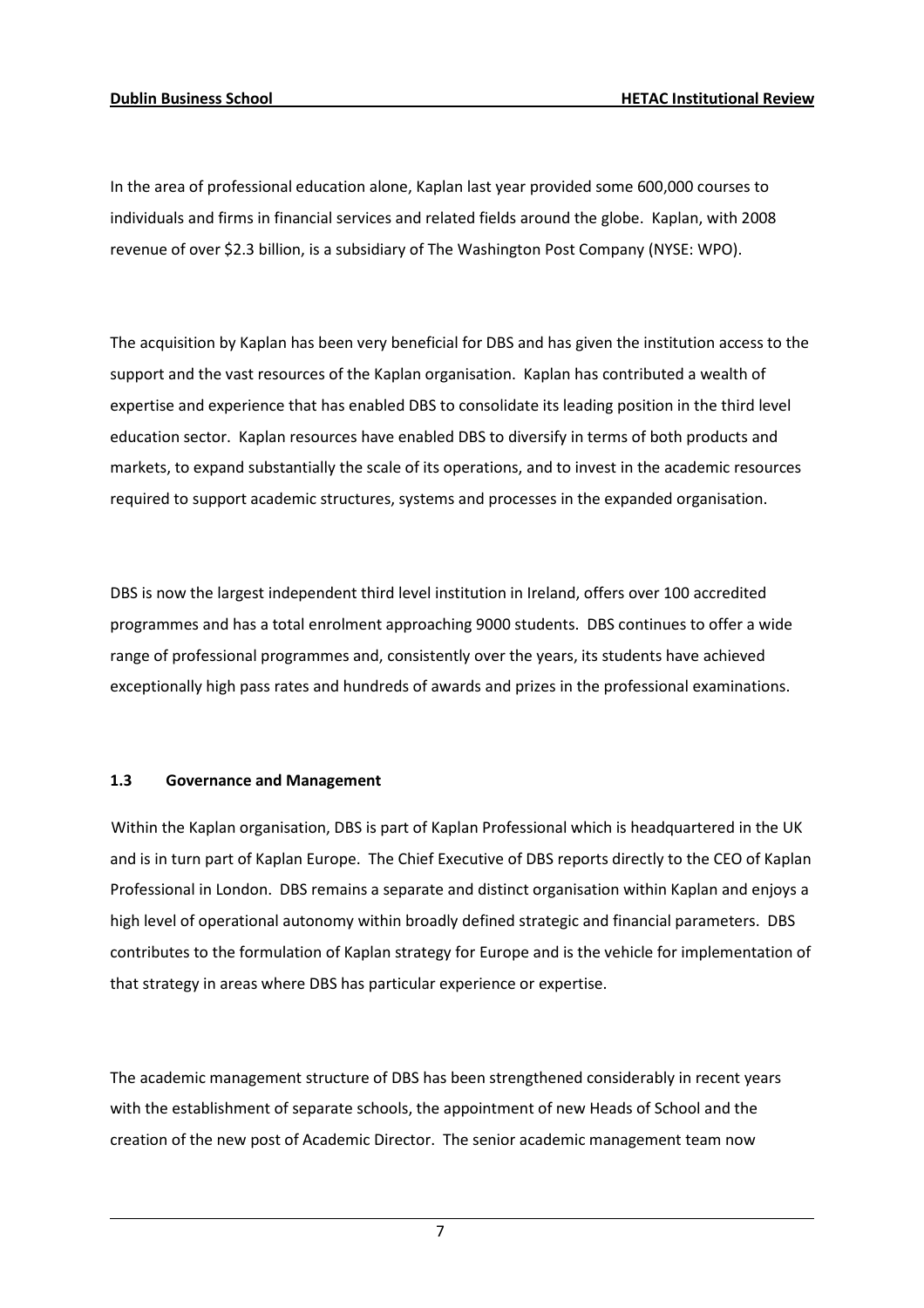In the area of professional education alone, Kaplan last year provided some 600,000 courses to individuals and firms in financial services and related fields around the globe. Kaplan, with 2008 revenue of over $2.3 billion, is a subsidiary of The Washington Post Company (NYSE: WPO).

The acquisition by Kaplan has been very beneficial for DBS and has given the institution access to the support and the vast resources of the Kaplan organisation. Kaplan has contributed a wealth of expertise and experience that has enabled DBS to consolidate its leading position in the third level education sector. Kaplan resources have enabled DBS to diversify in terms of both products and markets, to expand substantially the scale of its operations, and to invest in the academic resources required to support academic structures, systems and processes in the expanded organisation.

DBS is now the largest independent third level institution in Ireland, offers over 100 accredited programmes and has a total enrolment approaching 9000 students. DBS continues to offer a wide range of professional programmes and, consistently over the years, its students have achieved exceptionally high pass rates and hundreds of awards and prizes in the professional examinations.

### 1.3 Governance and Management

Within the Kaplan organisation, DBS is part of Kaplan Professional which is headquartered in the UK and is in turn part of Kaplan Europe. The Chief Executive of DBS reports directly to the CEO of Kaplan Professional in London. DBS remains a separate and distinct organisation within Kaplan and enjoys a high level of operational autonomy within broadly defined strategic and financial parameters. DBS contributes to the formulation of Kaplan strategy for Europe and is the vehicle for implementation of that strategy in areas where DBS has particular experience or expertise.

The academic management structure of DBS has been strengthened considerably in recent years with the establishment of separate schools, the appointment of new Heads of School and the creation of the new post of Academic Director. The senior academic management team now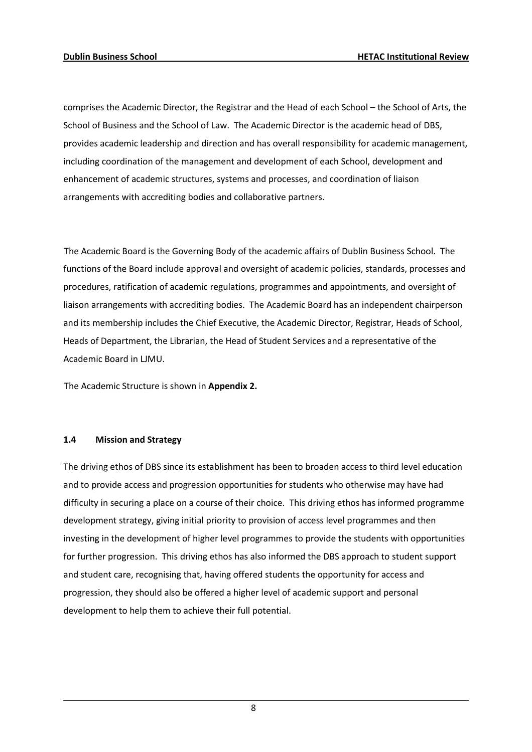comprises the Academic Director, the Registrar and the Head of each School – the School of Arts, the School of Business and the School of Law. The Academic Director is the academic head of DBS, provides academic leadership and direction and has overall responsibility for academic management, including coordination of the management and development of each School, development and enhancement of academic structures, systems and processes, and coordination of liaison arrangements with accrediting bodies and collaborative partners.

The Academic Board is the Governing Body of the academic affairs of Dublin Business School. The functions of the Board include approval and oversight of academic policies, standards, processes and procedures, ratification of academic regulations, programmes and appointments, and oversight of liaison arrangements with accrediting bodies. The Academic Board has an independent chairperson and its membership includes the Chief Executive, the Academic Director, Registrar, Heads of School, Heads of Department, the Librarian, the Head of Student Services and a representative of the Academic Board in LJMU.

The Academic Structure is shown in **Appendix 2.**

### 1.4 Mission and Strategy

The driving ethos of DBS since its establishment has been to broaden access to third level education and to provide access and progression opportunities for students who otherwise may have had difficulty in securing a place on a course of their choice. This driving ethos has informed programme development strategy, giving initial priority to provision of access level programmes and then investing in the development of higher level programmes to provide the students with opportunities for further progression. This driving ethos has also informed the DBS approach to student support and student care, recognising that, having offered students the opportunity for access and progression, they should also be offered a higher level of academic support and personal development to help them to achieve their full potential.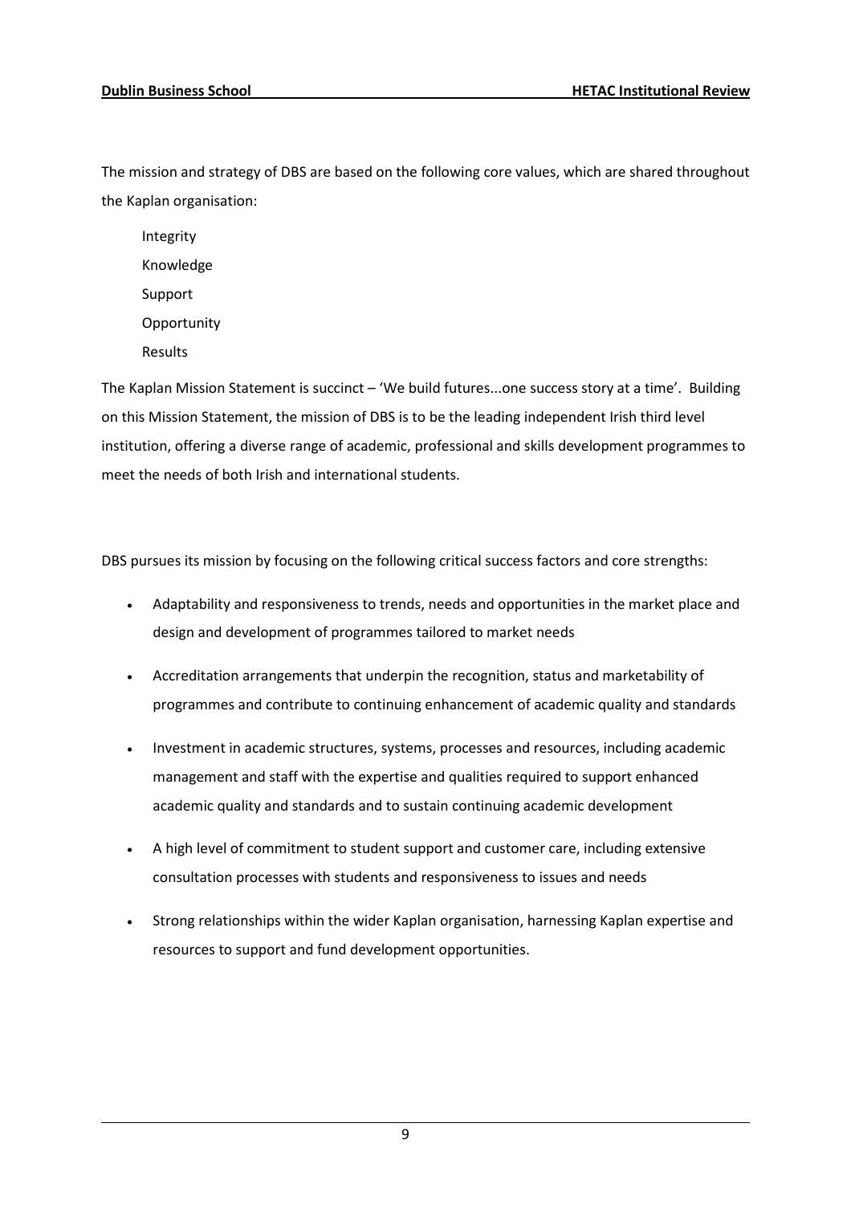The mission and strategy of DBS are based on the following core values, which are shared throughout the Kaplan organisation:

Integrity
Knowledge
Support
Opportunity
Results

The Kaplan Mission Statement is succinct – 'We build futures...one success story at a time'. Building on this Mission Statement, the mission of DBS is to be the leading independent Irish third level institution, offering a diverse range of academic, professional and skills development programmes to meet the needs of both Irish and international students.

DBS pursues its mission by focusing on the following critical success factors and core strengths:

- Adaptability and responsiveness to trends, needs and opportunities in the market place and design and development of programmes tailored to market needs
- Accreditation arrangements that underpin the recognition, status and marketability of programmes and contribute to continuing enhancement of academic quality and standards
- Investment in academic structures, systems, processes and resources, including academic management and staff with the expertise and qualities required to support enhanced academic quality and standards and to sustain continuing academic development
- A high level of commitment to student support and customer care, including extensive consultation processes with students and responsiveness to issues and needs
- Strong relationships within the wider Kaplan organisation, harnessing Kaplan expertise and resources to support and fund development opportunities.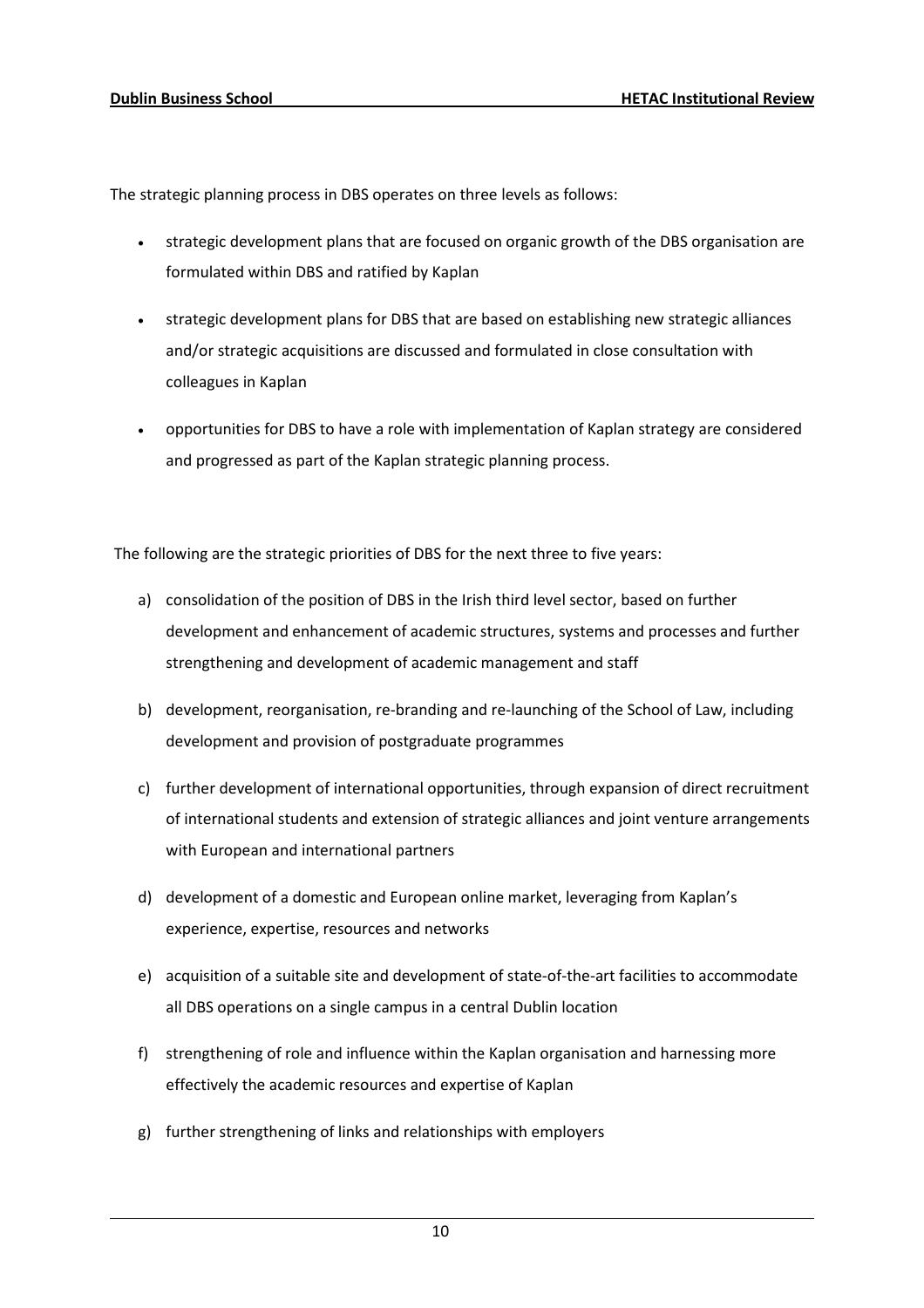The strategic planning process in DBS operates on three levels as follows:

- strategic development plans that are focused on organic growth of the DBS organisation are formulated within DBS and ratified by Kaplan
- strategic development plans for DBS that are based on establishing new strategic alliances and/or strategic acquisitions are discussed and formulated in close consultation with colleagues in Kaplan
- opportunities for DBS to have a role with implementation of Kaplan strategy are considered and progressed as part of the Kaplan strategic planning process.

The following are the strategic priorities of DBS for the next three to five years:

a) consolidation of the position of DBS in the Irish third level sector, based on further development and enhancement of academic structures, systems and processes and further strengthening and development of academic management and staff

b) development, reorganisation, re-branding and re-launching of the School of Law, including development and provision of postgraduate programmes

c) further development of international opportunities, through expansion of direct recruitment of international students and extension of strategic alliances and joint venture arrangements with European and international partners

d) development of a domestic and European online market, leveraging from Kaplan's experience, expertise, resources and networks

e) acquisition of a suitable site and development of state-of-the-art facilities to accommodate all DBS operations on a single campus in a central Dublin location

f) strengthening of role and influence within the Kaplan organisation and harnessing more effectively the academic resources and expertise of Kaplan

g) further strengthening of links and relationships with employers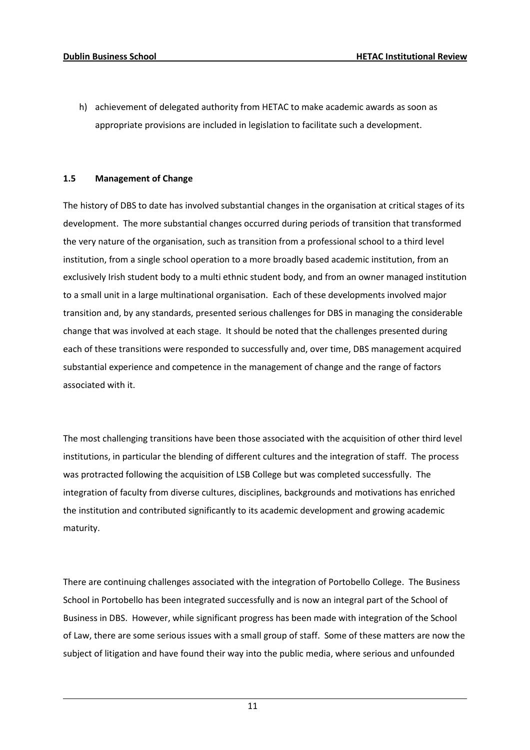h) achievement of delegated authority from HETAC to make academic awards as soon as appropriate provisions are included in legislation to facilitate such a development.

### 1.5 Management of Change

The history of DBS to date has involved substantial changes in the organisation at critical stages of its development. The more substantial changes occurred during periods of transition that transformed the very nature of the organisation, such as transition from a professional school to a third level institution, from a single school operation to a more broadly based academic institution, from an exclusively Irish student body to a multi ethnic student body, and from an owner managed institution to a small unit in a large multinational organisation. Each of these developments involved major transition and, by any standards, presented serious challenges for DBS in managing the considerable change that was involved at each stage. It should be noted that the challenges presented during each of these transitions were responded to successfully and, over time, DBS management acquired substantial experience and competence in the management of change and the range of factors associated with it.

The most challenging transitions have been those associated with the acquisition of other third level institutions, in particular the blending of different cultures and the integration of staff. The process was protracted following the acquisition of LSB College but was completed successfully. The integration of faculty from diverse cultures, disciplines, backgrounds and motivations has enriched the institution and contributed significantly to its academic development and growing academic maturity.

There are continuing challenges associated with the integration of Portobello College. The Business School in Portobello has been integrated successfully and is now an integral part of the School of Business in DBS. However, while significant progress has been made with integration of the School of Law, there are some serious issues with a small group of staff. Some of these matters are now the subject of litigation and have found their way into the public media, where serious and unfounded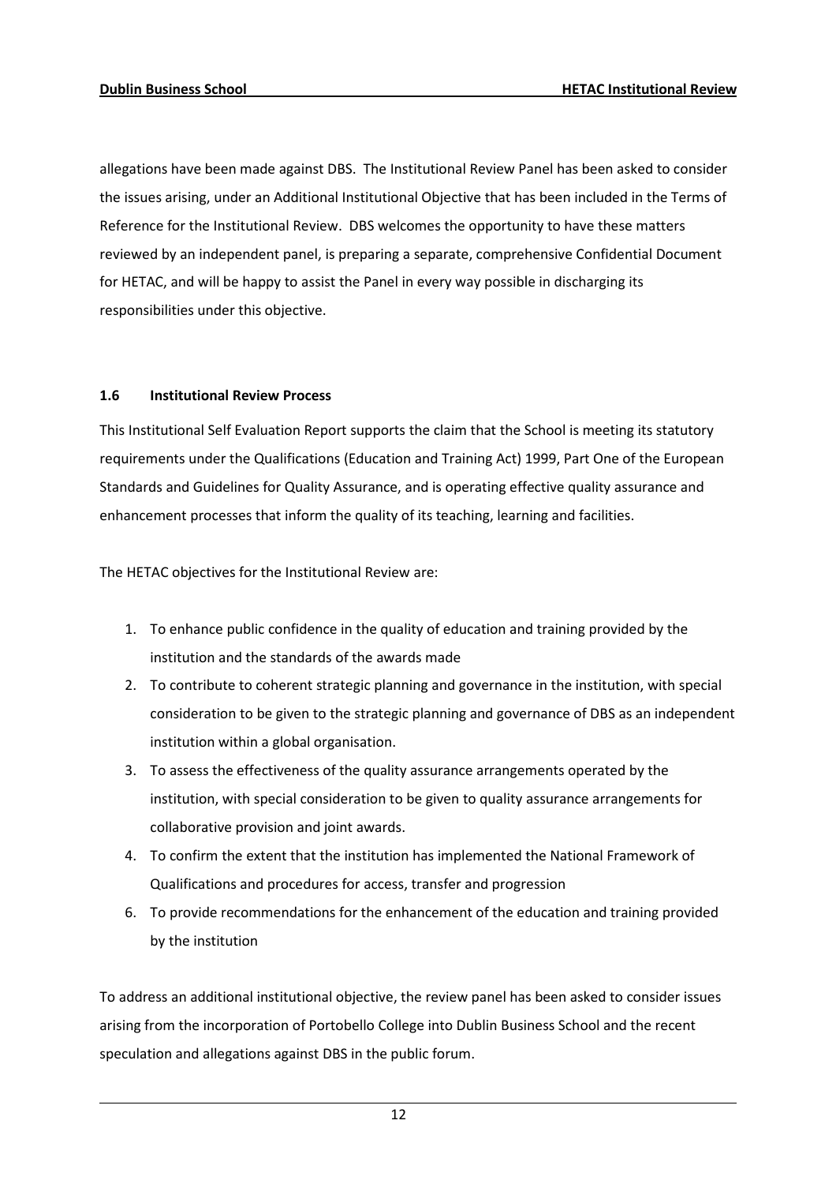allegations have been made against DBS. The Institutional Review Panel has been asked to consider the issues arising, under an Additional Institutional Objective that has been included in the Terms of Reference for the Institutional Review. DBS welcomes the opportunity to have these matters reviewed by an independent panel, is preparing a separate, comprehensive Confidential Document for HETAC, and will be happy to assist the Panel in every way possible in discharging its responsibilities under this objective.

### 1.6 Institutional Review Process

This Institutional Self Evaluation Report supports the claim that the School is meeting its statutory requirements under the Qualifications (Education and Training Act) 1999, Part One of the European Standards and Guidelines for Quality Assurance, and is operating effective quality assurance and enhancement processes that inform the quality of its teaching, learning and facilities.

The HETAC objectives for the Institutional Review are:

1. To enhance public confidence in the quality of education and training provided by the institution and the standards of the awards made
2. To contribute to coherent strategic planning and governance in the institution, with special consideration to be given to the strategic planning and governance of DBS as an independent institution within a global organisation.
3. To assess the effectiveness of the quality assurance arrangements operated by the institution, with special consideration to be given to quality assurance arrangements for collaborative provision and joint awards.
4. To confirm the extent that the institution has implemented the National Framework of Qualifications and procedures for access, transfer and progression
6. To provide recommendations for the enhancement of the education and training provided by the institution

To address an additional institutional objective, the review panel has been asked to consider issues arising from the incorporation of Portobello College into Dublin Business School and the recent speculation and allegations against DBS in the public forum.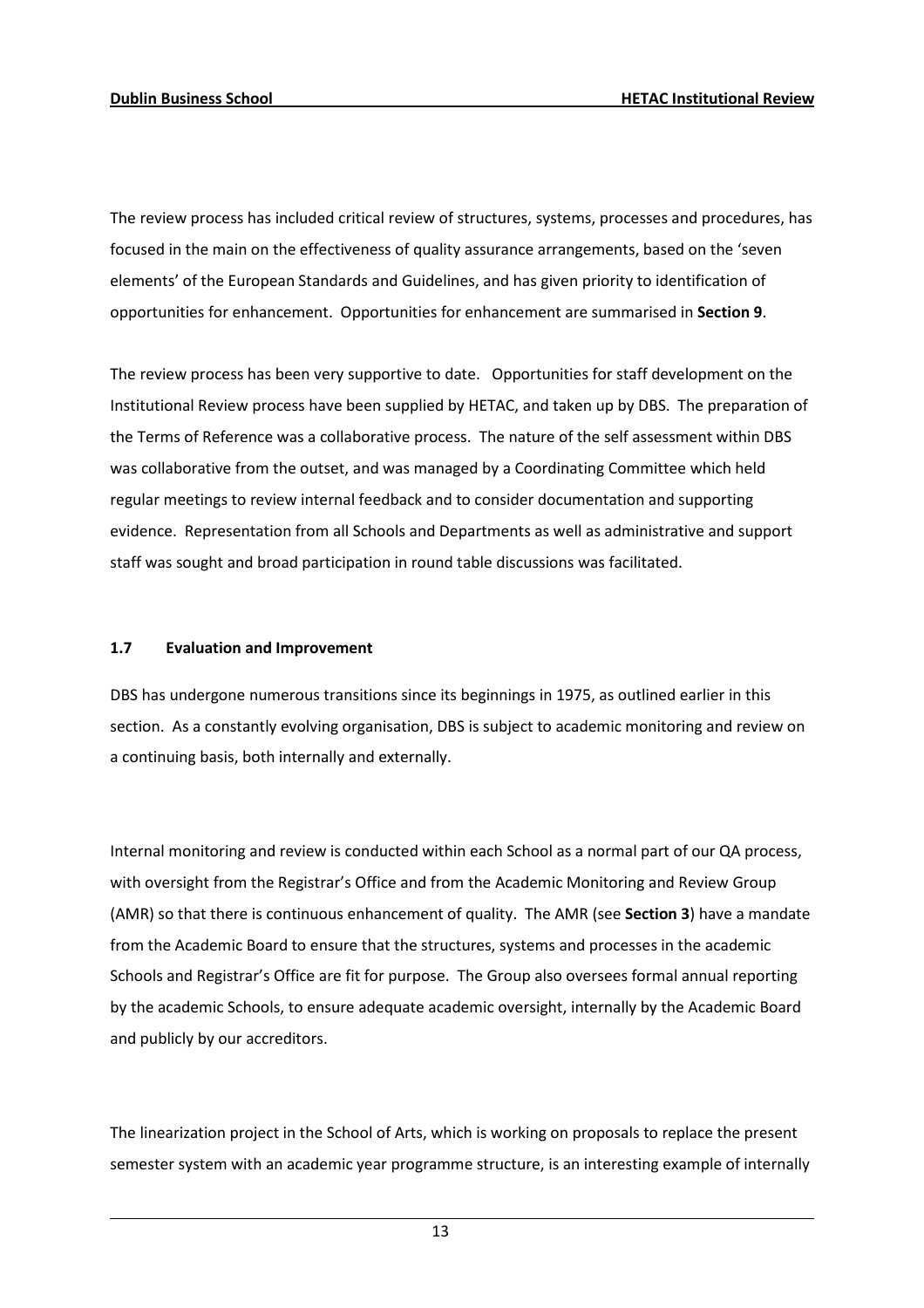The review process has included critical review of structures, systems, processes and procedures, has focused in the main on the effectiveness of quality assurance arrangements, based on the 'seven elements' of the European Standards and Guidelines, and has given priority to identification of opportunities for enhancement. Opportunities for enhancement are summarised in **Section 9**.

The review process has been very supportive to date. Opportunities for staff development on the Institutional Review process have been supplied by HETAC, and taken up by DBS. The preparation of the Terms of Reference was a collaborative process. The nature of the self assessment within DBS was collaborative from the outset, and was managed by a Coordinating Committee which held regular meetings to review internal feedback and to consider documentation and supporting evidence. Representation from all Schools and Departments as well as administrative and support staff was sought and broad participation in round table discussions was facilitated.

### 1.7 Evaluation and Improvement

DBS has undergone numerous transitions since its beginnings in 1975, as outlined earlier in this section. As a constantly evolving organisation, DBS is subject to academic monitoring and review on a continuing basis, both internally and externally.

Internal monitoring and review is conducted within each School as a normal part of our QA process, with oversight from the Registrar's Office and from the Academic Monitoring and Review Group (AMR) so that there is continuous enhancement of quality. The AMR (see **Section 3**) have a mandate from the Academic Board to ensure that the structures, systems and processes in the academic Schools and Registrar's Office are fit for purpose. The Group also oversees formal annual reporting by the academic Schools, to ensure adequate academic oversight, internally by the Academic Board and publicly by our accreditors.

The linearization project in the School of Arts, which is working on proposals to replace the present semester system with an academic year programme structure, is an interesting example of internally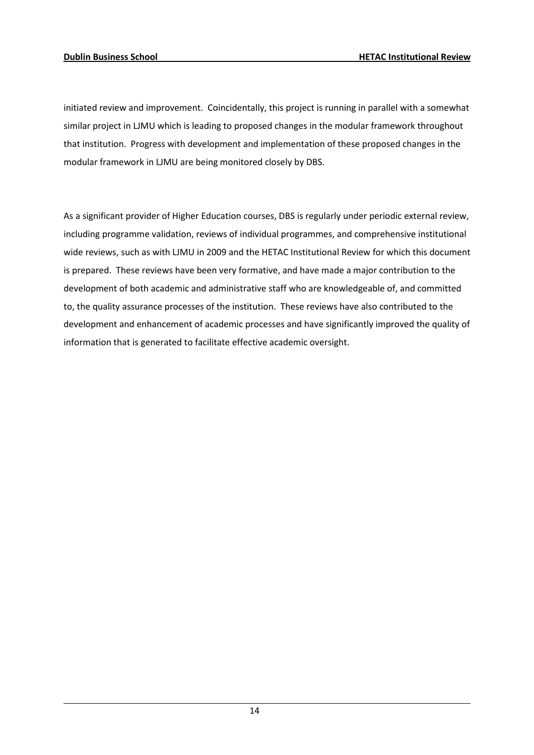initiated review and improvement. Coincidentally, this project is running in parallel with a somewhat similar project in LJMU which is leading to proposed changes in the modular framework throughout that institution. Progress with development and implementation of these proposed changes in the modular framework in LJMU are being monitored closely by DBS.

As a significant provider of Higher Education courses, DBS is regularly under periodic external review, including programme validation, reviews of individual programmes, and comprehensive institutional wide reviews, such as with LJMU in 2009 and the HETAC Institutional Review for which this document is prepared. These reviews have been very formative, and have made a major contribution to the development of both academic and administrative staff who are knowledgeable of, and committed to, the quality assurance processes of the institution. These reviews have also contributed to the development and enhancement of academic processes and have significantly improved the quality of information that is generated to facilitate effective academic oversight.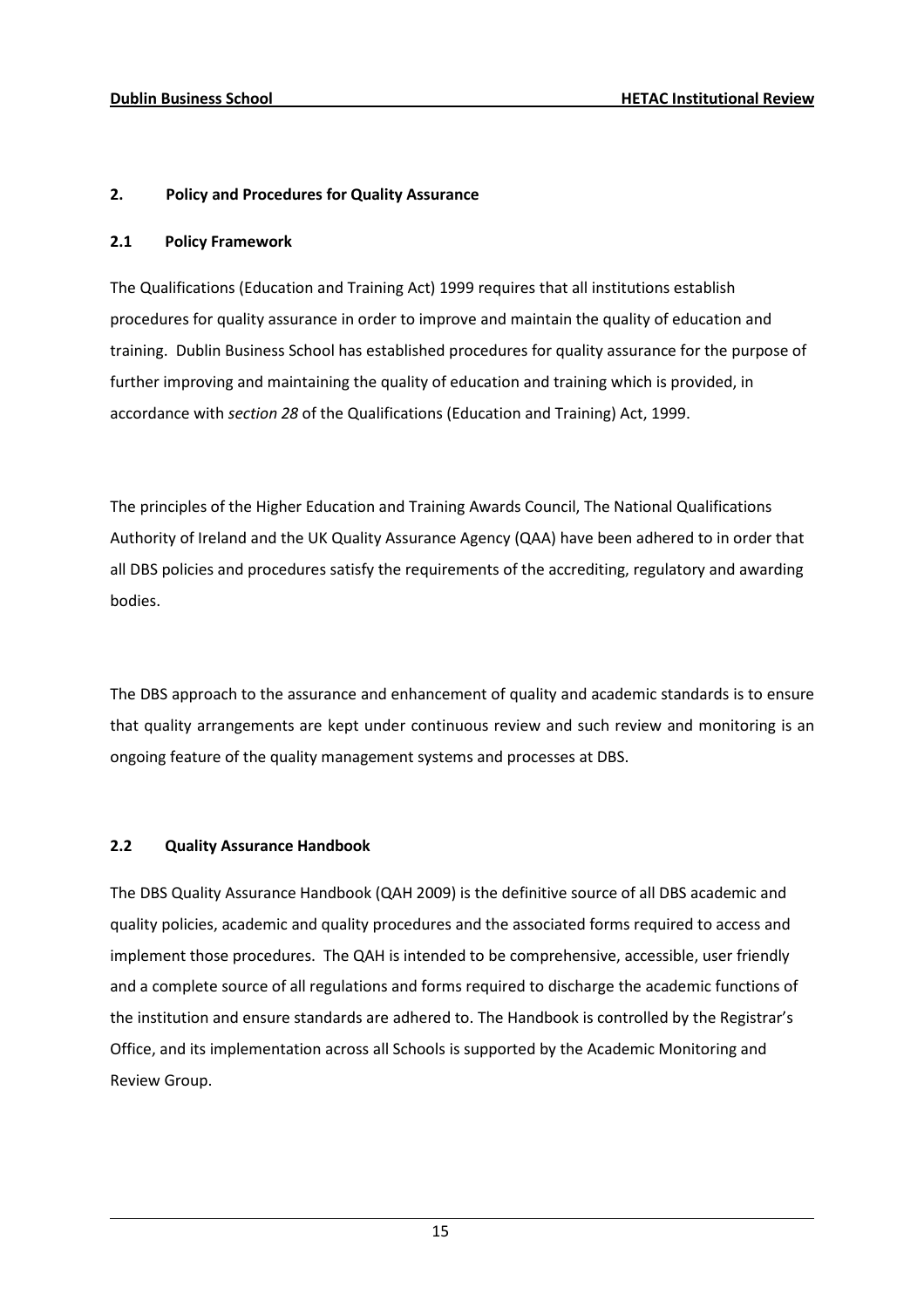## 2. Policy and Procedures for Quality Assurance

### 2.1 Policy Framework

The Qualifications (Education and Training Act) 1999 requires that all institutions establish procedures for quality assurance in order to improve and maintain the quality of education and training. Dublin Business School has established procedures for quality assurance for the purpose of further improving and maintaining the quality of education and training which is provided, in accordance with *section 28* of the Qualifications (Education and Training) Act, 1999.

The principles of the Higher Education and Training Awards Council, The National Qualifications Authority of Ireland and the UK Quality Assurance Agency (QAA) have been adhered to in order that all DBS policies and procedures satisfy the requirements of the accrediting, regulatory and awarding bodies.

The DBS approach to the assurance and enhancement of quality and academic standards is to ensure that quality arrangements are kept under continuous review and such review and monitoring is an ongoing feature of the quality management systems and processes at DBS.

### 2.2 Quality Assurance Handbook

The DBS Quality Assurance Handbook (QAH 2009) is the definitive source of all DBS academic and quality policies, academic and quality procedures and the associated forms required to access and implement those procedures. The QAH is intended to be comprehensive, accessible, user friendly and a complete source of all regulations and forms required to discharge the academic functions of the institution and ensure standards are adhered to. The Handbook is controlled by the Registrar's Office, and its implementation across all Schools is supported by the Academic Monitoring and Review Group.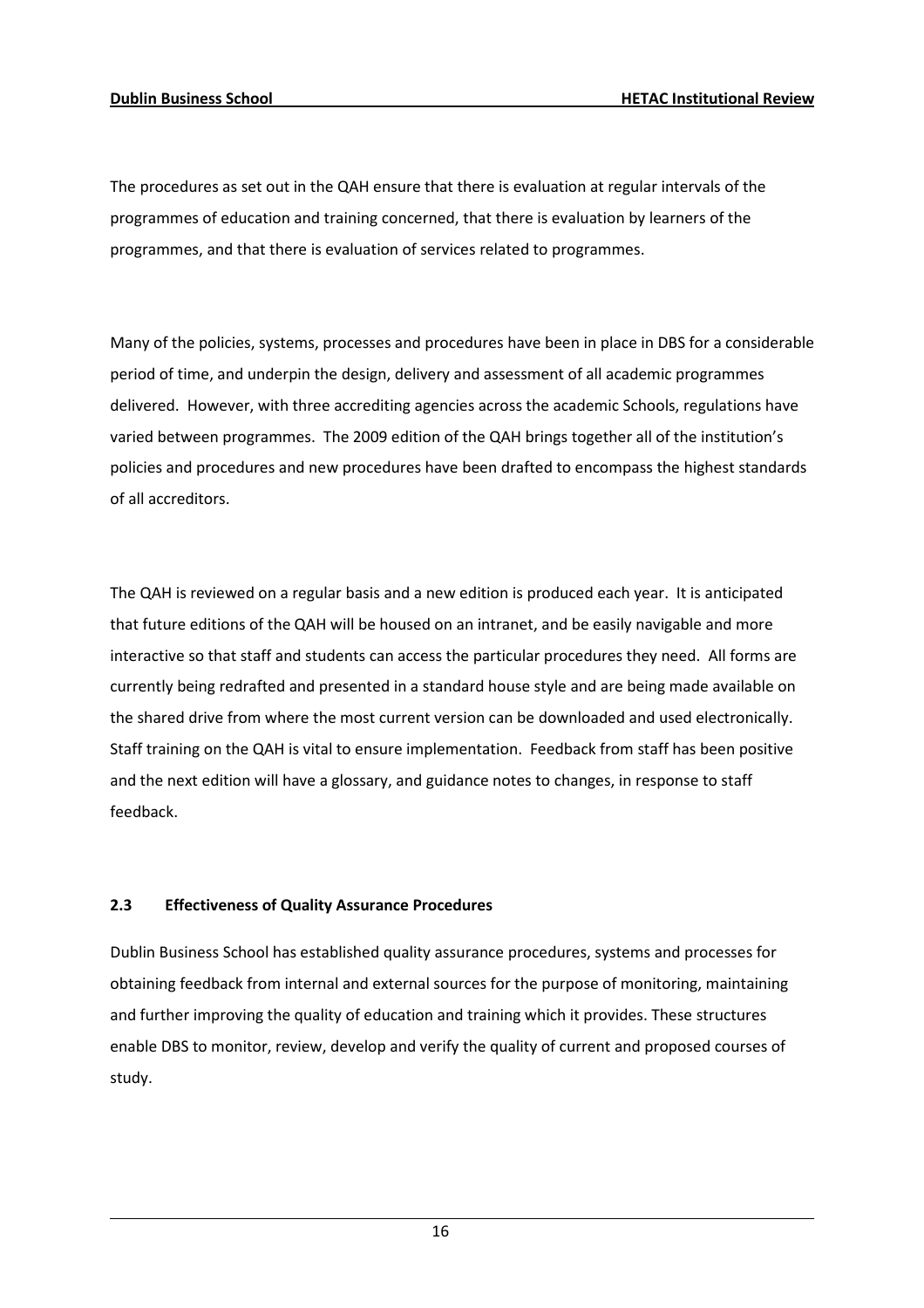The procedures as set out in the QAH ensure that there is evaluation at regular intervals of the programmes of education and training concerned, that there is evaluation by learners of the programmes, and that there is evaluation of services related to programmes.

Many of the policies, systems, processes and procedures have been in place in DBS for a considerable period of time, and underpin the design, delivery and assessment of all academic programmes delivered. However, with three accrediting agencies across the academic Schools, regulations have varied between programmes. The 2009 edition of the QAH brings together all of the institution's policies and procedures and new procedures have been drafted to encompass the highest standards of all accreditors.

The QAH is reviewed on a regular basis and a new edition is produced each year. It is anticipated that future editions of the QAH will be housed on an intranet, and be easily navigable and more interactive so that staff and students can access the particular procedures they need. All forms are currently being redrafted and presented in a standard house style and are being made available on the shared drive from where the most current version can be downloaded and used electronically. Staff training on the QAH is vital to ensure implementation. Feedback from staff has been positive and the next edition will have a glossary, and guidance notes to changes, in response to staff feedback.

### 2.3 Effectiveness of Quality Assurance Procedures

Dublin Business School has established quality assurance procedures, systems and processes for obtaining feedback from internal and external sources for the purpose of monitoring, maintaining and further improving the quality of education and training which it provides. These structures enable DBS to monitor, review, develop and verify the quality of current and proposed courses of study.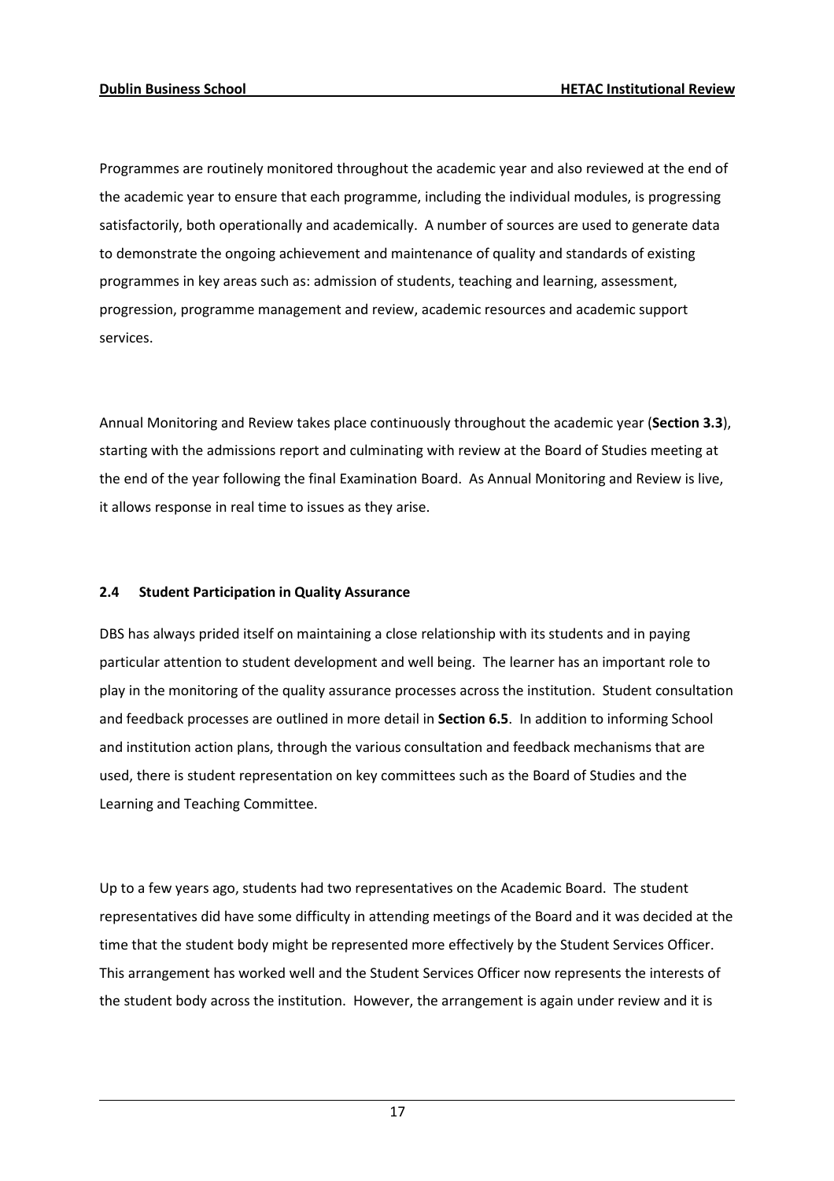Programmes are routinely monitored throughout the academic year and also reviewed at the end of the academic year to ensure that each programme, including the individual modules, is progressing satisfactorily, both operationally and academically. A number of sources are used to generate data to demonstrate the ongoing achievement and maintenance of quality and standards of existing programmes in key areas such as: admission of students, teaching and learning, assessment, progression, programme management and review, academic resources and academic support services.

Annual Monitoring and Review takes place continuously throughout the academic year (**Section 3.3**), starting with the admissions report and culminating with review at the Board of Studies meeting at the end of the year following the final Examination Board. As Annual Monitoring and Review is live, it allows response in real time to issues as they arise.

### 2.4 Student Participation in Quality Assurance

DBS has always prided itself on maintaining a close relationship with its students and in paying particular attention to student development and well being. The learner has an important role to play in the monitoring of the quality assurance processes across the institution. Student consultation and feedback processes are outlined in more detail in **Section 6.5**. In addition to informing School and institution action plans, through the various consultation and feedback mechanisms that are used, there is student representation on key committees such as the Board of Studies and the Learning and Teaching Committee.

Up to a few years ago, students had two representatives on the Academic Board. The student representatives did have some difficulty in attending meetings of the Board and it was decided at the time that the student body might be represented more effectively by the Student Services Officer. This arrangement has worked well and the Student Services Officer now represents the interests of the student body across the institution. However, the arrangement is again under review and it is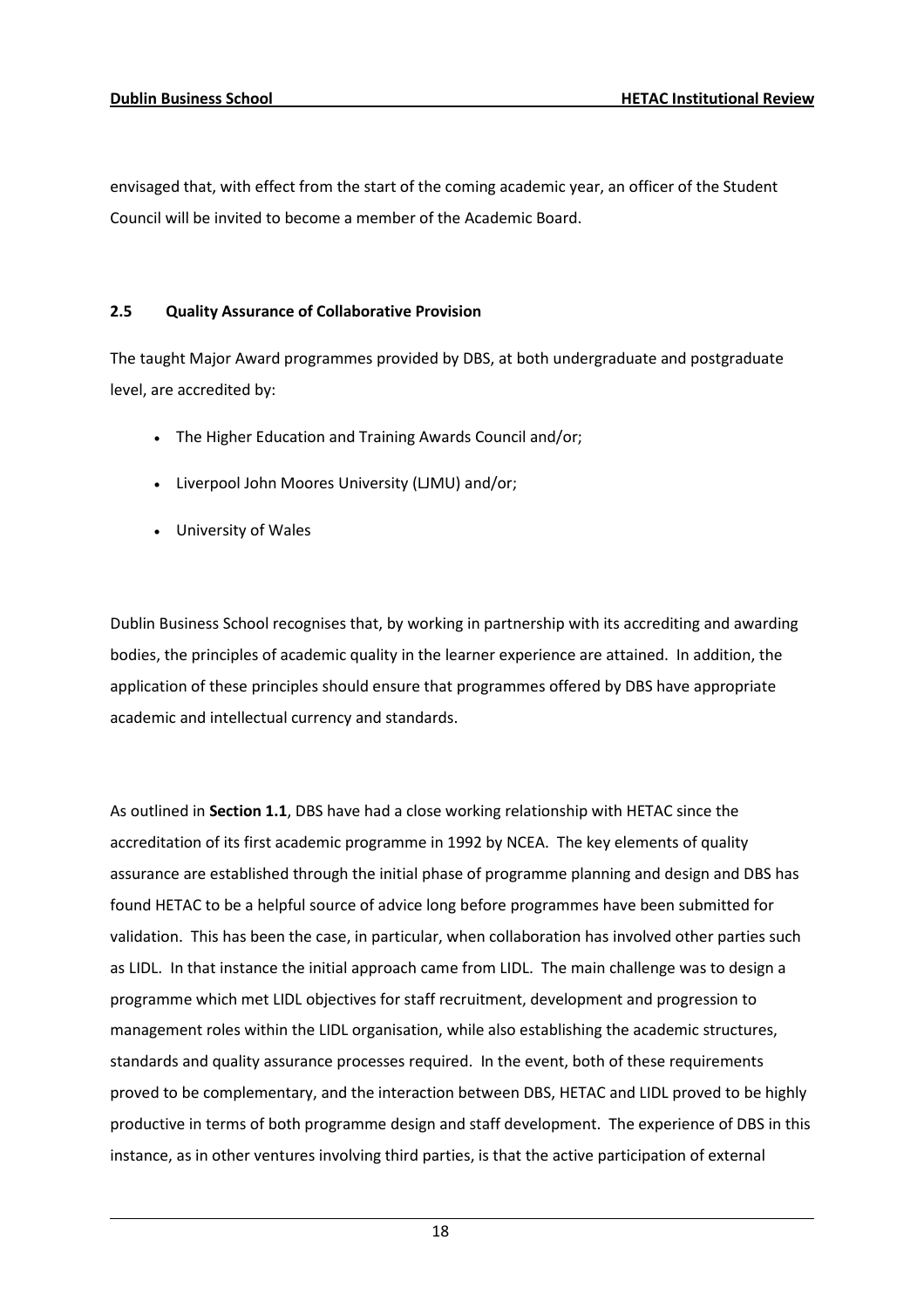envisaged that, with effect from the start of the coming academic year, an officer of the Student Council will be invited to become a member of the Academic Board.

### 2.5 Quality Assurance of Collaborative Provision

The taught Major Award programmes provided by DBS, at both undergraduate and postgraduate level, are accredited by:

- The Higher Education and Training Awards Council and/or;
- Liverpool John Moores University (LJMU) and/or;
- University of Wales

Dublin Business School recognises that, by working in partnership with its accrediting and awarding bodies, the principles of academic quality in the learner experience are attained. In addition, the application of these principles should ensure that programmes offered by DBS have appropriate academic and intellectual currency and standards.

As outlined in **Section 1.1**, DBS have had a close working relationship with HETAC since the accreditation of its first academic programme in 1992 by NCEA. The key elements of quality assurance are established through the initial phase of programme planning and design and DBS has found HETAC to be a helpful source of advice long before programmes have been submitted for validation. This has been the case, in particular, when collaboration has involved other parties such as LIDL. In that instance the initial approach came from LIDL. The main challenge was to design a programme which met LIDL objectives for staff recruitment, development and progression to management roles within the LIDL organisation, while also establishing the academic structures, standards and quality assurance processes required. In the event, both of these requirements proved to be complementary, and the interaction between DBS, HETAC and LIDL proved to be highly productive in terms of both programme design and staff development. The experience of DBS in this instance, as in other ventures involving third parties, is that the active participation of external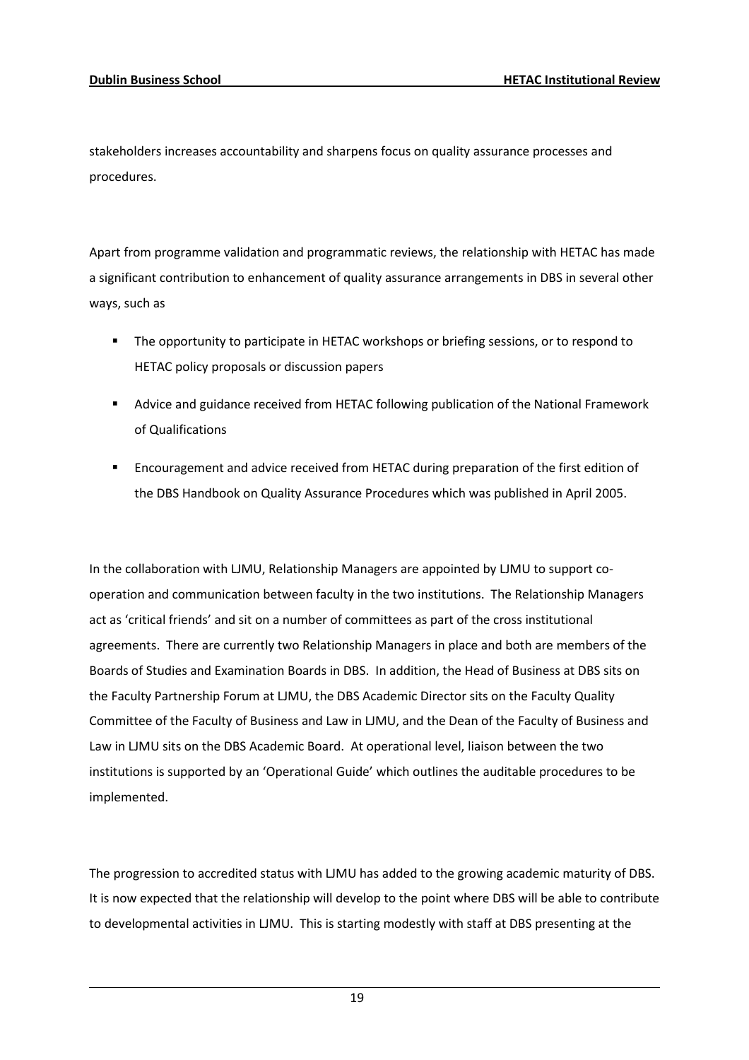stakeholders increases accountability and sharpens focus on quality assurance processes and procedures.

Apart from programme validation and programmatic reviews, the relationship with HETAC has made a significant contribution to enhancement of quality assurance arrangements in DBS in several other ways, such as

- The opportunity to participate in HETAC workshops or briefing sessions, or to respond to HETAC policy proposals or discussion papers
- Advice and guidance received from HETAC following publication of the National Framework of Qualifications
- Encouragement and advice received from HETAC during preparation of the first edition of the DBS Handbook on Quality Assurance Procedures which was published in April 2005.

In the collaboration with LJMU, Relationship Managers are appointed by LJMU to support co-operation and communication between faculty in the two institutions. The Relationship Managers act as 'critical friends' and sit on a number of committees as part of the cross institutional agreements. There are currently two Relationship Managers in place and both are members of the Boards of Studies and Examination Boards in DBS. In addition, the Head of Business at DBS sits on the Faculty Partnership Forum at LJMU, the DBS Academic Director sits on the Faculty Quality Committee of the Faculty of Business and Law in LJMU, and the Dean of the Faculty of Business and Law in LJMU sits on the DBS Academic Board. At operational level, liaison between the two institutions is supported by an 'Operational Guide' which outlines the auditable procedures to be implemented.

The progression to accredited status with LJMU has added to the growing academic maturity of DBS. It is now expected that the relationship will develop to the point where DBS will be able to contribute to developmental activities in LJMU. This is starting modestly with staff at DBS presenting at the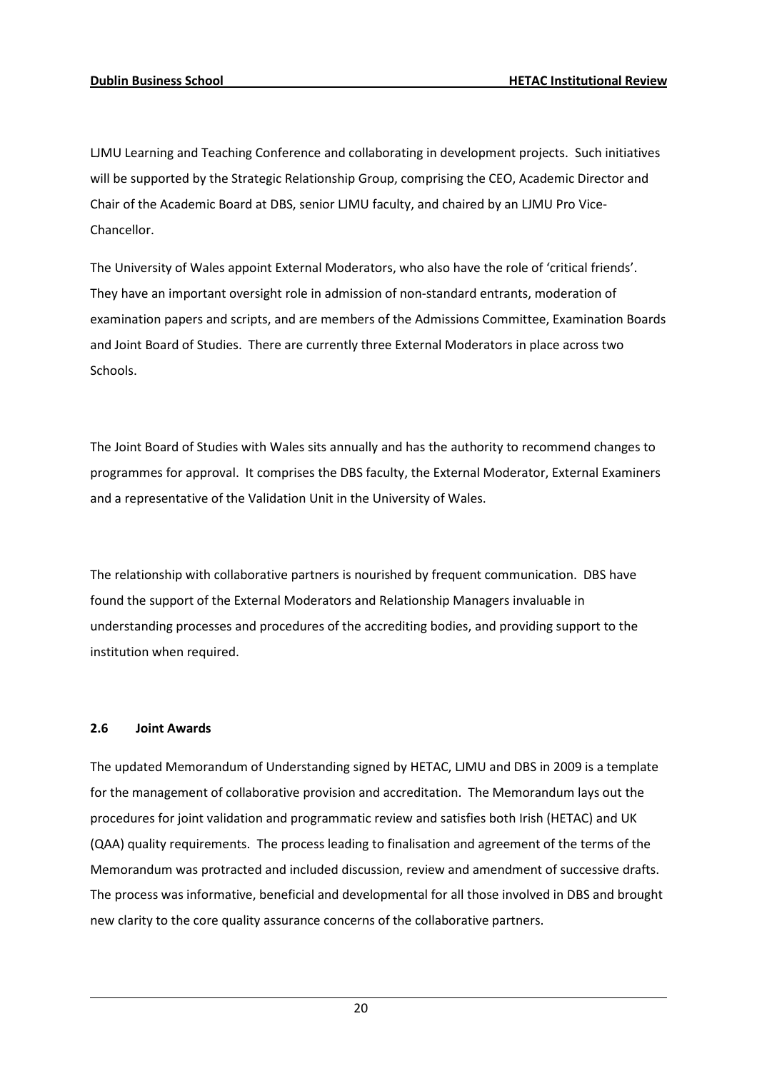LJMU Learning and Teaching Conference and collaborating in development projects. Such initiatives will be supported by the Strategic Relationship Group, comprising the CEO, Academic Director and Chair of the Academic Board at DBS, senior LJMU faculty, and chaired by an LJMU Pro Vice-Chancellor.

The University of Wales appoint External Moderators, who also have the role of 'critical friends'. They have an important oversight role in admission of non-standard entrants, moderation of examination papers and scripts, and are members of the Admissions Committee, Examination Boards and Joint Board of Studies. There are currently three External Moderators in place across two Schools.

The Joint Board of Studies with Wales sits annually and has the authority to recommend changes to programmes for approval. It comprises the DBS faculty, the External Moderator, External Examiners and a representative of the Validation Unit in the University of Wales.

The relationship with collaborative partners is nourished by frequent communication. DBS have found the support of the External Moderators and Relationship Managers invaluable in understanding processes and procedures of the accrediting bodies, and providing support to the institution when required.

### 2.6 Joint Awards

The updated Memorandum of Understanding signed by HETAC, LJMU and DBS in 2009 is a template for the management of collaborative provision and accreditation. The Memorandum lays out the procedures for joint validation and programmatic review and satisfies both Irish (HETAC) and UK (QAA) quality requirements. The process leading to finalisation and agreement of the terms of the Memorandum was protracted and included discussion, review and amendment of successive drafts. The process was informative, beneficial and developmental for all those involved in DBS and brought new clarity to the core quality assurance concerns of the collaborative partners.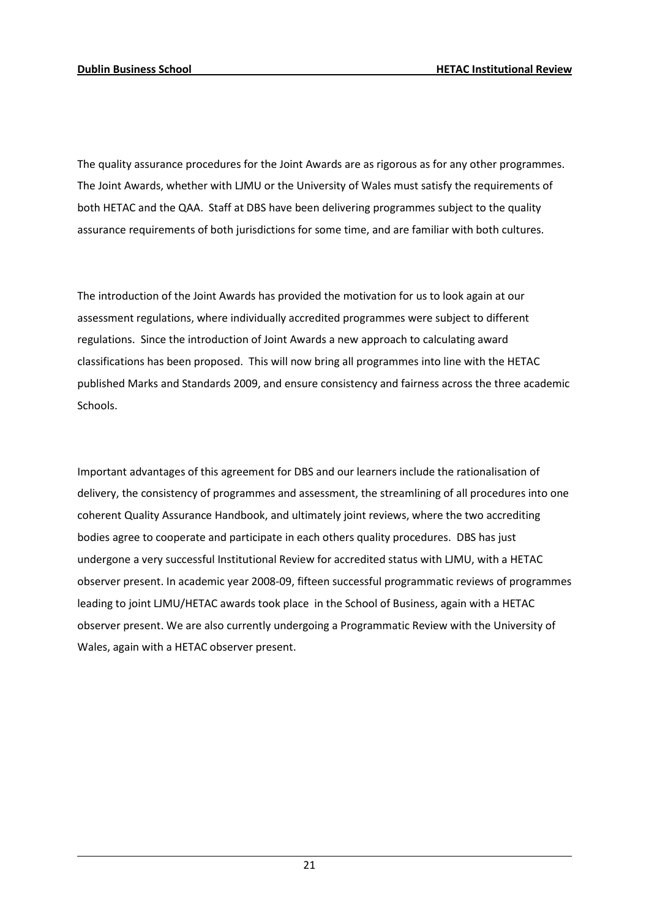The quality assurance procedures for the Joint Awards are as rigorous as for any other programmes. The Joint Awards, whether with LJMU or the University of Wales must satisfy the requirements of both HETAC and the QAA. Staff at DBS have been delivering programmes subject to the quality assurance requirements of both jurisdictions for some time, and are familiar with both cultures.

The introduction of the Joint Awards has provided the motivation for us to look again at our assessment regulations, where individually accredited programmes were subject to different regulations. Since the introduction of Joint Awards a new approach to calculating award classifications has been proposed. This will now bring all programmes into line with the HETAC published Marks and Standards 2009, and ensure consistency and fairness across the three academic Schools.

Important advantages of this agreement for DBS and our learners include the rationalisation of delivery, the consistency of programmes and assessment, the streamlining of all procedures into one coherent Quality Assurance Handbook, and ultimately joint reviews, where the two accrediting bodies agree to cooperate and participate in each others quality procedures. DBS has just undergone a very successful Institutional Review for accredited status with LJMU, with a HETAC observer present. In academic year 2008-09, fifteen successful programmatic reviews of programmes leading to joint LJMU/HETAC awards took place in the School of Business, again with a HETAC observer present. We are also currently undergoing a Programmatic Review with the University of Wales, again with a HETAC observer present.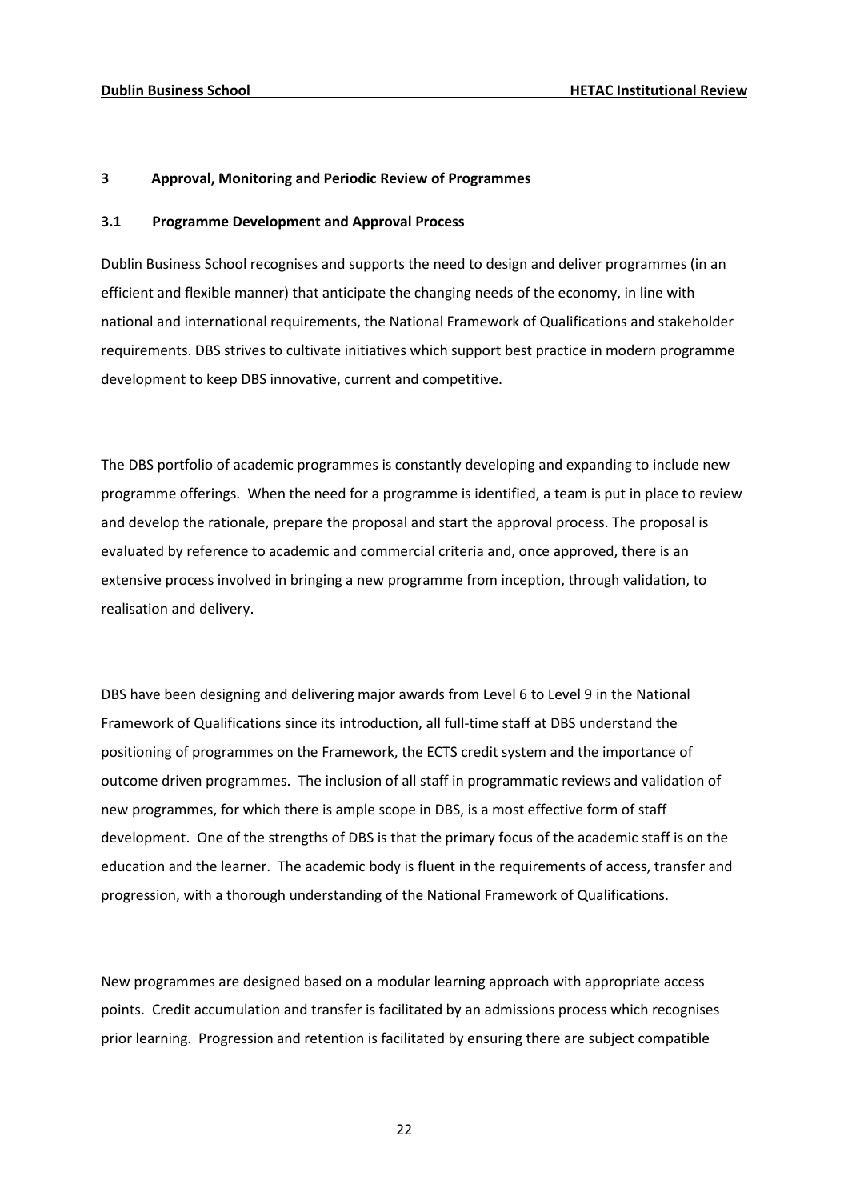## 3 Approval, Monitoring and Periodic Review of Programmes

### 3.1 Programme Development and Approval Process

Dublin Business School recognises and supports the need to design and deliver programmes (in an efficient and flexible manner) that anticipate the changing needs of the economy, in line with national and international requirements, the National Framework of Qualifications and stakeholder requirements. DBS strives to cultivate initiatives which support best practice in modern programme development to keep DBS innovative, current and competitive.

The DBS portfolio of academic programmes is constantly developing and expanding to include new programme offerings. When the need for a programme is identified, a team is put in place to review and develop the rationale, prepare the proposal and start the approval process. The proposal is evaluated by reference to academic and commercial criteria and, once approved, there is an extensive process involved in bringing a new programme from inception, through validation, to realisation and delivery.

DBS have been designing and delivering major awards from Level 6 to Level 9 in the National Framework of Qualifications since its introduction, all full-time staff at DBS understand the positioning of programmes on the Framework, the ECTS credit system and the importance of outcome driven programmes. The inclusion of all staff in programmatic reviews and validation of new programmes, for which there is ample scope in DBS, is a most effective form of staff development. One of the strengths of DBS is that the primary focus of the academic staff is on the education and the learner. The academic body is fluent in the requirements of access, transfer and progression, with a thorough understanding of the National Framework of Qualifications.

New programmes are designed based on a modular learning approach with appropriate access points. Credit accumulation and transfer is facilitated by an admissions process which recognises prior learning. Progression and retention is facilitated by ensuring there are subject compatible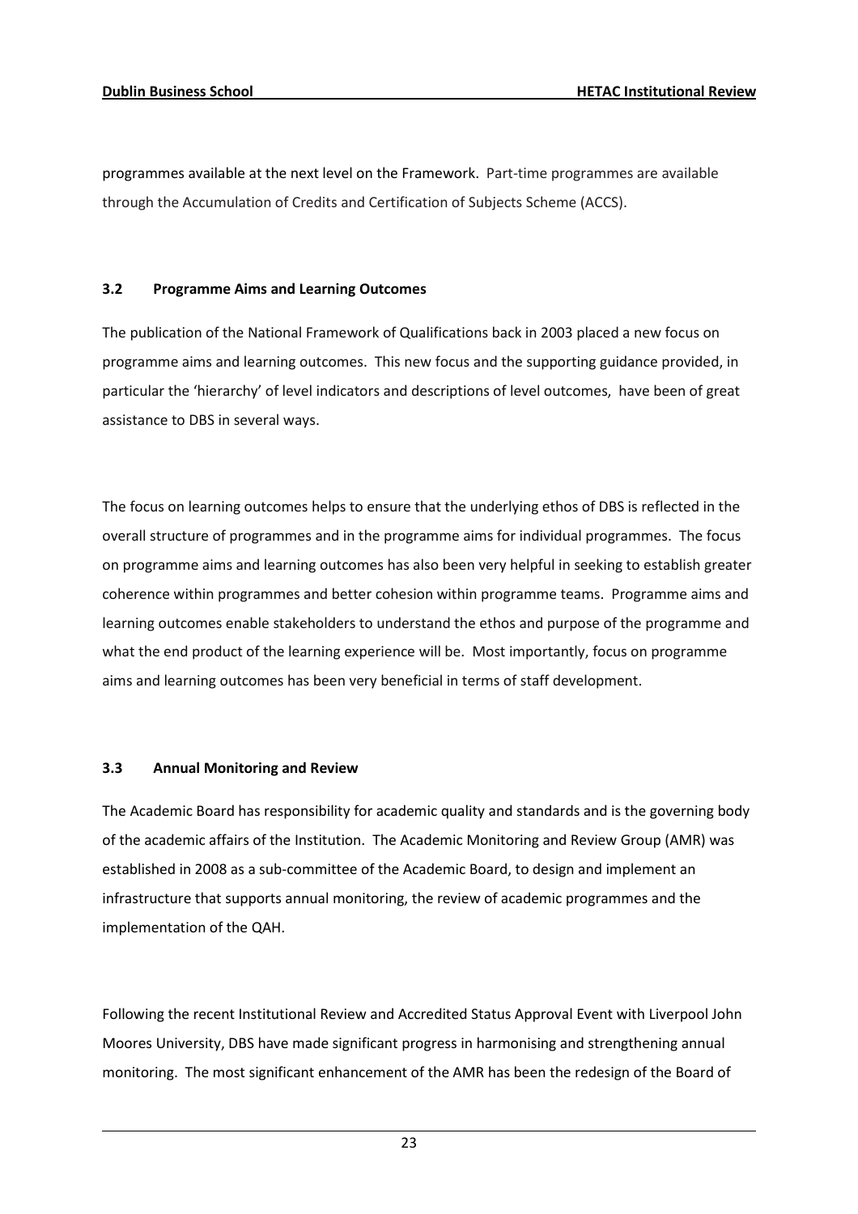programmes available at the next level on the Framework. Part-time programmes are available through the Accumulation of Credits and Certification of Subjects Scheme (ACCS).

### 3.2 Programme Aims and Learning Outcomes

The publication of the National Framework of Qualifications back in 2003 placed a new focus on programme aims and learning outcomes. This new focus and the supporting guidance provided, in particular the 'hierarchy' of level indicators and descriptions of level outcomes, have been of great assistance to DBS in several ways.

The focus on learning outcomes helps to ensure that the underlying ethos of DBS is reflected in the overall structure of programmes and in the programme aims for individual programmes. The focus on programme aims and learning outcomes has also been very helpful in seeking to establish greater coherence within programmes and better cohesion within programme teams. Programme aims and learning outcomes enable stakeholders to understand the ethos and purpose of the programme and what the end product of the learning experience will be. Most importantly, focus on programme aims and learning outcomes has been very beneficial in terms of staff development.

### 3.3 Annual Monitoring and Review

The Academic Board has responsibility for academic quality and standards and is the governing body of the academic affairs of the Institution. The Academic Monitoring and Review Group (AMR) was established in 2008 as a sub-committee of the Academic Board, to design and implement an infrastructure that supports annual monitoring, the review of academic programmes and the implementation of the QAH.

Following the recent Institutional Review and Accredited Status Approval Event with Liverpool John Moores University, DBS have made significant progress in harmonising and strengthening annual monitoring. The most significant enhancement of the AMR has been the redesign of the Board of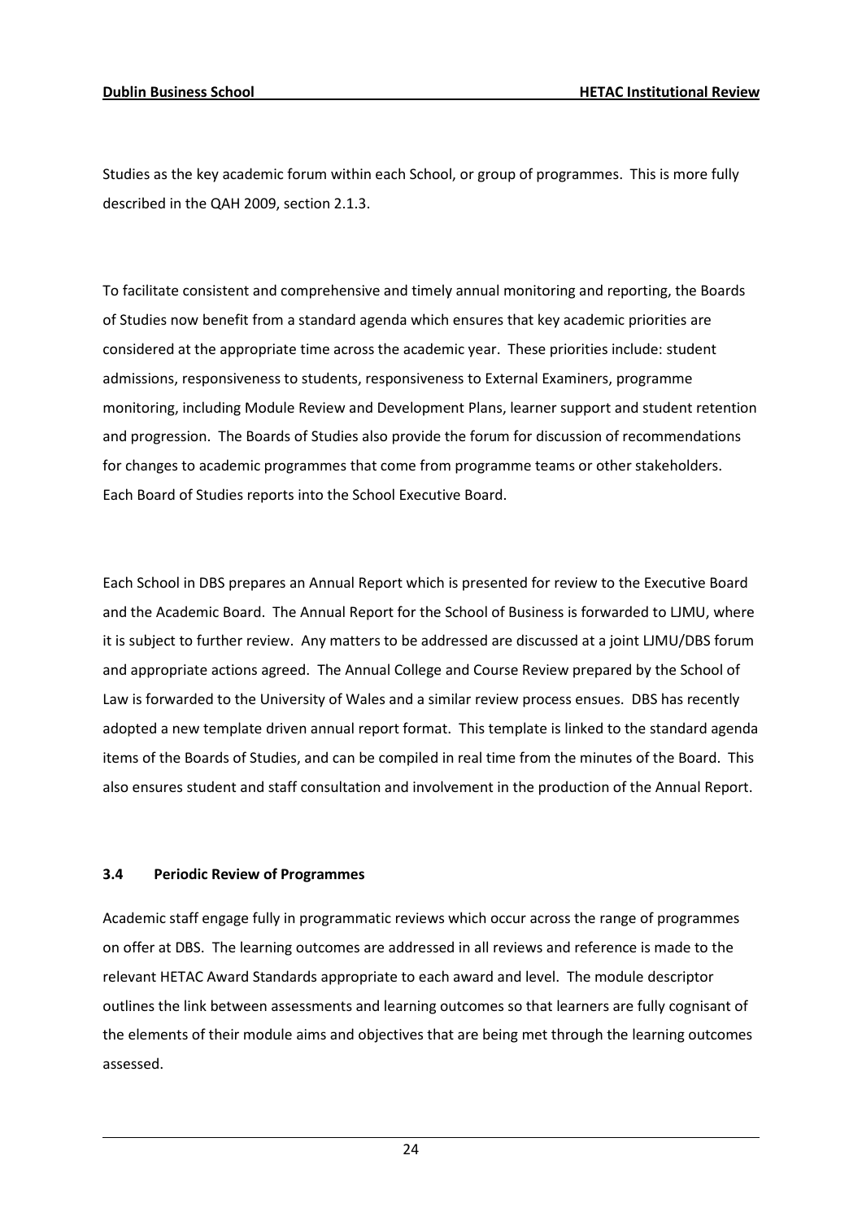Studies as the key academic forum within each School, or group of programmes. This is more fully described in the QAH 2009, section 2.1.3.

To facilitate consistent and comprehensive and timely annual monitoring and reporting, the Boards of Studies now benefit from a standard agenda which ensures that key academic priorities are considered at the appropriate time across the academic year. These priorities include: student admissions, responsiveness to students, responsiveness to External Examiners, programme monitoring, including Module Review and Development Plans, learner support and student retention and progression. The Boards of Studies also provide the forum for discussion of recommendations for changes to academic programmes that come from programme teams or other stakeholders. Each Board of Studies reports into the School Executive Board.

Each School in DBS prepares an Annual Report which is presented for review to the Executive Board and the Academic Board. The Annual Report for the School of Business is forwarded to LJMU, where it is subject to further review. Any matters to be addressed are discussed at a joint LJMU/DBS forum and appropriate actions agreed. The Annual College and Course Review prepared by the School of Law is forwarded to the University of Wales and a similar review process ensues. DBS has recently adopted a new template driven annual report format. This template is linked to the standard agenda items of the Boards of Studies, and can be compiled in real time from the minutes of the Board. This also ensures student and staff consultation and involvement in the production of the Annual Report.

### 3.4 Periodic Review of Programmes

Academic staff engage fully in programmatic reviews which occur across the range of programmes on offer at DBS. The learning outcomes are addressed in all reviews and reference is made to the relevant HETAC Award Standards appropriate to each award and level. The module descriptor outlines the link between assessments and learning outcomes so that learners are fully cognisant of the elements of their module aims and objectives that are being met through the learning outcomes assessed.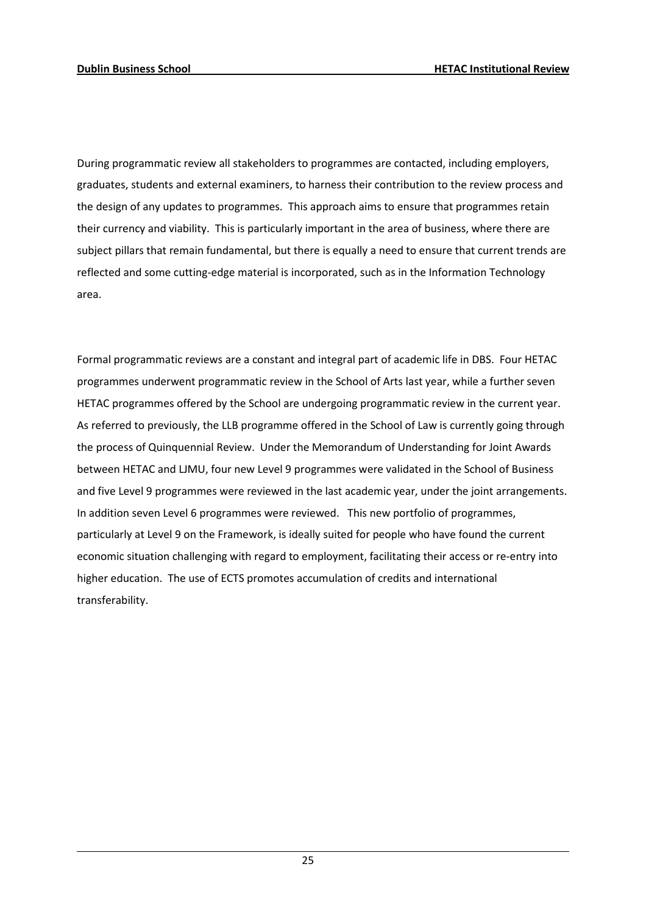During programmatic review all stakeholders to programmes are contacted, including employers, graduates, students and external examiners, to harness their contribution to the review process and the design of any updates to programmes. This approach aims to ensure that programmes retain their currency and viability. This is particularly important in the area of business, where there are subject pillars that remain fundamental, but there is equally a need to ensure that current trends are reflected and some cutting-edge material is incorporated, such as in the Information Technology area.

Formal programmatic reviews are a constant and integral part of academic life in DBS. Four HETAC programmes underwent programmatic review in the School of Arts last year, while a further seven HETAC programmes offered by the School are undergoing programmatic review in the current year. As referred to previously, the LLB programme offered in the School of Law is currently going through the process of Quinquennial Review. Under the Memorandum of Understanding for Joint Awards between HETAC and LJMU, four new Level 9 programmes were validated in the School of Business and five Level 9 programmes were reviewed in the last academic year, under the joint arrangements. In addition seven Level 6 programmes were reviewed. This new portfolio of programmes, particularly at Level 9 on the Framework, is ideally suited for people who have found the current economic situation challenging with regard to employment, facilitating their access or re-entry into higher education. The use of ECTS promotes accumulation of credits and international transferability.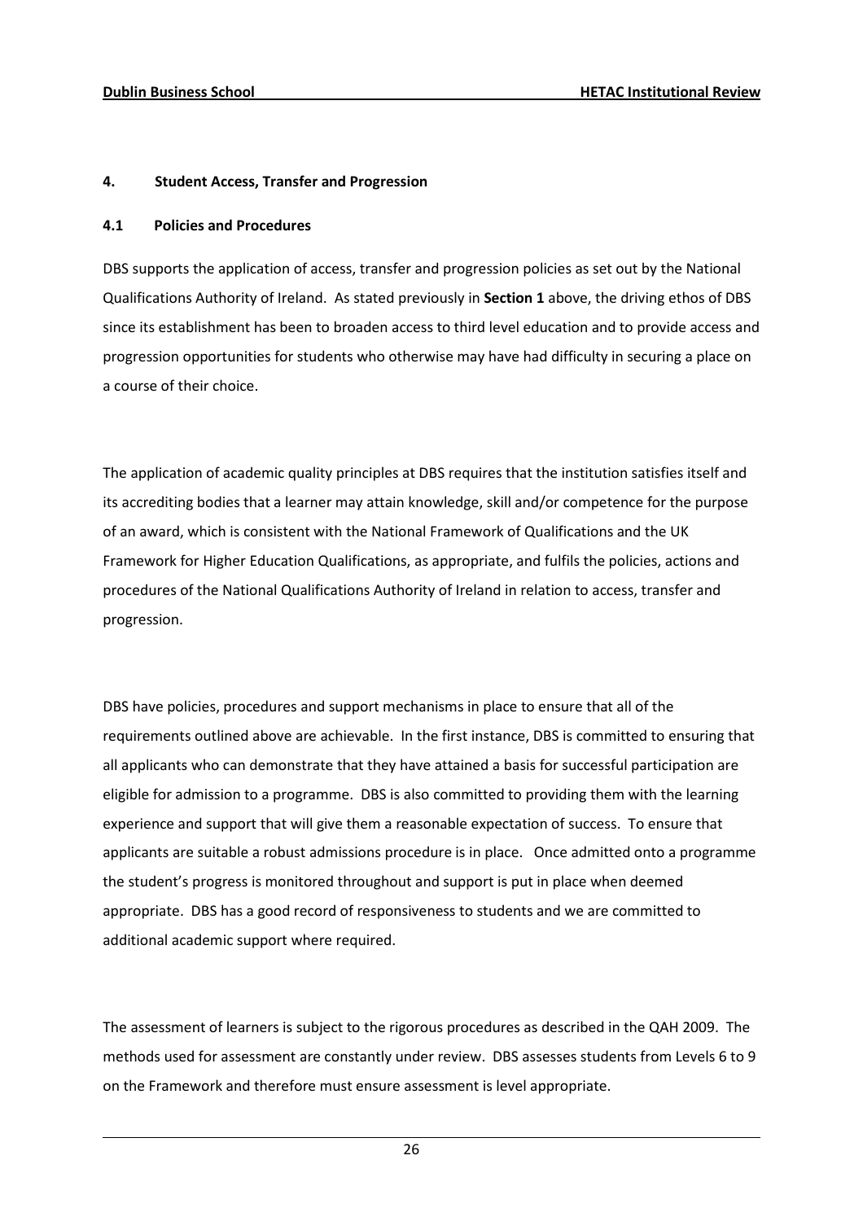## 4. Student Access, Transfer and Progression

### 4.1 Policies and Procedures

DBS supports the application of access, transfer and progression policies as set out by the National Qualifications Authority of Ireland. As stated previously in **Section 1** above, the driving ethos of DBS since its establishment has been to broaden access to third level education and to provide access and progression opportunities for students who otherwise may have had difficulty in securing a place on a course of their choice.

The application of academic quality principles at DBS requires that the institution satisfies itself and its accrediting bodies that a learner may attain knowledge, skill and/or competence for the purpose of an award, which is consistent with the National Framework of Qualifications and the UK Framework for Higher Education Qualifications, as appropriate, and fulfils the policies, actions and procedures of the National Qualifications Authority of Ireland in relation to access, transfer and progression.

DBS have policies, procedures and support mechanisms in place to ensure that all of the requirements outlined above are achievable. In the first instance, DBS is committed to ensuring that all applicants who can demonstrate that they have attained a basis for successful participation are eligible for admission to a programme. DBS is also committed to providing them with the learning experience and support that will give them a reasonable expectation of success. To ensure that applicants are suitable a robust admissions procedure is in place. Once admitted onto a programme the student's progress is monitored throughout and support is put in place when deemed appropriate. DBS has a good record of responsiveness to students and we are committed to additional academic support where required.

The assessment of learners is subject to the rigorous procedures as described in the QAH 2009. The methods used for assessment are constantly under review. DBS assesses students from Levels 6 to 9 on the Framework and therefore must ensure assessment is level appropriate.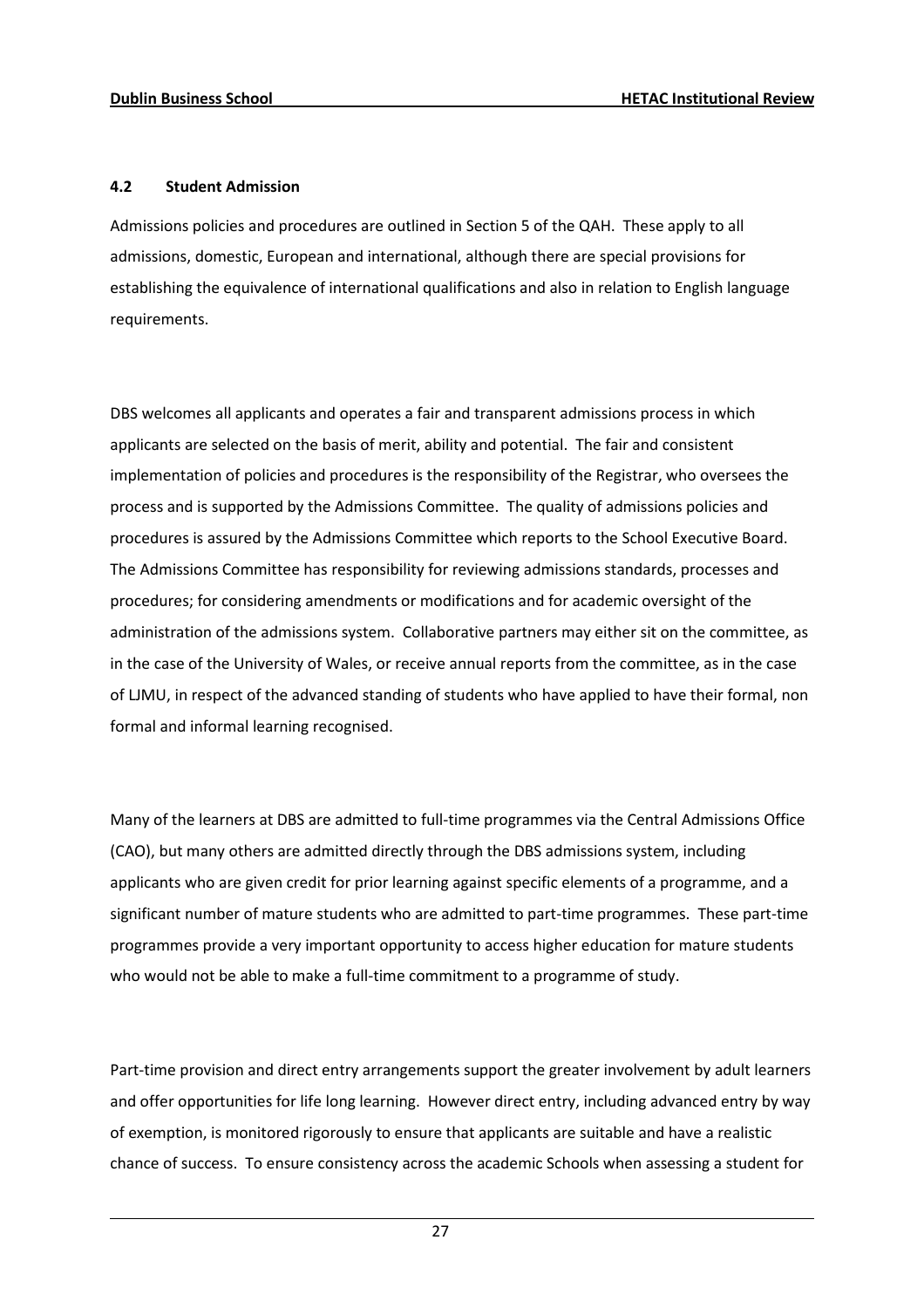### 4.2 Student Admission

Admissions policies and procedures are outlined in Section 5 of the QAH. These apply to all admissions, domestic, European and international, although there are special provisions for establishing the equivalence of international qualifications and also in relation to English language requirements.

DBS welcomes all applicants and operates a fair and transparent admissions process in which applicants are selected on the basis of merit, ability and potential. The fair and consistent implementation of policies and procedures is the responsibility of the Registrar, who oversees the process and is supported by the Admissions Committee. The quality of admissions policies and procedures is assured by the Admissions Committee which reports to the School Executive Board. The Admissions Committee has responsibility for reviewing admissions standards, processes and procedures; for considering amendments or modifications and for academic oversight of the administration of the admissions system. Collaborative partners may either sit on the committee, as in the case of the University of Wales, or receive annual reports from the committee, as in the case of LJMU, in respect of the advanced standing of students who have applied to have their formal, non formal and informal learning recognised.

Many of the learners at DBS are admitted to full-time programmes via the Central Admissions Office (CAO), but many others are admitted directly through the DBS admissions system, including applicants who are given credit for prior learning against specific elements of a programme, and a significant number of mature students who are admitted to part-time programmes. These part-time programmes provide a very important opportunity to access higher education for mature students who would not be able to make a full-time commitment to a programme of study.

Part-time provision and direct entry arrangements support the greater involvement by adult learners and offer opportunities for life long learning. However direct entry, including advanced entry by way of exemption, is monitored rigorously to ensure that applicants are suitable and have a realistic chance of success. To ensure consistency across the academic Schools when assessing a student for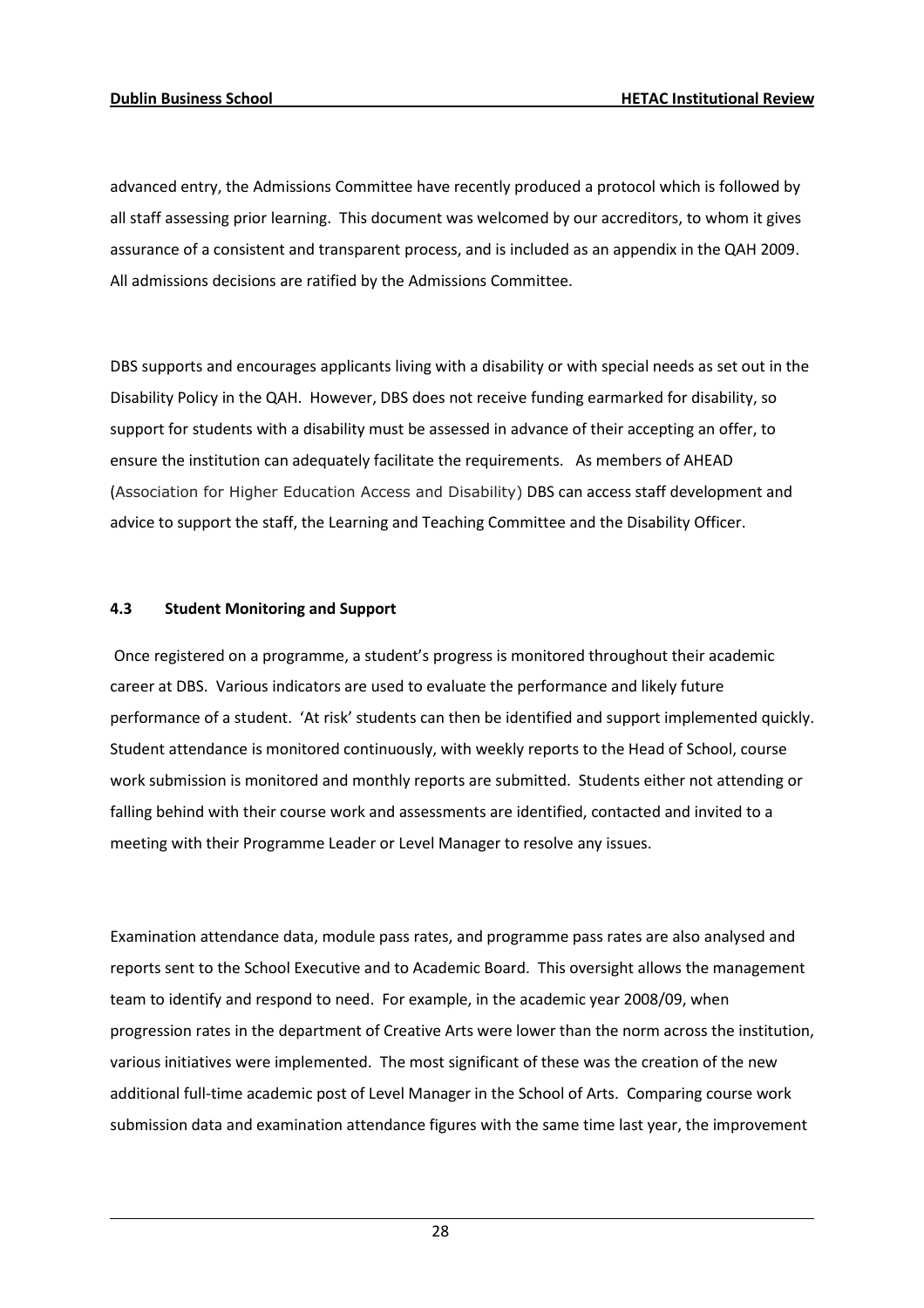advanced entry, the Admissions Committee have recently produced a protocol which is followed by all staff assessing prior learning. This document was welcomed by our accreditors, to whom it gives assurance of a consistent and transparent process, and is included as an appendix in the QAH 2009. All admissions decisions are ratified by the Admissions Committee.

DBS supports and encourages applicants living with a disability or with special needs as set out in the Disability Policy in the QAH. However, DBS does not receive funding earmarked for disability, so support for students with a disability must be assessed in advance of their accepting an offer, to ensure the institution can adequately facilitate the requirements. As members of AHEAD (Association for Higher Education Access and Disability) DBS can access staff development and advice to support the staff, the Learning and Teaching Committee and the Disability Officer.

#### 4.3 Student Monitoring and Support

Once registered on a programme, a student's progress is monitored throughout their academic career at DBS. Various indicators are used to evaluate the performance and likely future performance of a student. 'At risk' students can then be identified and support implemented quickly. Student attendance is monitored continuously, with weekly reports to the Head of School, course work submission is monitored and monthly reports are submitted. Students either not attending or falling behind with their course work and assessments are identified, contacted and invited to a meeting with their Programme Leader or Level Manager to resolve any issues.

Examination attendance data, module pass rates, and programme pass rates are also analysed and reports sent to the School Executive and to Academic Board. This oversight allows the management team to identify and respond to need. For example, in the academic year 2008/09, when progression rates in the department of Creative Arts were lower than the norm across the institution, various initiatives were implemented. The most significant of these was the creation of the new additional full-time academic post of Level Manager in the School of Arts. Comparing course work submission data and examination attendance figures with the same time last year, the improvement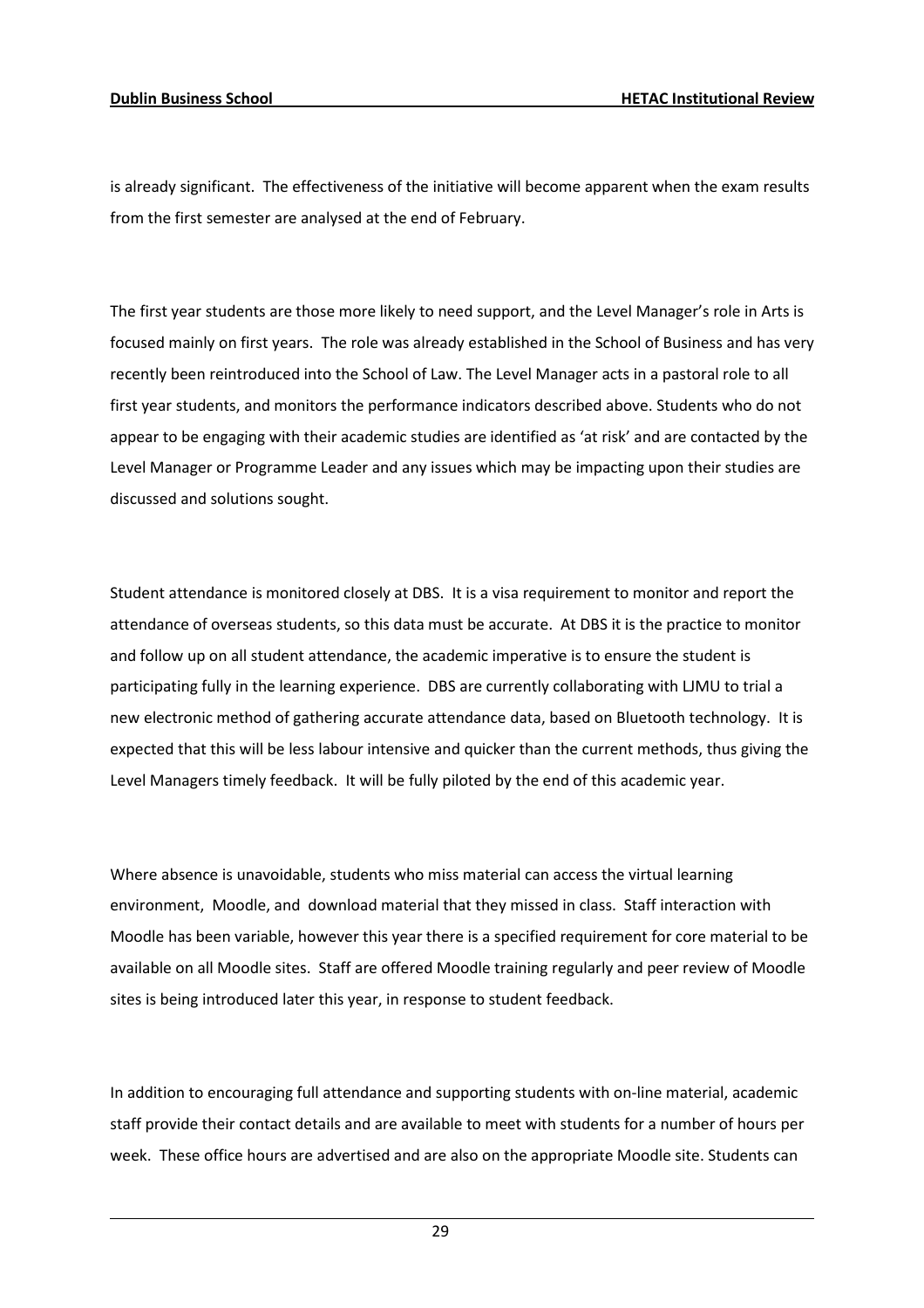is already significant. The effectiveness of the initiative will become apparent when the exam results from the first semester are analysed at the end of February.

The first year students are those more likely to need support, and the Level Manager's role in Arts is focused mainly on first years. The role was already established in the School of Business and has very recently been reintroduced into the School of Law. The Level Manager acts in a pastoral role to all first year students, and monitors the performance indicators described above. Students who do not appear to be engaging with their academic studies are identified as 'at risk' and are contacted by the Level Manager or Programme Leader and any issues which may be impacting upon their studies are discussed and solutions sought.

Student attendance is monitored closely at DBS. It is a visa requirement to monitor and report the attendance of overseas students, so this data must be accurate. At DBS it is the practice to monitor and follow up on all student attendance, the academic imperative is to ensure the student is participating fully in the learning experience. DBS are currently collaborating with LJMU to trial a new electronic method of gathering accurate attendance data, based on Bluetooth technology. It is expected that this will be less labour intensive and quicker than the current methods, thus giving the Level Managers timely feedback. It will be fully piloted by the end of this academic year.

Where absence is unavoidable, students who miss material can access the virtual learning environment, Moodle, and download material that they missed in class. Staff interaction with Moodle has been variable, however this year there is a specified requirement for core material to be available on all Moodle sites. Staff are offered Moodle training regularly and peer review of Moodle sites is being introduced later this year, in response to student feedback.

In addition to encouraging full attendance and supporting students with on-line material, academic staff provide their contact details and are available to meet with students for a number of hours per week. These office hours are advertised and are also on the appropriate Moodle site. Students can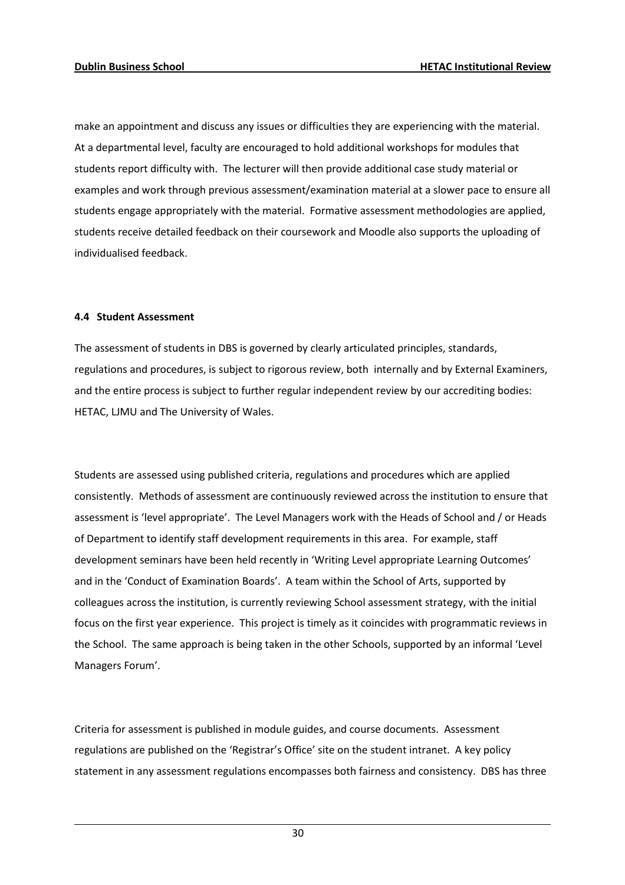make an appointment and discuss any issues or difficulties they are experiencing with the material. At a departmental level, faculty are encouraged to hold additional workshops for modules that students report difficulty with. The lecturer will then provide additional case study material or examples and work through previous assessment/examination material at a slower pace to ensure all students engage appropriately with the material. Formative assessment methodologies are applied, students receive detailed feedback on their coursework and Moodle also supports the uploading of individualised feedback.

### 4.4 Student Assessment

The assessment of students in DBS is governed by clearly articulated principles, standards, regulations and procedures, is subject to rigorous review, both internally and by External Examiners, and the entire process is subject to further regular independent review by our accrediting bodies: HETAC, LJMU and The University of Wales.

Students are assessed using published criteria, regulations and procedures which are applied consistently. Methods of assessment are continuously reviewed across the institution to ensure that assessment is 'level appropriate'. The Level Managers work with the Heads of School and / or Heads of Department to identify staff development requirements in this area. For example, staff development seminars have been held recently in 'Writing Level appropriate Learning Outcomes' and in the 'Conduct of Examination Boards'. A team within the School of Arts, supported by colleagues across the institution, is currently reviewing School assessment strategy, with the initial focus on the first year experience. This project is timely as it coincides with programmatic reviews in the School. The same approach is being taken in the other Schools, supported by an informal 'Level Managers Forum'.

Criteria for assessment is published in module guides, and course documents. Assessment regulations are published on the 'Registrar's Office' site on the student intranet. A key policy statement in any assessment regulations encompasses both fairness and consistency. DBS has three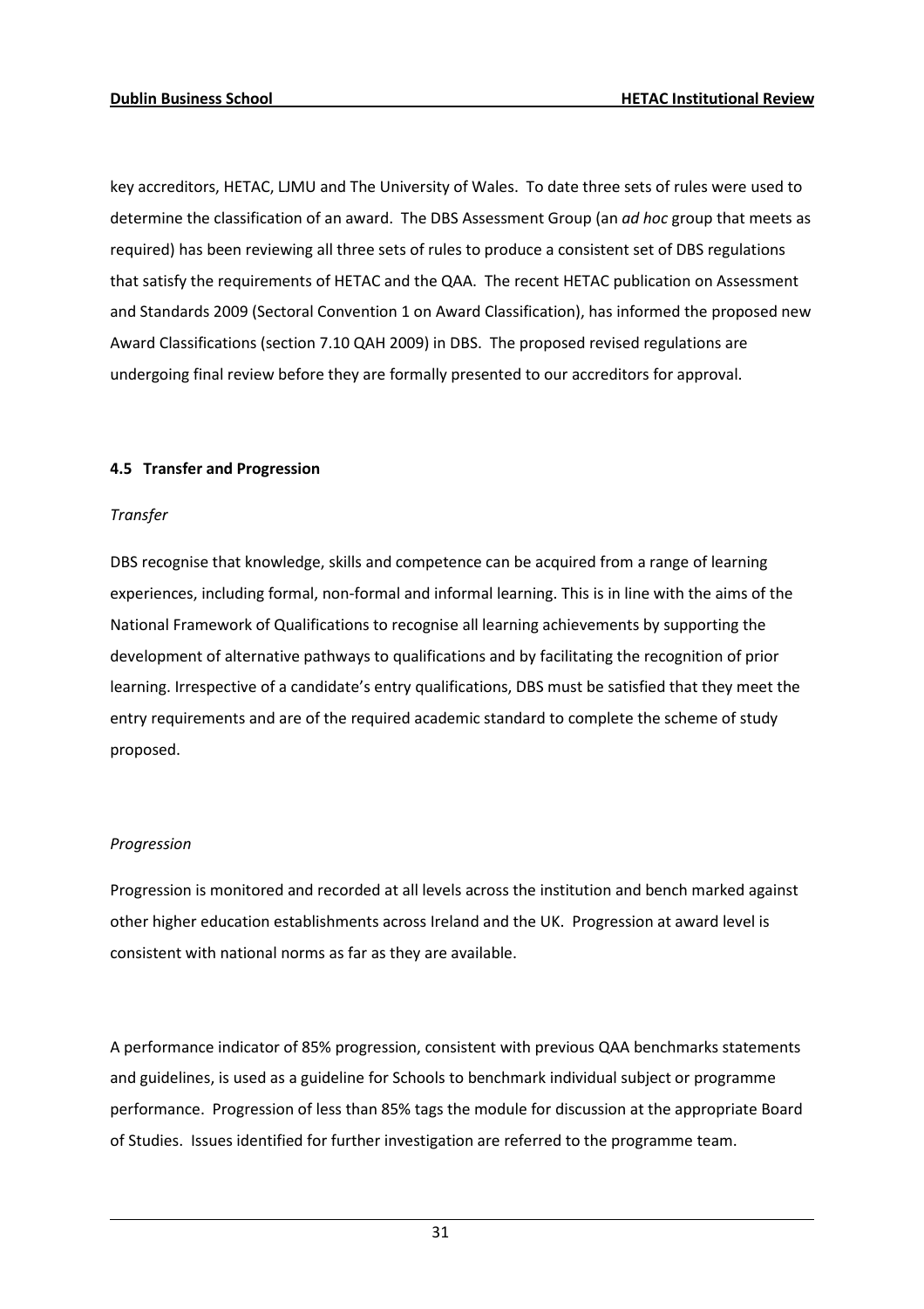key accreditors, HETAC, LJMU and The University of Wales. To date three sets of rules were used to determine the classification of an award. The DBS Assessment Group (an *ad hoc* group that meets as required) has been reviewing all three sets of rules to produce a consistent set of DBS regulations that satisfy the requirements of HETAC and the QAA. The recent HETAC publication on Assessment and Standards 2009 (Sectoral Convention 1 on Award Classification), has informed the proposed new Award Classifications (section 7.10 QAH 2009) in DBS. The proposed revised regulations are undergoing final review before they are formally presented to our accreditors for approval.

#### 4.5 Transfer and Progression

*Transfer*

DBS recognise that knowledge, skills and competence can be acquired from a range of learning experiences, including formal, non-formal and informal learning. This is in line with the aims of the National Framework of Qualifications to recognise all learning achievements by supporting the development of alternative pathways to qualifications and by facilitating the recognition of prior learning. Irrespective of a candidate's entry qualifications, DBS must be satisfied that they meet the entry requirements and are of the required academic standard to complete the scheme of study proposed.

*Progression*

Progression is monitored and recorded at all levels across the institution and bench marked against other higher education establishments across Ireland and the UK. Progression at award level is consistent with national norms as far as they are available.

A performance indicator of 85% progression, consistent with previous QAA benchmarks statements and guidelines, is used as a guideline for Schools to benchmark individual subject or programme performance. Progression of less than 85% tags the module for discussion at the appropriate Board of Studies. Issues identified for further investigation are referred to the programme team.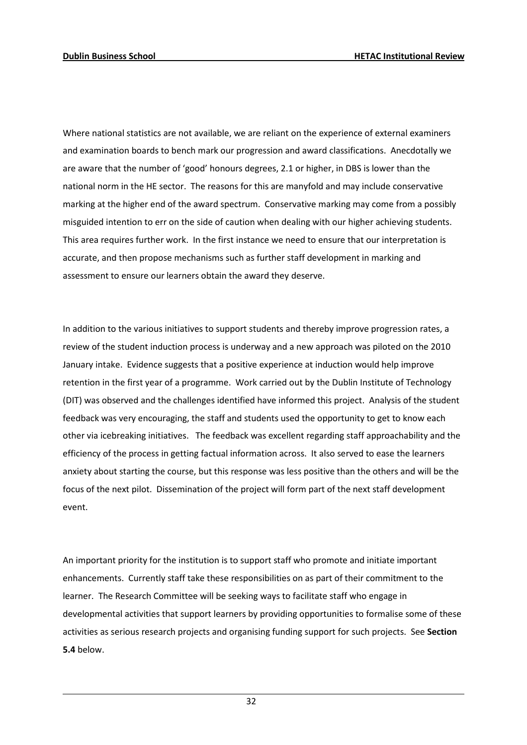Where national statistics are not available, we are reliant on the experience of external examiners and examination boards to bench mark our progression and award classifications. Anecdotally we are aware that the number of 'good' honours degrees, 2.1 or higher, in DBS is lower than the national norm in the HE sector. The reasons for this are manyfold and may include conservative marking at the higher end of the award spectrum. Conservative marking may come from a possibly misguided intention to err on the side of caution when dealing with our higher achieving students. This area requires further work. In the first instance we need to ensure that our interpretation is accurate, and then propose mechanisms such as further staff development in marking and assessment to ensure our learners obtain the award they deserve.

In addition to the various initiatives to support students and thereby improve progression rates, a review of the student induction process is underway and a new approach was piloted on the 2010 January intake. Evidence suggests that a positive experience at induction would help improve retention in the first year of a programme. Work carried out by the Dublin Institute of Technology (DIT) was observed and the challenges identified have informed this project. Analysis of the student feedback was very encouraging, the staff and students used the opportunity to get to know each other via icebreaking initiatives. The feedback was excellent regarding staff approachability and the efficiency of the process in getting factual information across. It also served to ease the learners anxiety about starting the course, but this response was less positive than the others and will be the focus of the next pilot. Dissemination of the project will form part of the next staff development event.

An important priority for the institution is to support staff who promote and initiate important enhancements. Currently staff take these responsibilities on as part of their commitment to the learner. The Research Committee will be seeking ways to facilitate staff who engage in developmental activities that support learners by providing opportunities to formalise some of these activities as serious research projects and organising funding support for such projects. See **Section 5.4** below.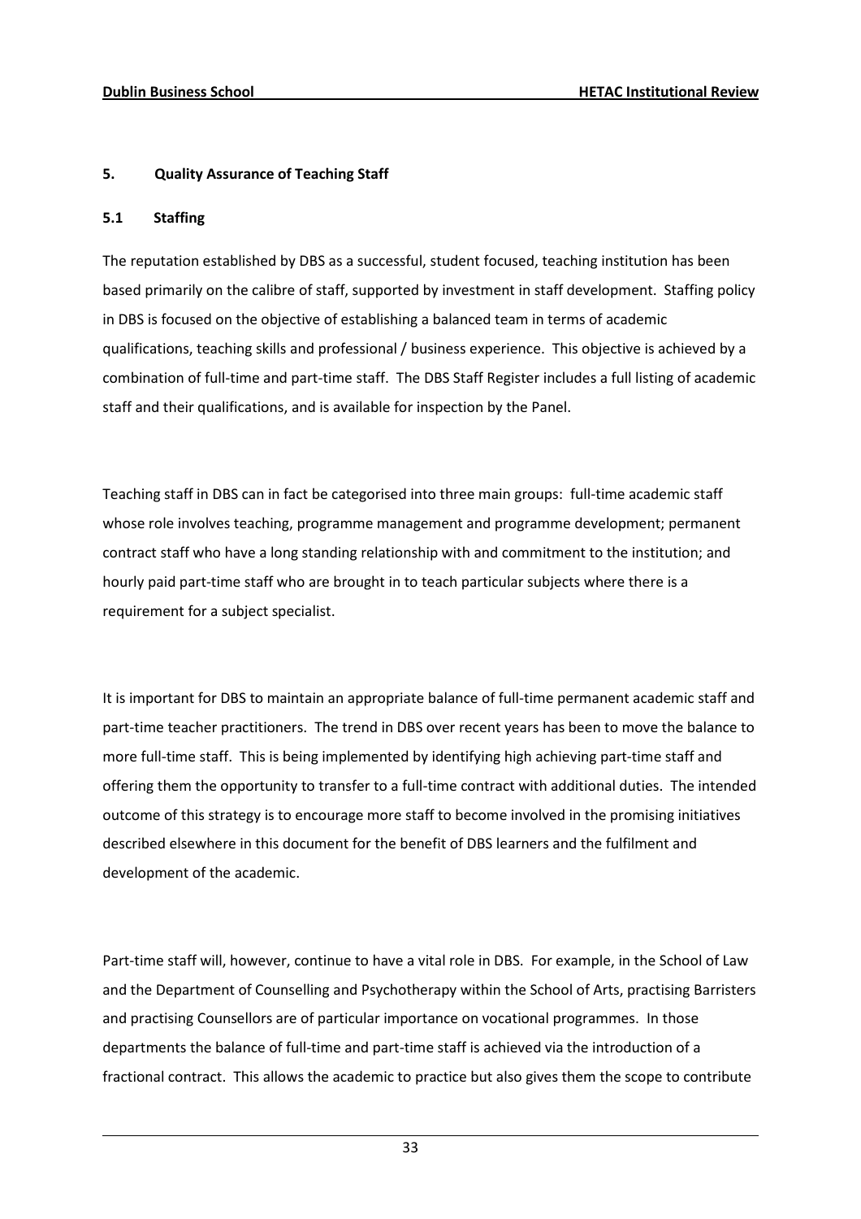## 5. Quality Assurance of Teaching Staff

### 5.1 Staffing

The reputation established by DBS as a successful, student focused, teaching institution has been based primarily on the calibre of staff, supported by investment in staff development. Staffing policy in DBS is focused on the objective of establishing a balanced team in terms of academic qualifications, teaching skills and professional / business experience. This objective is achieved by a combination of full-time and part-time staff. The DBS Staff Register includes a full listing of academic staff and their qualifications, and is available for inspection by the Panel.

Teaching staff in DBS can in fact be categorised into three main groups: full-time academic staff whose role involves teaching, programme management and programme development; permanent contract staff who have a long standing relationship with and commitment to the institution; and hourly paid part-time staff who are brought in to teach particular subjects where there is a requirement for a subject specialist.

It is important for DBS to maintain an appropriate balance of full-time permanent academic staff and part-time teacher practitioners. The trend in DBS over recent years has been to move the balance to more full-time staff. This is being implemented by identifying high achieving part-time staff and offering them the opportunity to transfer to a full-time contract with additional duties. The intended outcome of this strategy is to encourage more staff to become involved in the promising initiatives described elsewhere in this document for the benefit of DBS learners and the fulfilment and development of the academic.

Part-time staff will, however, continue to have a vital role in DBS. For example, in the School of Law and the Department of Counselling and Psychotherapy within the School of Arts, practising Barristers and practising Counsellors are of particular importance on vocational programmes. In those departments the balance of full-time and part-time staff is achieved via the introduction of a fractional contract. This allows the academic to practice but also gives them the scope to contribute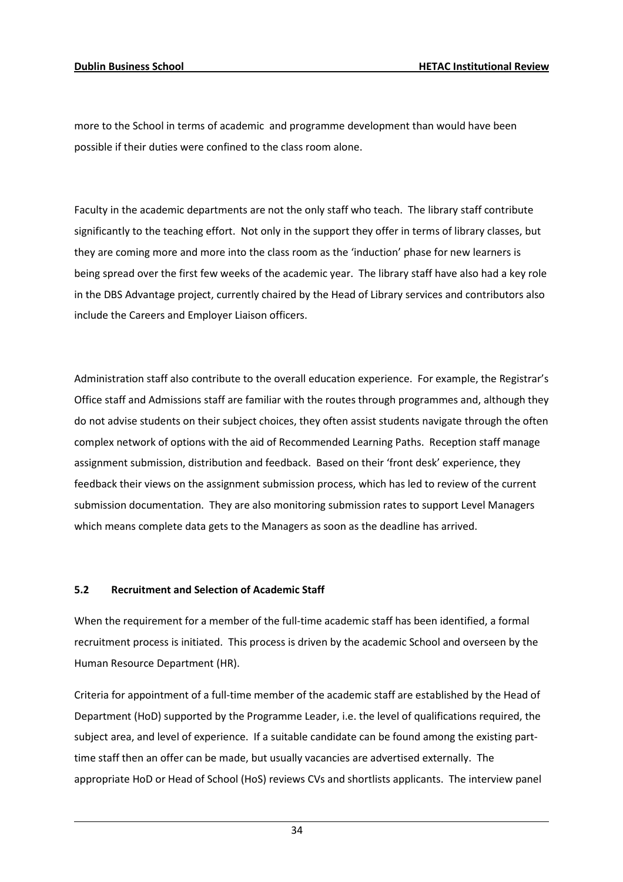more to the School in terms of academic and programme development than would have been possible if their duties were confined to the class room alone.

Faculty in the academic departments are not the only staff who teach. The library staff contribute significantly to the teaching effort. Not only in the support they offer in terms of library classes, but they are coming more and more into the class room as the 'induction' phase for new learners is being spread over the first few weeks of the academic year. The library staff have also had a key role in the DBS Advantage project, currently chaired by the Head of Library services and contributors also include the Careers and Employer Liaison officers.

Administration staff also contribute to the overall education experience. For example, the Registrar's Office staff and Admissions staff are familiar with the routes through programmes and, although they do not advise students on their subject choices, they often assist students navigate through the often complex network of options with the aid of Recommended Learning Paths. Reception staff manage assignment submission, distribution and feedback. Based on their 'front desk' experience, they feedback their views on the assignment submission process, which has led to review of the current submission documentation. They are also monitoring submission rates to support Level Managers which means complete data gets to the Managers as soon as the deadline has arrived.

### 5.2 Recruitment and Selection of Academic Staff

When the requirement for a member of the full-time academic staff has been identified, a formal recruitment process is initiated. This process is driven by the academic School and overseen by the Human Resource Department (HR).

Criteria for appointment of a full-time member of the academic staff are established by the Head of Department (HoD) supported by the Programme Leader, i.e. the level of qualifications required, the subject area, and level of experience. If a suitable candidate can be found among the existing part-time staff then an offer can be made, but usually vacancies are advertised externally. The appropriate HoD or Head of School (HoS) reviews CVs and shortlists applicants. The interview panel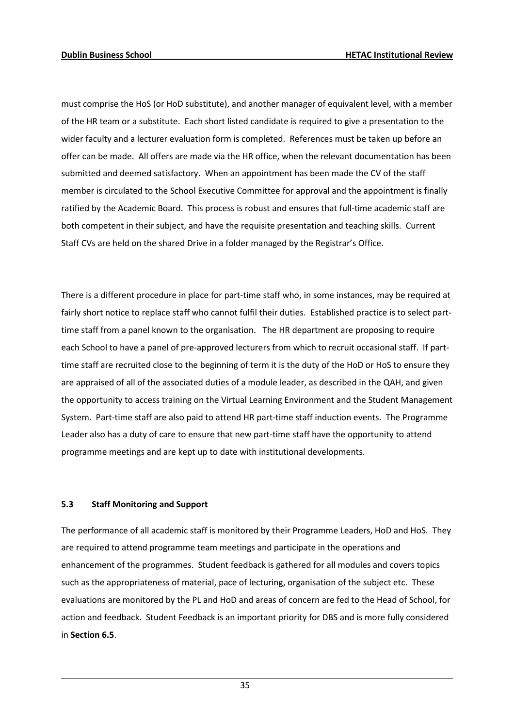must comprise the HoS (or HoD substitute), and another manager of equivalent level, with a member of the HR team or a substitute. Each short listed candidate is required to give a presentation to the wider faculty and a lecturer evaluation form is completed. References must be taken up before an offer can be made. All offers are made via the HR office, when the relevant documentation has been submitted and deemed satisfactory. When an appointment has been made the CV of the staff member is circulated to the School Executive Committee for approval and the appointment is finally ratified by the Academic Board. This process is robust and ensures that full-time academic staff are both competent in their subject, and have the requisite presentation and teaching skills. Current Staff CVs are held on the shared Drive in a folder managed by the Registrar's Office.

There is a different procedure in place for part-time staff who, in some instances, may be required at fairly short notice to replace staff who cannot fulfil their duties. Established practice is to select part-time staff from a panel known to the organisation. The HR department are proposing to require each School to have a panel of pre-approved lecturers from which to recruit occasional staff. If part-time staff are recruited close to the beginning of term it is the duty of the HoD or HoS to ensure they are appraised of all of the associated duties of a module leader, as described in the QAH, and given the opportunity to access training on the Virtual Learning Environment and the Student Management System. Part-time staff are also paid to attend HR part-time staff induction events. The Programme Leader also has a duty of care to ensure that new part-time staff have the opportunity to attend programme meetings and are kept up to date with institutional developments.

### 5.3 Staff Monitoring and Support

The performance of all academic staff is monitored by their Programme Leaders, HoD and HoS. They are required to attend programme team meetings and participate in the operations and enhancement of the programmes. Student feedback is gathered for all modules and covers topics such as the appropriateness of material, pace of lecturing, organisation of the subject etc. These evaluations are monitored by the PL and HoD and areas of concern are fed to the Head of School, for action and feedback. Student Feedback is an important priority for DBS and is more fully considered in **Section 6.5**.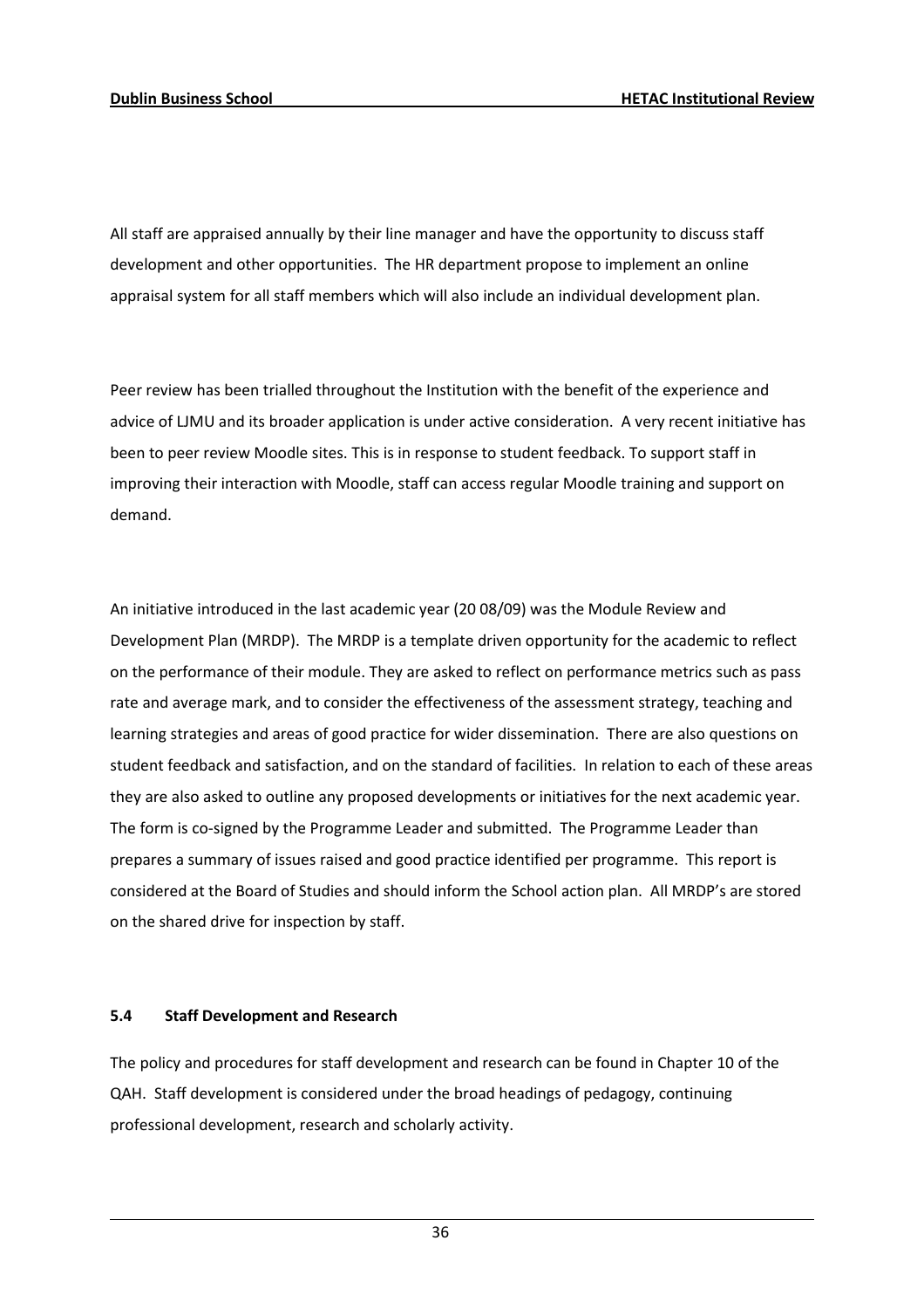All staff are appraised annually by their line manager and have the opportunity to discuss staff development and other opportunities. The HR department propose to implement an online appraisal system for all staff members which will also include an individual development plan.

Peer review has been trialled throughout the Institution with the benefit of the experience and advice of LJMU and its broader application is under active consideration. A very recent initiative has been to peer review Moodle sites. This is in response to student feedback. To support staff in improving their interaction with Moodle, staff can access regular Moodle training and support on demand.

An initiative introduced in the last academic year (20 08/09) was the Module Review and Development Plan (MRDP). The MRDP is a template driven opportunity for the academic to reflect on the performance of their module. They are asked to reflect on performance metrics such as pass rate and average mark, and to consider the effectiveness of the assessment strategy, teaching and learning strategies and areas of good practice for wider dissemination. There are also questions on student feedback and satisfaction, and on the standard of facilities. In relation to each of these areas they are also asked to outline any proposed developments or initiatives for the next academic year. The form is co-signed by the Programme Leader and submitted. The Programme Leader than prepares a summary of issues raised and good practice identified per programme. This report is considered at the Board of Studies and should inform the School action plan. All MRDP's are stored on the shared drive for inspection by staff.

### 5.4 Staff Development and Research

The policy and procedures for staff development and research can be found in Chapter 10 of the QAH. Staff development is considered under the broad headings of pedagogy, continuing professional development, research and scholarly activity.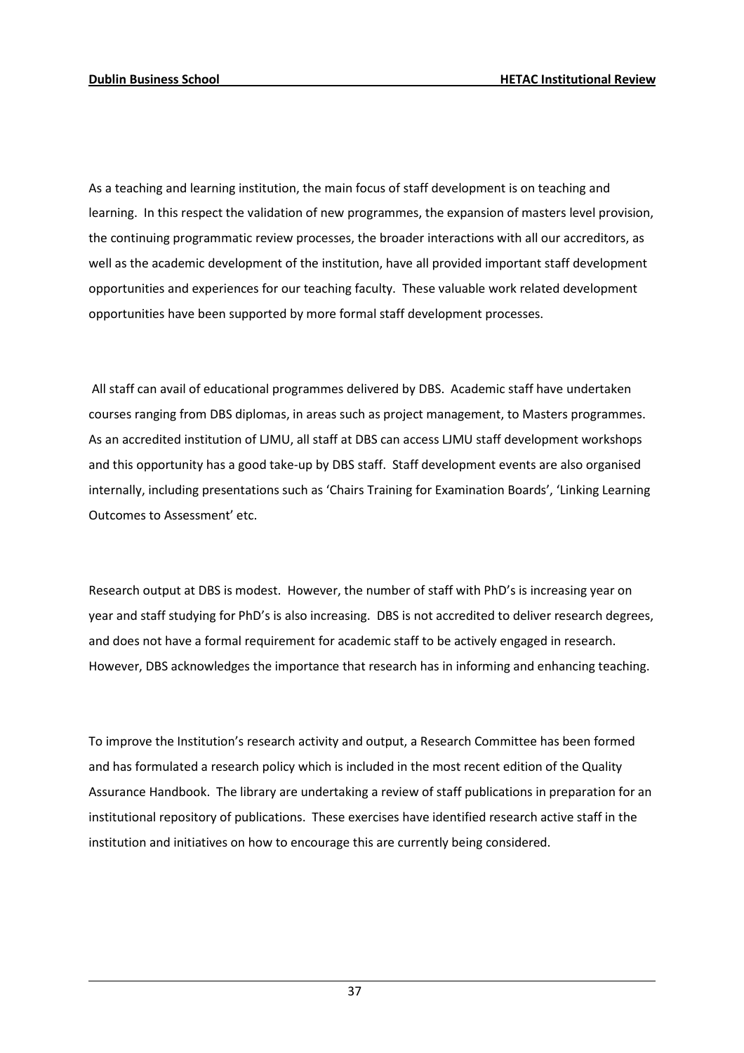As a teaching and learning institution, the main focus of staff development is on teaching and learning. In this respect the validation of new programmes, the expansion of masters level provision, the continuing programmatic review processes, the broader interactions with all our accreditors, as well as the academic development of the institution, have all provided important staff development opportunities and experiences for our teaching faculty. These valuable work related development opportunities have been supported by more formal staff development processes.

All staff can avail of educational programmes delivered by DBS. Academic staff have undertaken courses ranging from DBS diplomas, in areas such as project management, to Masters programmes. As an accredited institution of LJMU, all staff at DBS can access LJMU staff development workshops and this opportunity has a good take-up by DBS staff. Staff development events are also organised internally, including presentations such as 'Chairs Training for Examination Boards', 'Linking Learning Outcomes to Assessment' etc.

Research output at DBS is modest. However, the number of staff with PhD's is increasing year on year and staff studying for PhD's is also increasing. DBS is not accredited to deliver research degrees, and does not have a formal requirement for academic staff to be actively engaged in research. However, DBS acknowledges the importance that research has in informing and enhancing teaching.

To improve the Institution's research activity and output, a Research Committee has been formed and has formulated a research policy which is included in the most recent edition of the Quality Assurance Handbook. The library are undertaking a review of staff publications in preparation for an institutional repository of publications. These exercises have identified research active staff in the institution and initiatives on how to encourage this are currently being considered.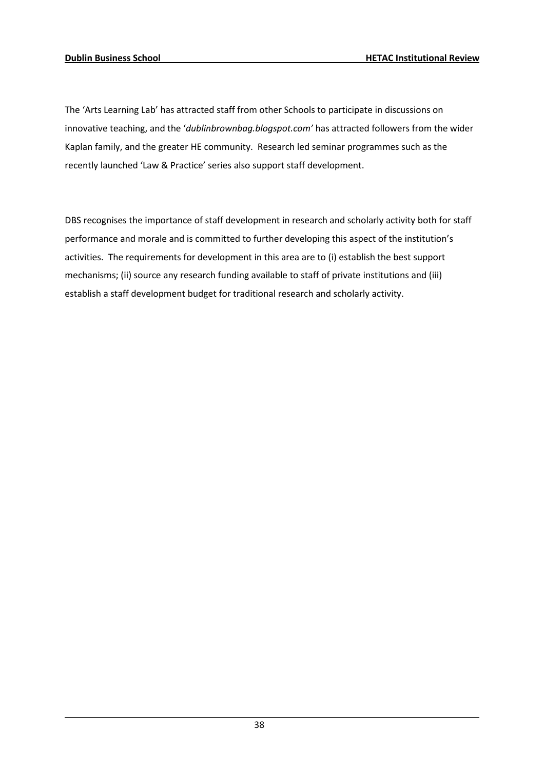The 'Arts Learning Lab' has attracted staff from other Schools to participate in discussions on innovative teaching, and the '*dublinbrownbag.blogspot.com'* has attracted followers from the wider Kaplan family, and the greater HE community. Research led seminar programmes such as the recently launched 'Law & Practice' series also support staff development.

DBS recognises the importance of staff development in research and scholarly activity both for staff performance and morale and is committed to further developing this aspect of the institution's activities. The requirements for development in this area are to (i) establish the best support mechanisms; (ii) source any research funding available to staff of private institutions and (iii) establish a staff development budget for traditional research and scholarly activity.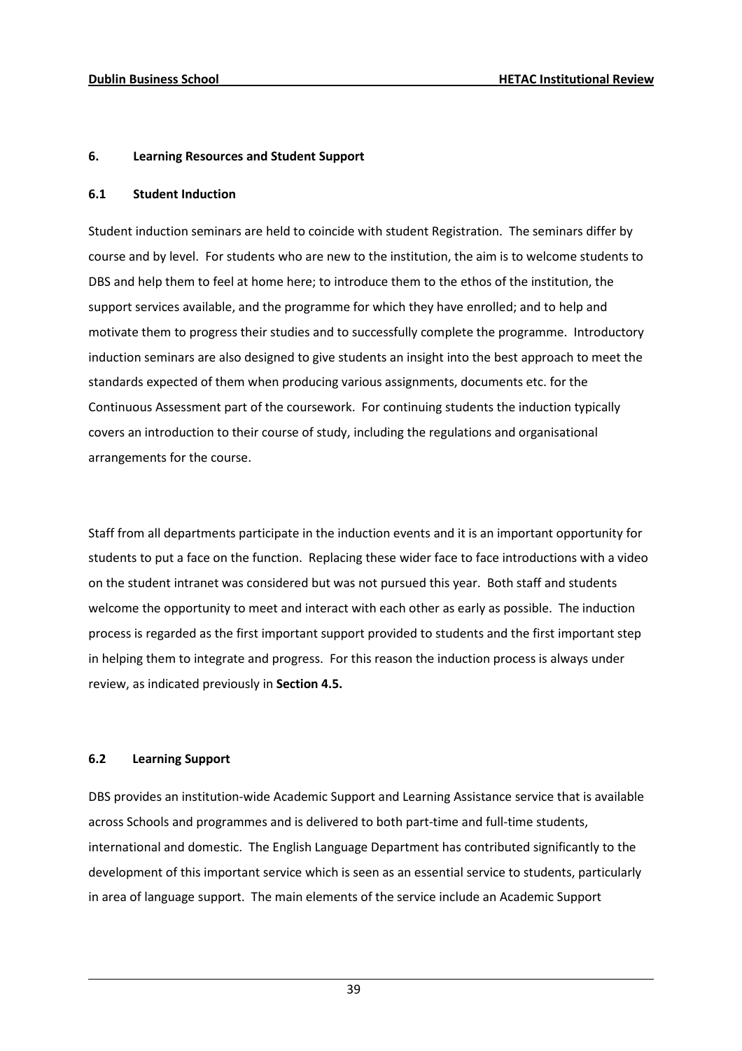## 6. Learning Resources and Student Support

### 6.1 Student Induction

Student induction seminars are held to coincide with student Registration. The seminars differ by course and by level. For students who are new to the institution, the aim is to welcome students to DBS and help them to feel at home here; to introduce them to the ethos of the institution, the support services available, and the programme for which they have enrolled; and to help and motivate them to progress their studies and to successfully complete the programme. Introductory induction seminars are also designed to give students an insight into the best approach to meet the standards expected of them when producing various assignments, documents etc. for the Continuous Assessment part of the coursework. For continuing students the induction typically covers an introduction to their course of study, including the regulations and organisational arrangements for the course.

Staff from all departments participate in the induction events and it is an important opportunity for students to put a face on the function. Replacing these wider face to face introductions with a video on the student intranet was considered but was not pursued this year. Both staff and students welcome the opportunity to meet and interact with each other as early as possible. The induction process is regarded as the first important support provided to students and the first important step in helping them to integrate and progress. For this reason the induction process is always under review, as indicated previously in **Section 4.5.**

### 6.2 Learning Support

DBS provides an institution-wide Academic Support and Learning Assistance service that is available across Schools and programmes and is delivered to both part-time and full-time students, international and domestic. The English Language Department has contributed significantly to the development of this important service which is seen as an essential service to students, particularly in area of language support. The main elements of the service include an Academic Support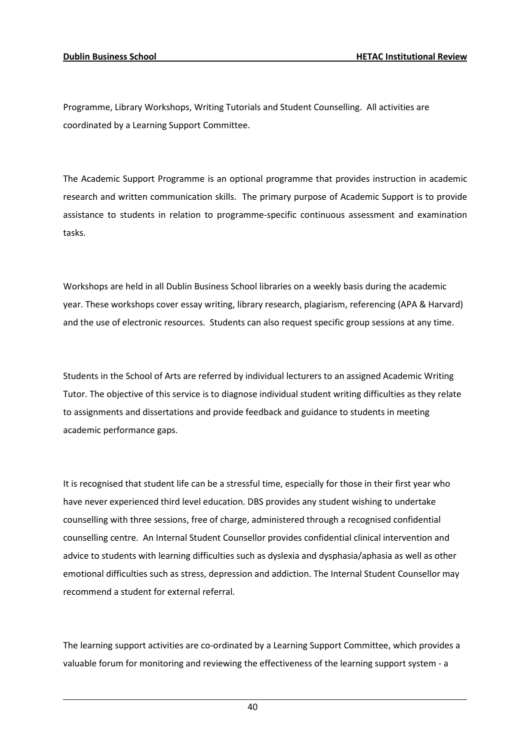Programme, Library Workshops, Writing Tutorials and Student Counselling. All activities are coordinated by a Learning Support Committee.

The Academic Support Programme is an optional programme that provides instruction in academic research and written communication skills. The primary purpose of Academic Support is to provide assistance to students in relation to programme-specific continuous assessment and examination tasks.

Workshops are held in all Dublin Business School libraries on a weekly basis during the academic year. These workshops cover essay writing, library research, plagiarism, referencing (APA & Harvard) and the use of electronic resources. Students can also request specific group sessions at any time.

Students in the School of Arts are referred by individual lecturers to an assigned Academic Writing Tutor. The objective of this service is to diagnose individual student writing difficulties as they relate to assignments and dissertations and provide feedback and guidance to students in meeting academic performance gaps.

It is recognised that student life can be a stressful time, especially for those in their first year who have never experienced third level education. DBS provides any student wishing to undertake counselling with three sessions, free of charge, administered through a recognised confidential counselling centre. An Internal Student Counsellor provides confidential clinical intervention and advice to students with learning difficulties such as dyslexia and dysphasia/aphasia as well as other emotional difficulties such as stress, depression and addiction. The Internal Student Counsellor may recommend a student for external referral.

The learning support activities are co-ordinated by a Learning Support Committee, which provides a valuable forum for monitoring and reviewing the effectiveness of the learning support system - a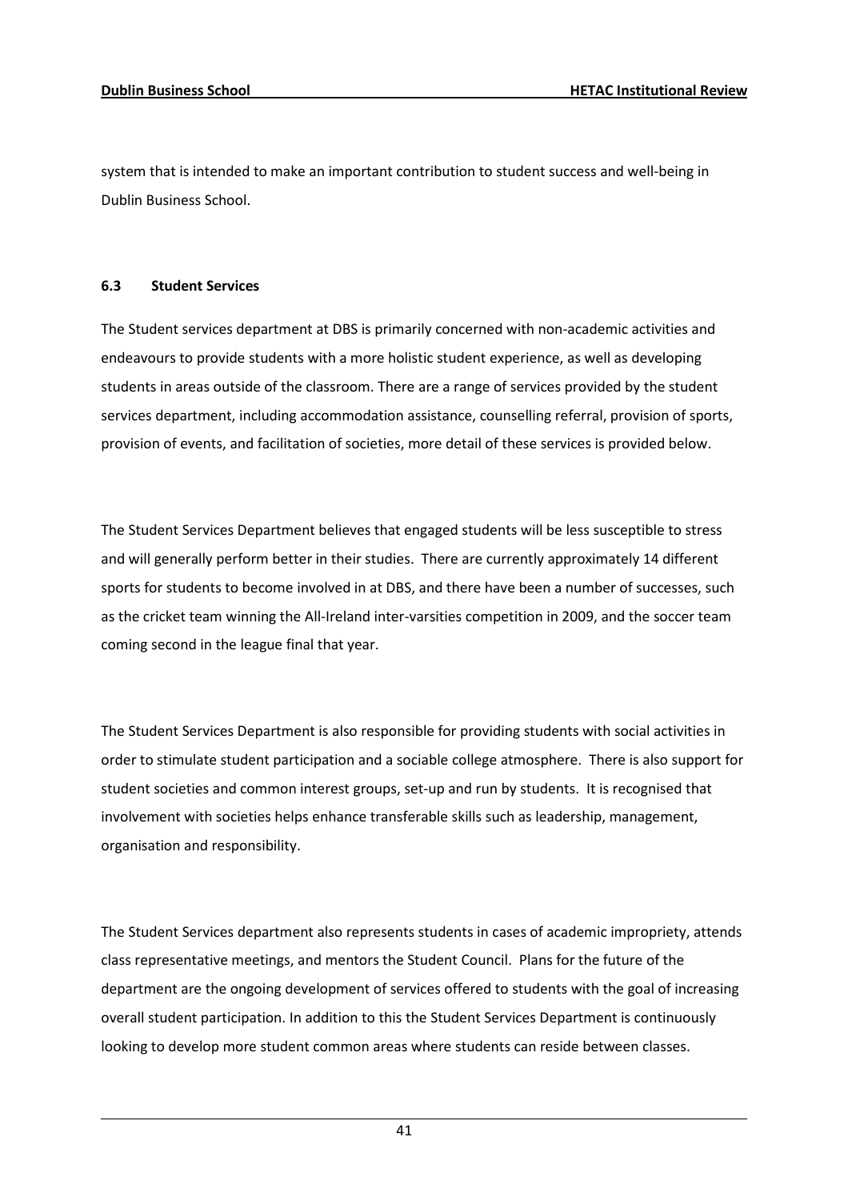system that is intended to make an important contribution to student success and well-being in Dublin Business School.

### 6.3 Student Services

The Student services department at DBS is primarily concerned with non-academic activities and endeavours to provide students with a more holistic student experience, as well as developing students in areas outside of the classroom. There are a range of services provided by the student services department, including accommodation assistance, counselling referral, provision of sports, provision of events, and facilitation of societies, more detail of these services is provided below.

The Student Services Department believes that engaged students will be less susceptible to stress and will generally perform better in their studies. There are currently approximately 14 different sports for students to become involved in at DBS, and there have been a number of successes, such as the cricket team winning the All-Ireland inter-varsities competition in 2009, and the soccer team coming second in the league final that year.

The Student Services Department is also responsible for providing students with social activities in order to stimulate student participation and a sociable college atmosphere. There is also support for student societies and common interest groups, set-up and run by students. It is recognised that involvement with societies helps enhance transferable skills such as leadership, management, organisation and responsibility.

The Student Services department also represents students in cases of academic impropriety, attends class representative meetings, and mentors the Student Council. Plans for the future of the department are the ongoing development of services offered to students with the goal of increasing overall student participation. In addition to this the Student Services Department is continuously looking to develop more student common areas where students can reside between classes.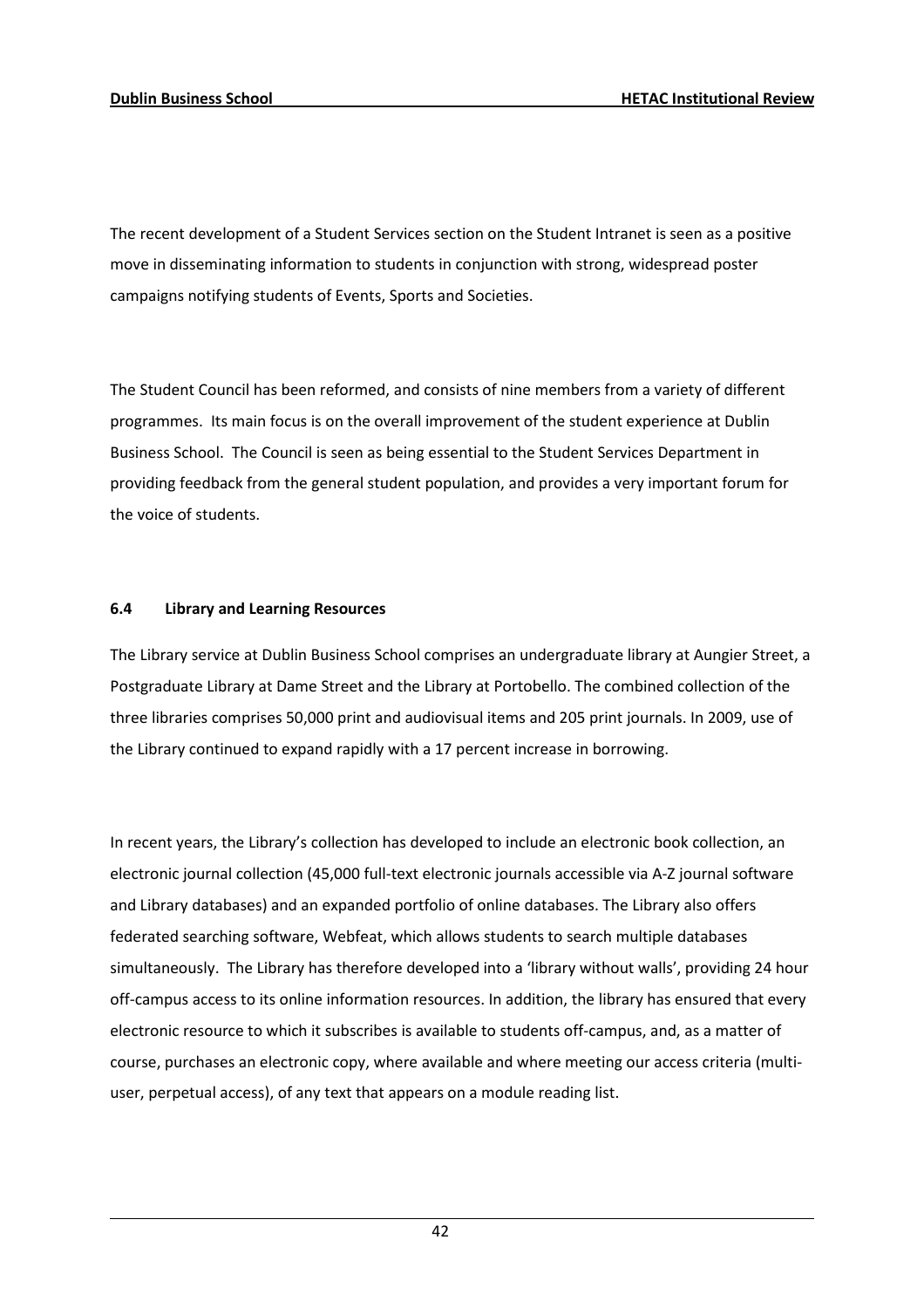The recent development of a Student Services section on the Student Intranet is seen as a positive move in disseminating information to students in conjunction with strong, widespread poster campaigns notifying students of Events, Sports and Societies.

The Student Council has been reformed, and consists of nine members from a variety of different programmes. Its main focus is on the overall improvement of the student experience at Dublin Business School. The Council is seen as being essential to the Student Services Department in providing feedback from the general student population, and provides a very important forum for the voice of students.

### 6.4 Library and Learning Resources

The Library service at Dublin Business School comprises an undergraduate library at Aungier Street, a Postgraduate Library at Dame Street and the Library at Portobello. The combined collection of the three libraries comprises 50,000 print and audiovisual items and 205 print journals. In 2009, use of the Library continued to expand rapidly with a 17 percent increase in borrowing.

In recent years, the Library's collection has developed to include an electronic book collection, an electronic journal collection (45,000 full-text electronic journals accessible via A-Z journal software and Library databases) and an expanded portfolio of online databases. The Library also offers federated searching software, Webfeat, which allows students to search multiple databases simultaneously. The Library has therefore developed into a 'library without walls', providing 24 hour off-campus access to its online information resources. In addition, the library has ensured that every electronic resource to which it subscribes is available to students off-campus, and, as a matter of course, purchases an electronic copy, where available and where meeting our access criteria (multi-user, perpetual access), of any text that appears on a module reading list.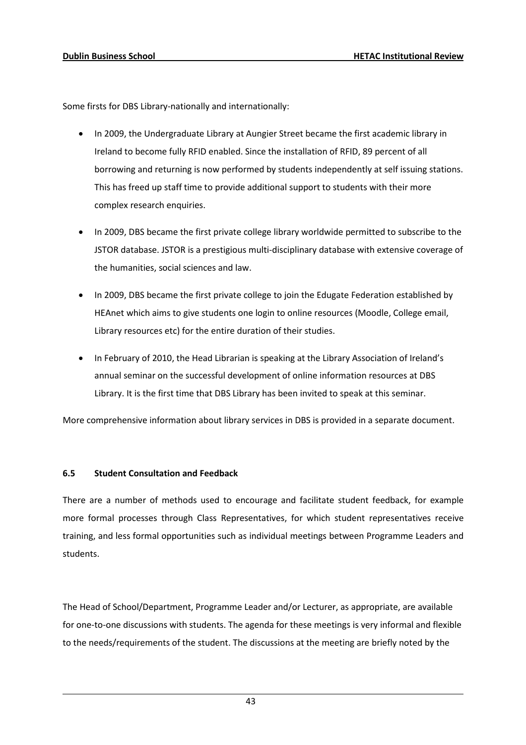Some firsts for DBS Library-nationally and internationally:

- In 2009, the Undergraduate Library at Aungier Street became the first academic library in Ireland to become fully RFID enabled. Since the installation of RFID, 89 percent of all borrowing and returning is now performed by students independently at self issuing stations. This has freed up staff time to provide additional support to students with their more complex research enquiries.

- In 2009, DBS became the first private college library worldwide permitted to subscribe to the JSTOR database. JSTOR is a prestigious multi-disciplinary database with extensive coverage of the humanities, social sciences and law.

- In 2009, DBS became the first private college to join the Edugate Federation established by HEAnet which aims to give students one login to online resources (Moodle, College email, Library resources etc) for the entire duration of their studies.

- In February of 2010, the Head Librarian is speaking at the Library Association of Ireland's annual seminar on the successful development of online information resources at DBS Library. It is the first time that DBS Library has been invited to speak at this seminar.

More comprehensive information about library services in DBS is provided in a separate document.

### 6.5 Student Consultation and Feedback

There are a number of methods used to encourage and facilitate student feedback, for example more formal processes through Class Representatives, for which student representatives receive training, and less formal opportunities such as individual meetings between Programme Leaders and students.

The Head of School/Department, Programme Leader and/or Lecturer, as appropriate, are available for one-to-one discussions with students. The agenda for these meetings is very informal and flexible to the needs/requirements of the student. The discussions at the meeting are briefly noted by the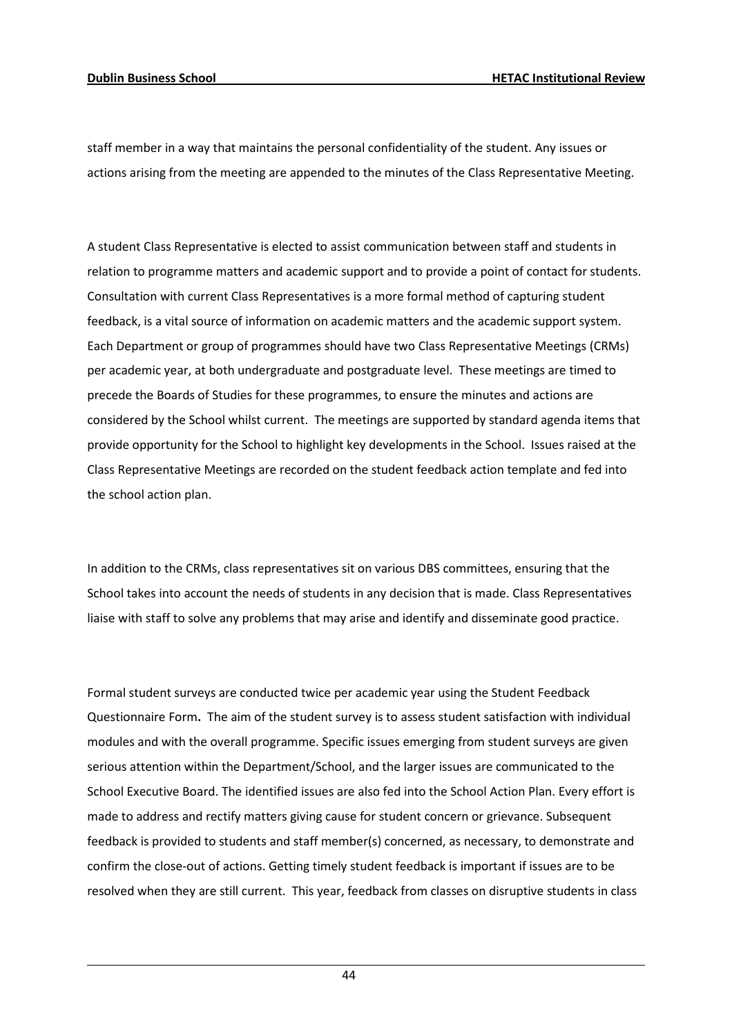staff member in a way that maintains the personal confidentiality of the student. Any issues or actions arising from the meeting are appended to the minutes of the Class Representative Meeting.

A student Class Representative is elected to assist communication between staff and students in relation to programme matters and academic support and to provide a point of contact for students. Consultation with current Class Representatives is a more formal method of capturing student feedback, is a vital source of information on academic matters and the academic support system. Each Department or group of programmes should have two Class Representative Meetings (CRMs) per academic year, at both undergraduate and postgraduate level. These meetings are timed to precede the Boards of Studies for these programmes, to ensure the minutes and actions are considered by the School whilst current. The meetings are supported by standard agenda items that provide opportunity for the School to highlight key developments in the School. Issues raised at the Class Representative Meetings are recorded on the student feedback action template and fed into the school action plan.

In addition to the CRMs, class representatives sit on various DBS committees, ensuring that the School takes into account the needs of students in any decision that is made. Class Representatives liaise with staff to solve any problems that may arise and identify and disseminate good practice.

Formal student surveys are conducted twice per academic year using the Student Feedback Questionnaire Form**.** The aim of the student survey is to assess student satisfaction with individual modules and with the overall programme. Specific issues emerging from student surveys are given serious attention within the Department/School, and the larger issues are communicated to the School Executive Board. The identified issues are also fed into the School Action Plan. Every effort is made to address and rectify matters giving cause for student concern or grievance. Subsequent feedback is provided to students and staff member(s) concerned, as necessary, to demonstrate and confirm the close-out of actions. Getting timely student feedback is important if issues are to be resolved when they are still current. This year, feedback from classes on disruptive students in class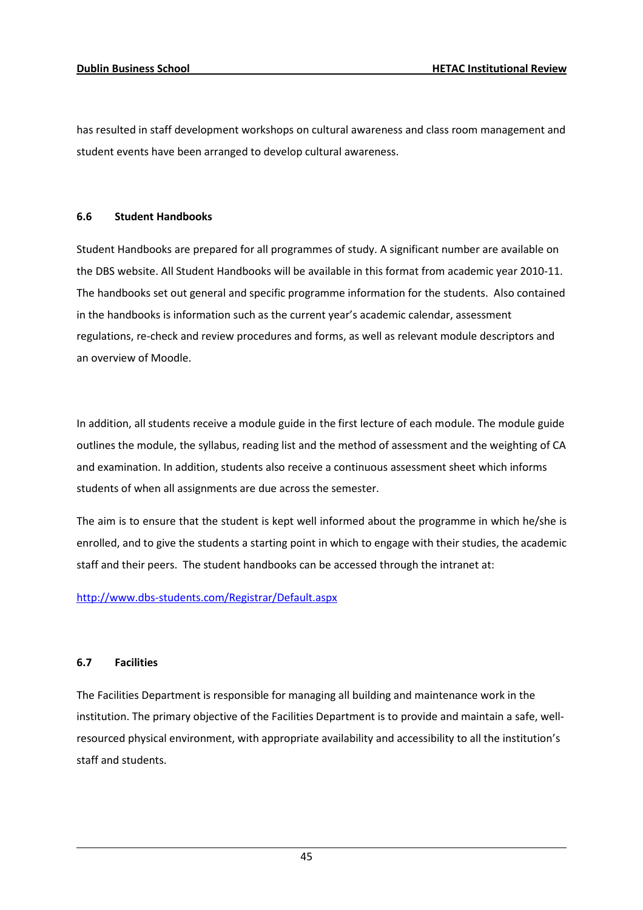has resulted in staff development workshops on cultural awareness and class room management and student events have been arranged to develop cultural awareness.

### 6.6 Student Handbooks

Student Handbooks are prepared for all programmes of study. A significant number are available on the DBS website. All Student Handbooks will be available in this format from academic year 2010-11. The handbooks set out general and specific programme information for the students. Also contained in the handbooks is information such as the current year's academic calendar, assessment regulations, re-check and review procedures and forms, as well as relevant module descriptors and an overview of Moodle.

In addition, all students receive a module guide in the first lecture of each module. The module guide outlines the module, the syllabus, reading list and the method of assessment and the weighting of CA and examination. In addition, students also receive a continuous assessment sheet which informs students of when all assignments are due across the semester.

The aim is to ensure that the student is kept well informed about the programme in which he/she is enrolled, and to give the students a starting point in which to engage with their studies, the academic staff and their peers. The student handbooks can be accessed through the intranet at:

http://www.dbs-students.com/Registrar/Default.aspx

### 6.7 Facilities

The Facilities Department is responsible for managing all building and maintenance work in the institution. The primary objective of the Facilities Department is to provide and maintain a safe, well-resourced physical environment, with appropriate availability and accessibility to all the institution's staff and students.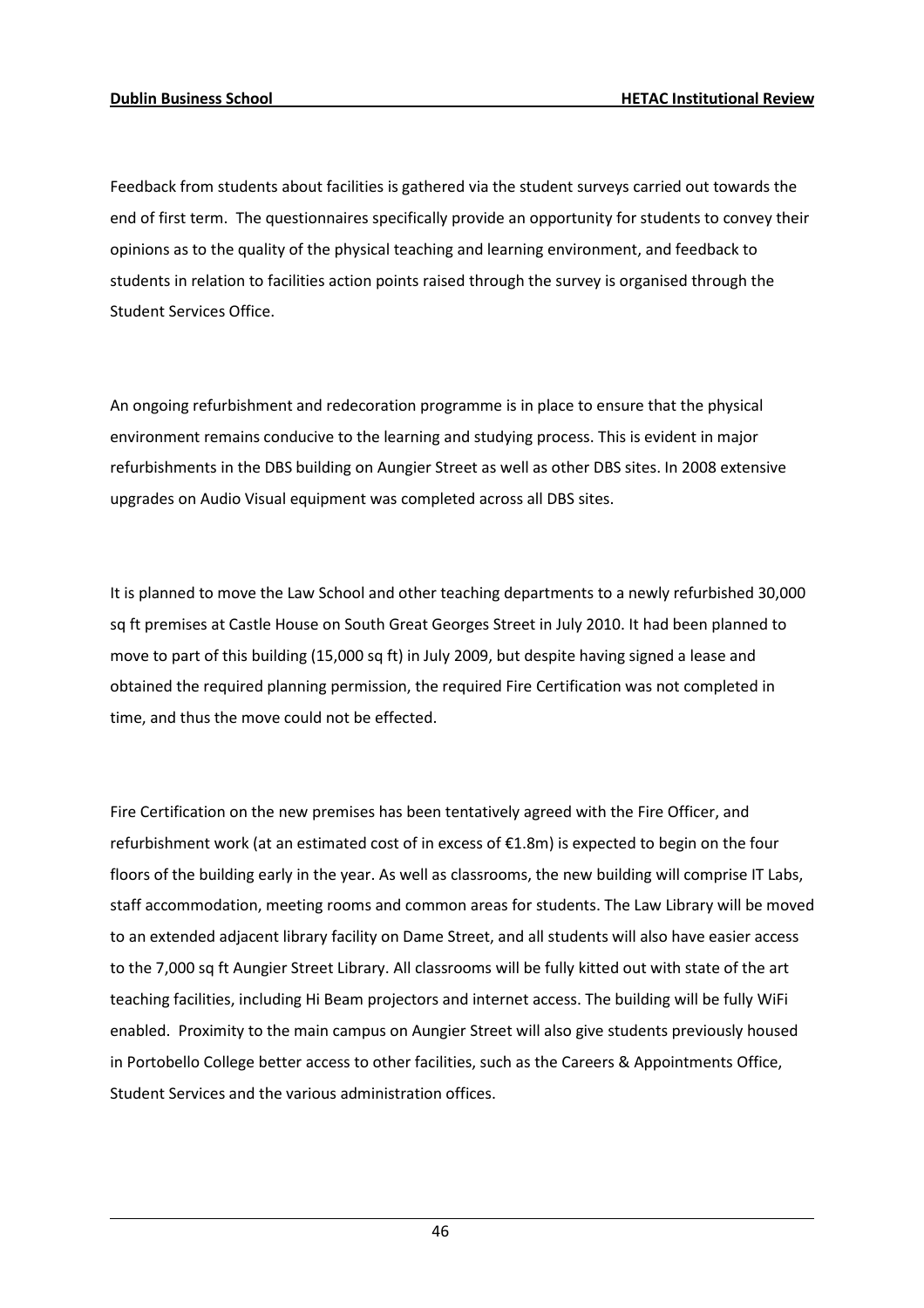Feedback from students about facilities is gathered via the student surveys carried out towards the end of first term. The questionnaires specifically provide an opportunity for students to convey their opinions as to the quality of the physical teaching and learning environment, and feedback to students in relation to facilities action points raised through the survey is organised through the Student Services Office.

An ongoing refurbishment and redecoration programme is in place to ensure that the physical environment remains conducive to the learning and studying process. This is evident in major refurbishments in the DBS building on Aungier Street as well as other DBS sites. In 2008 extensive upgrades on Audio Visual equipment was completed across all DBS sites.

It is planned to move the Law School and other teaching departments to a newly refurbished 30,000 sq ft premises at Castle House on South Great Georges Street in July 2010. It had been planned to move to part of this building (15,000 sq ft) in July 2009, but despite having signed a lease and obtained the required planning permission, the required Fire Certification was not completed in time, and thus the move could not be effected.

Fire Certification on the new premises has been tentatively agreed with the Fire Officer, and refurbishment work (at an estimated cost of in excess of €1.8m) is expected to begin on the four floors of the building early in the year. As well as classrooms, the new building will comprise IT Labs, staff accommodation, meeting rooms and common areas for students. The Law Library will be moved to an extended adjacent library facility on Dame Street, and all students will also have easier access to the 7,000 sq ft Aungier Street Library. All classrooms will be fully kitted out with state of the art teaching facilities, including Hi Beam projectors and internet access. The building will be fully WiFi enabled. Proximity to the main campus on Aungier Street will also give students previously housed in Portobello College better access to other facilities, such as the Careers & Appointments Office, Student Services and the various administration offices.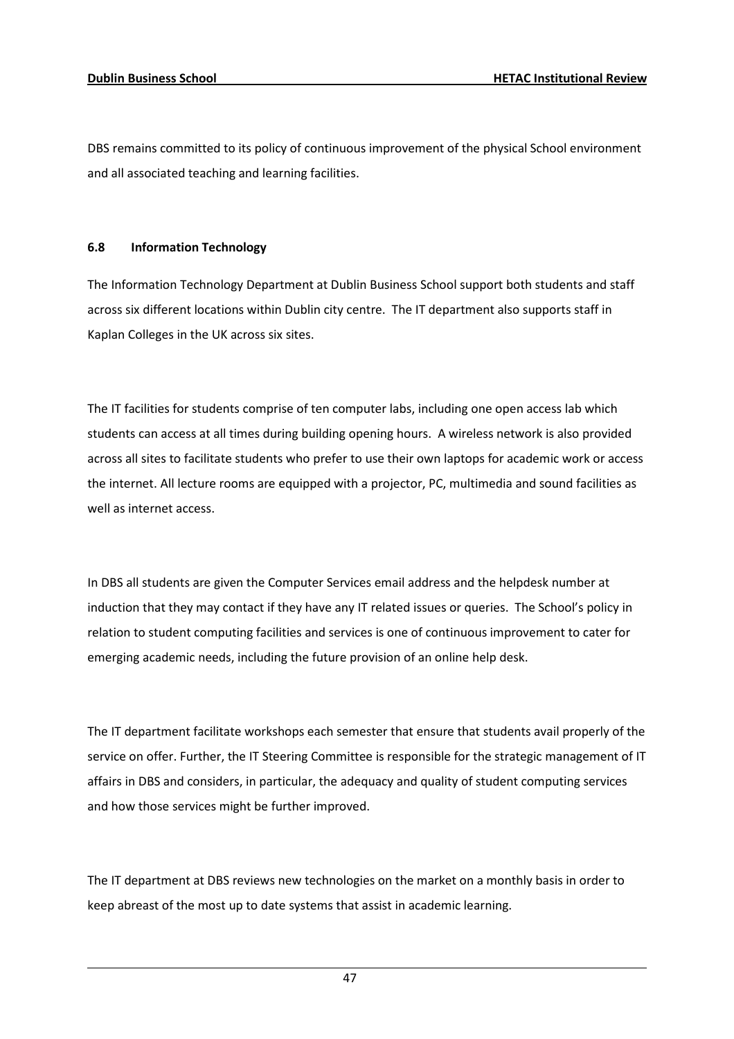DBS remains committed to its policy of continuous improvement of the physical School environment and all associated teaching and learning facilities.

### 6.8 Information Technology

The Information Technology Department at Dublin Business School support both students and staff across six different locations within Dublin city centre. The IT department also supports staff in Kaplan Colleges in the UK across six sites.

The IT facilities for students comprise of ten computer labs, including one open access lab which students can access at all times during building opening hours. A wireless network is also provided across all sites to facilitate students who prefer to use their own laptops for academic work or access the internet. All lecture rooms are equipped with a projector, PC, multimedia and sound facilities as well as internet access.

In DBS all students are given the Computer Services email address and the helpdesk number at induction that they may contact if they have any IT related issues or queries. The School's policy in relation to student computing facilities and services is one of continuous improvement to cater for emerging academic needs, including the future provision of an online help desk.

The IT department facilitate workshops each semester that ensure that students avail properly of the service on offer. Further, the IT Steering Committee is responsible for the strategic management of IT affairs in DBS and considers, in particular, the adequacy and quality of student computing services and how those services might be further improved.

The IT department at DBS reviews new technologies on the market on a monthly basis in order to keep abreast of the most up to date systems that assist in academic learning.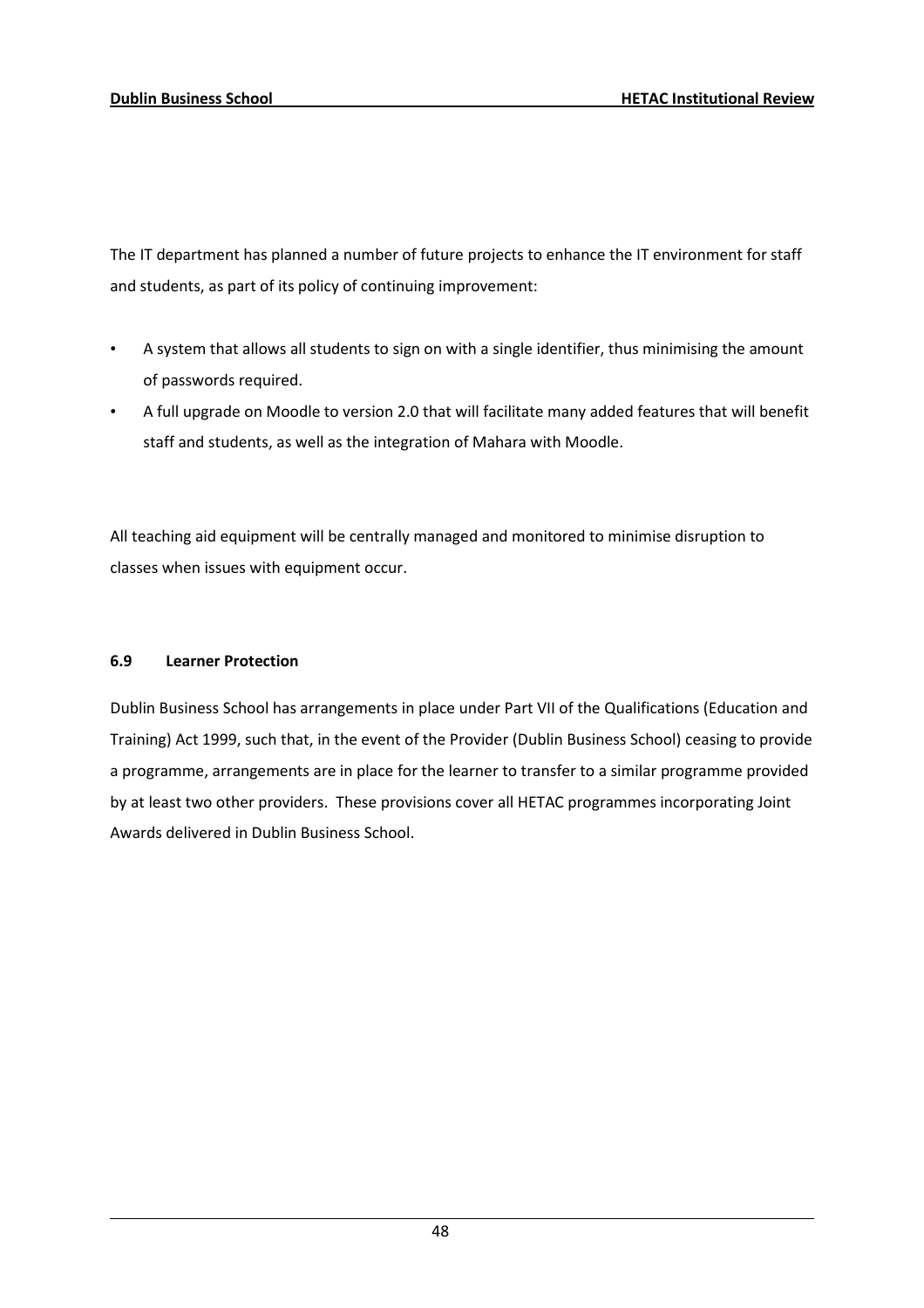The IT department has planned a number of future projects to enhance the IT environment for staff and students, as part of its policy of continuing improvement:

- A system that allows all students to sign on with a single identifier, thus minimising the amount of passwords required.
- A full upgrade on Moodle to version 2.0 that will facilitate many added features that will benefit staff and students, as well as the integration of Mahara with Moodle.

All teaching aid equipment will be centrally managed and monitored to minimise disruption to classes when issues with equipment occur.

### 6.9 Learner Protection

Dublin Business School has arrangements in place under Part VII of the Qualifications (Education and Training) Act 1999, such that, in the event of the Provider (Dublin Business School) ceasing to provide a programme, arrangements are in place for the learner to transfer to a similar programme provided by at least two other providers. These provisions cover all HETAC programmes incorporating Joint Awards delivered in Dublin Business School.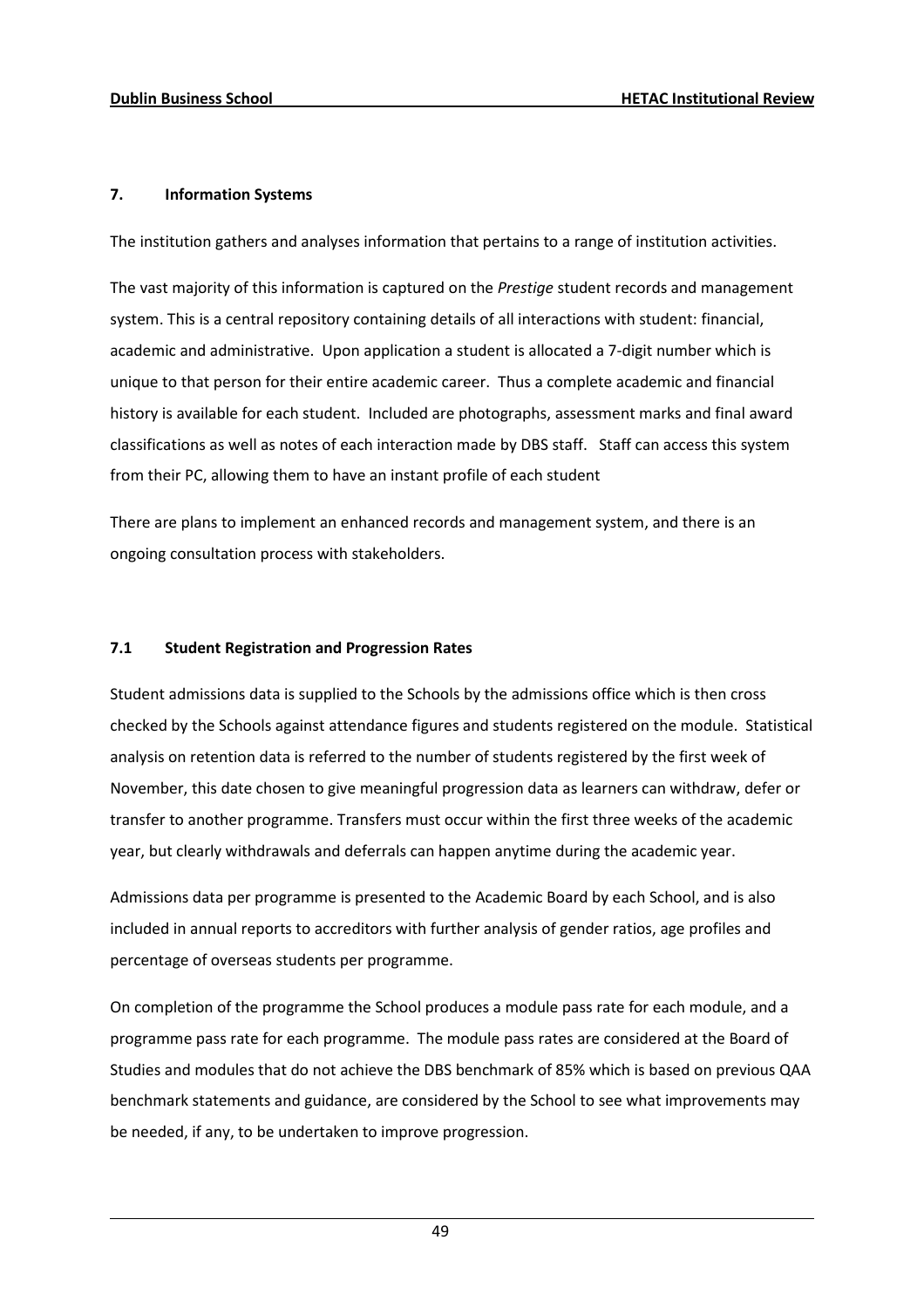## 7. Information Systems

The institution gathers and analyses information that pertains to a range of institution activities.

The vast majority of this information is captured on the *Prestige* student records and management system. This is a central repository containing details of all interactions with student: financial, academic and administrative. Upon application a student is allocated a 7-digit number which is unique to that person for their entire academic career. Thus a complete academic and financial history is available for each student. Included are photographs, assessment marks and final award classifications as well as notes of each interaction made by DBS staff. Staff can access this system from their PC, allowing them to have an instant profile of each student

There are plans to implement an enhanced records and management system, and there is an ongoing consultation process with stakeholders.

### 7.1 Student Registration and Progression Rates

Student admissions data is supplied to the Schools by the admissions office which is then cross checked by the Schools against attendance figures and students registered on the module. Statistical analysis on retention data is referred to the number of students registered by the first week of November, this date chosen to give meaningful progression data as learners can withdraw, defer or transfer to another programme. Transfers must occur within the first three weeks of the academic year, but clearly withdrawals and deferrals can happen anytime during the academic year.

Admissions data per programme is presented to the Academic Board by each School, and is also included in annual reports to accreditors with further analysis of gender ratios, age profiles and percentage of overseas students per programme.

On completion of the programme the School produces a module pass rate for each module, and a programme pass rate for each programme. The module pass rates are considered at the Board of Studies and modules that do not achieve the DBS benchmark of 85% which is based on previous QAA benchmark statements and guidance, are considered by the School to see what improvements may be needed, if any, to be undertaken to improve progression.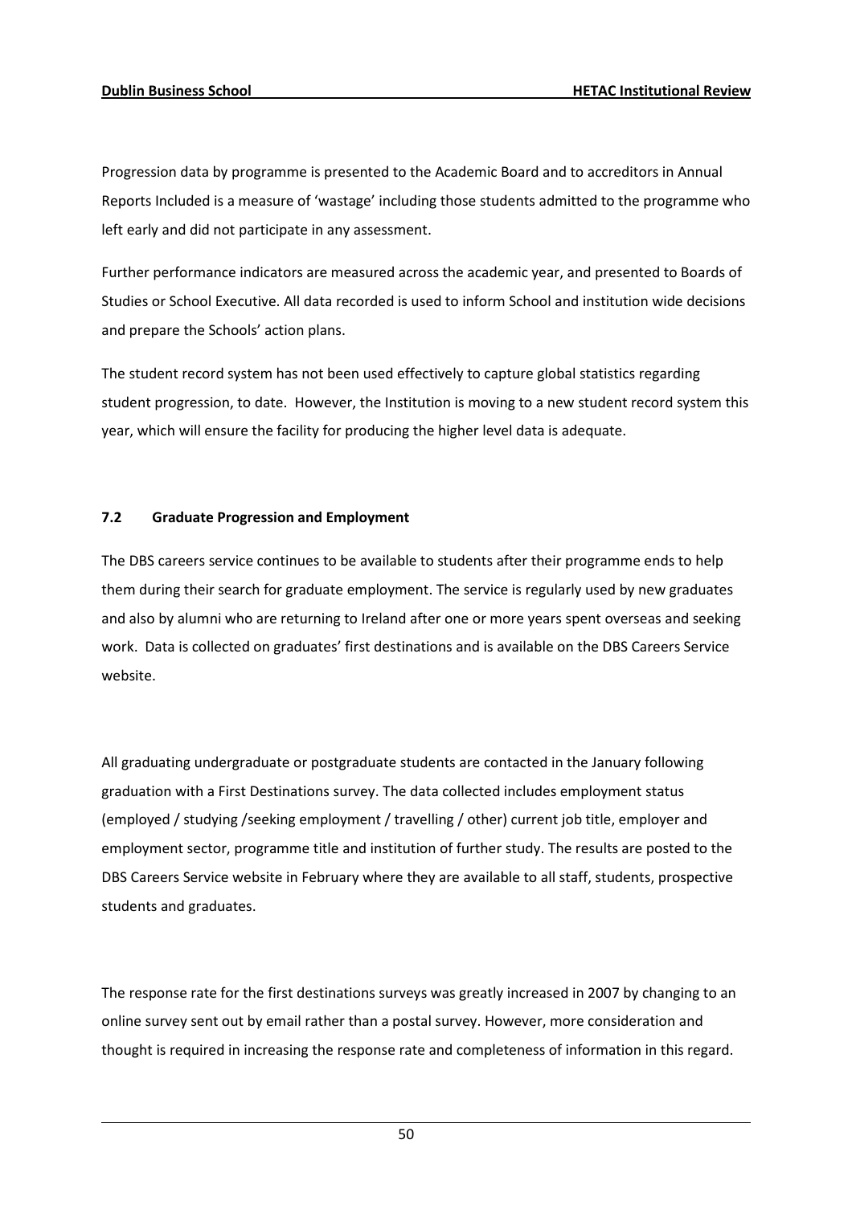Progression data by programme is presented to the Academic Board and to accreditors in Annual Reports Included is a measure of 'wastage' including those students admitted to the programme who left early and did not participate in any assessment.

Further performance indicators are measured across the academic year, and presented to Boards of Studies or School Executive. All data recorded is used to inform School and institution wide decisions and prepare the Schools' action plans.

The student record system has not been used effectively to capture global statistics regarding student progression, to date. However, the Institution is moving to a new student record system this year, which will ensure the facility for producing the higher level data is adequate.

### 7.2 Graduate Progression and Employment

The DBS careers service continues to be available to students after their programme ends to help them during their search for graduate employment. The service is regularly used by new graduates and also by alumni who are returning to Ireland after one or more years spent overseas and seeking work. Data is collected on graduates' first destinations and is available on the DBS Careers Service website.

All graduating undergraduate or postgraduate students are contacted in the January following graduation with a First Destinations survey. The data collected includes employment status (employed / studying /seeking employment / travelling / other) current job title, employer and employment sector, programme title and institution of further study. The results are posted to the DBS Careers Service website in February where they are available to all staff, students, prospective students and graduates.

The response rate for the first destinations surveys was greatly increased in 2007 by changing to an online survey sent out by email rather than a postal survey. However, more consideration and thought is required in increasing the response rate and completeness of information in this regard.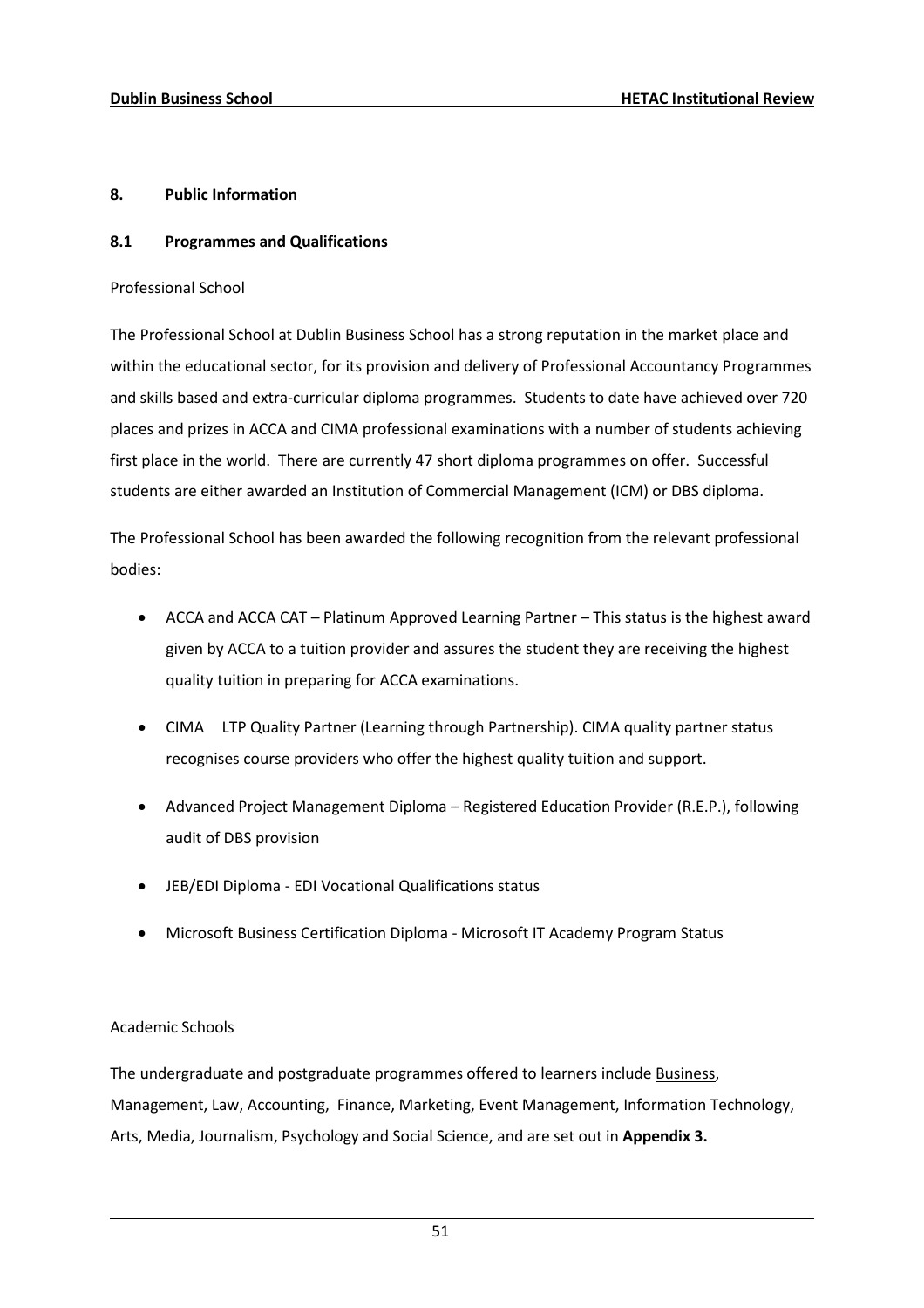## 8. Public Information

### 8.1 Programmes and Qualifications

Professional School

The Professional School at Dublin Business School has a strong reputation in the market place and within the educational sector, for its provision and delivery of Professional Accountancy Programmes and skills based and extra-curricular diploma programmes. Students to date have achieved over 720 places and prizes in ACCA and CIMA professional examinations with a number of students achieving first place in the world. There are currently 47 short diploma programmes on offer. Successful students are either awarded an Institution of Commercial Management (ICM) or DBS diploma.

The Professional School has been awarded the following recognition from the relevant professional bodies:

- ACCA and ACCA CAT – Platinum Approved Learning Partner – This status is the highest award given by ACCA to a tuition provider and assures the student they are receiving the highest quality tuition in preparing for ACCA examinations.
- CIMA LTP Quality Partner (Learning through Partnership). CIMA quality partner status recognises course providers who offer the highest quality tuition and support.
- Advanced Project Management Diploma – Registered Education Provider (R.E.P.), following audit of DBS provision
- JEB/EDI Diploma - EDI Vocational Qualifications status
- Microsoft Business Certification Diploma - Microsoft IT Academy Program Status

Academic Schools

The undergraduate and postgraduate programmes offered to learners include Business, Management, Law, Accounting, Finance, Marketing, Event Management, Information Technology, Arts, Media, Journalism, Psychology and Social Science, and are set out in **Appendix 3.**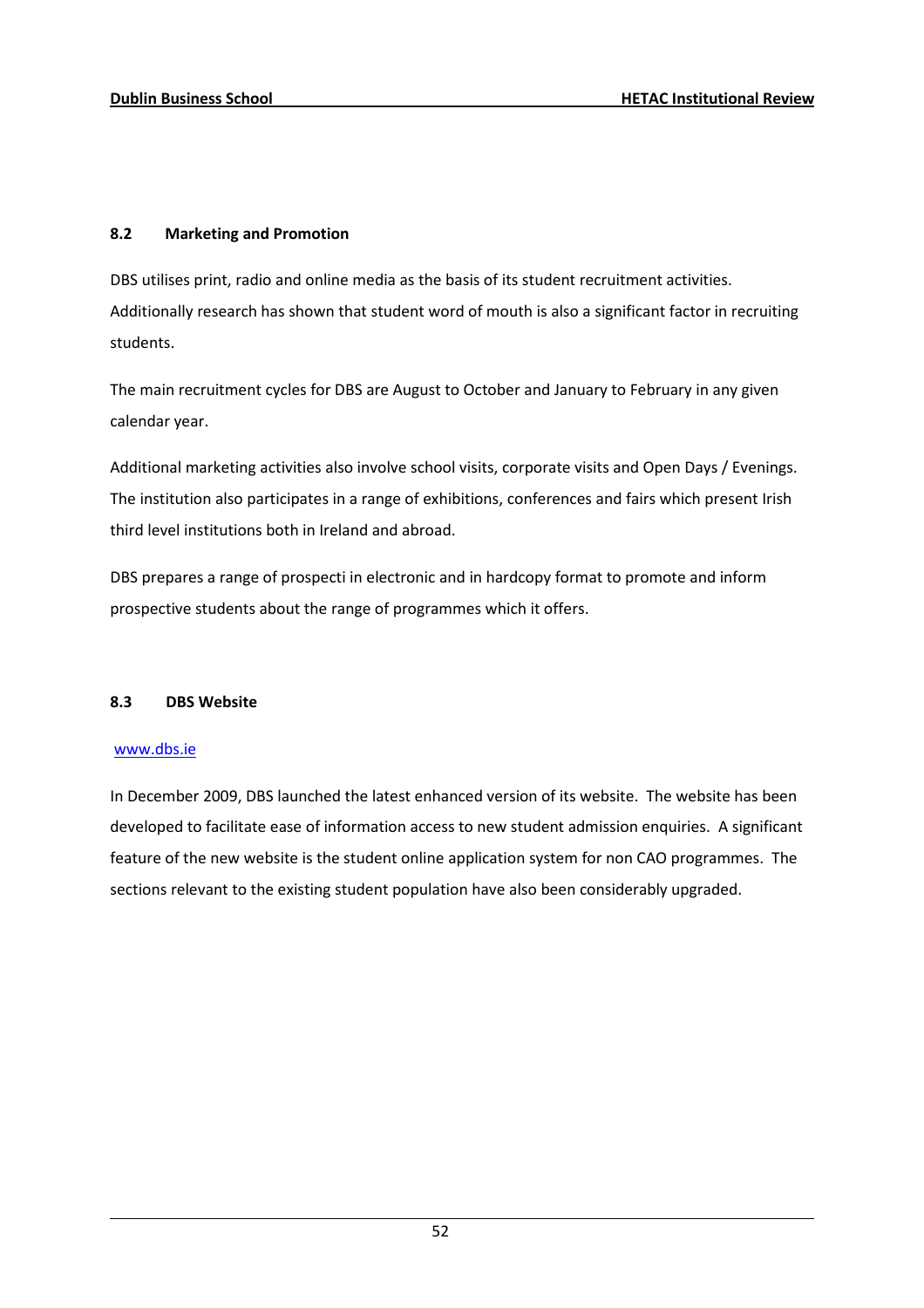### 8.2 Marketing and Promotion

DBS utilises print, radio and online media as the basis of its student recruitment activities. Additionally research has shown that student word of mouth is also a significant factor in recruiting students.

The main recruitment cycles for DBS are August to October and January to February in any given calendar year.

Additional marketing activities also involve school visits, corporate visits and Open Days / Evenings. The institution also participates in a range of exhibitions, conferences and fairs which present Irish third level institutions both in Ireland and abroad.

DBS prepares a range of prospecti in electronic and in hardcopy format to promote and inform prospective students about the range of programmes which it offers.

### 8.3 DBS Website

www.dbs.ie

In December 2009, DBS launched the latest enhanced version of its website. The website has been developed to facilitate ease of information access to new student admission enquiries. A significant feature of the new website is the student online application system for non CAO programmes. The sections relevant to the existing student population have also been considerably upgraded.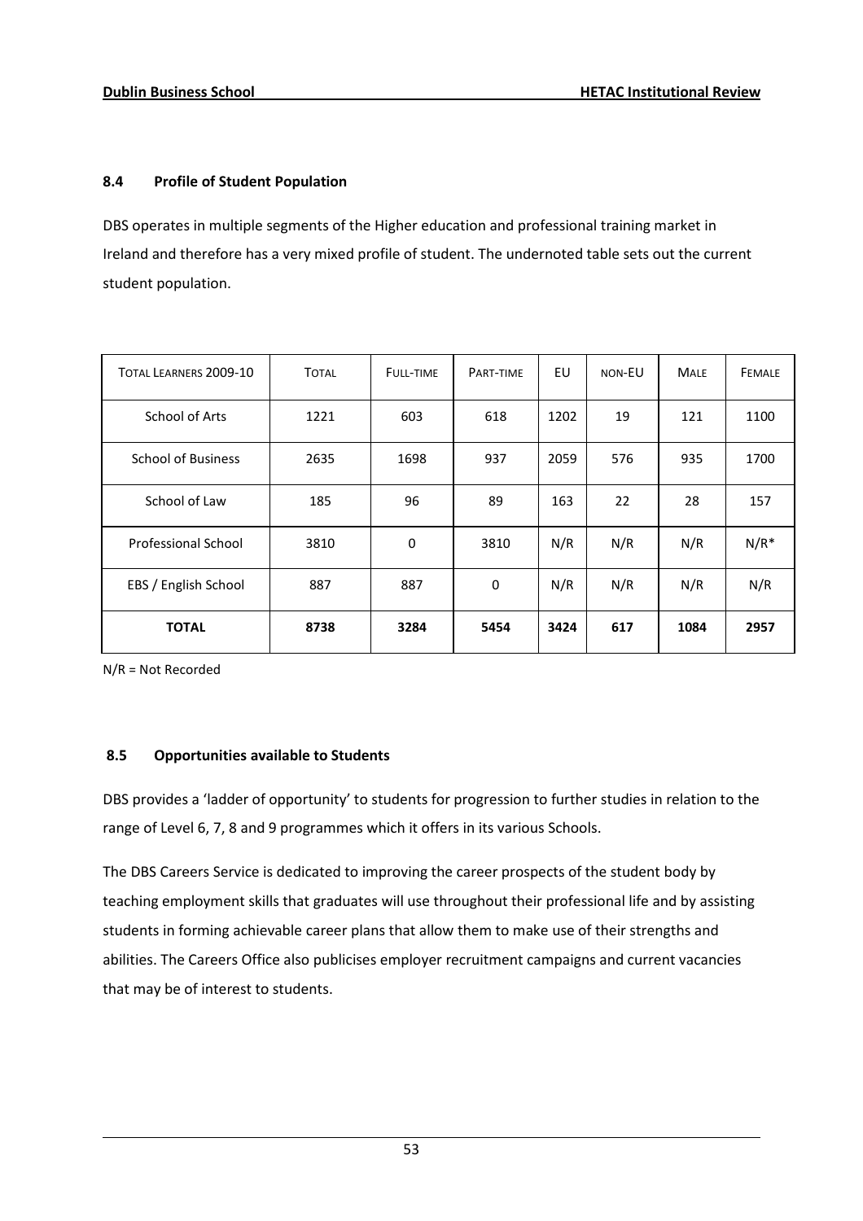### 8.4 Profile of Student Population

DBS operates in multiple segments of the Higher education and professional training market in Ireland and therefore has a very mixed profile of student. The undernoted table sets out the current student population.

| TOTAL LEARNERS 2009-10 | TOTAL | FULL-TIME | PART-TIME | EU | NON-EU | MALE | FEMALE |
|---|---|---|---|---|---|---|---|
| School of Arts | 1221 | 603 | 618 | 1202 | 19 | 121 | 1100 |
| School of Business | 2635 | 1698 | 937 | 2059 | 576 | 935 | 1700 |
| School of Law | 185 | 96 | 89 | 163 | 22 | 28 | 157 |
| Professional School | 3810 | 0 | 3810 | N/R | N/R | N/R | N/R* |
| EBS / English School | 887 | 887 | 0 | N/R | N/R | N/R | N/R |
| **TOTAL** | **8738** | **3284** | **5454** | **3424** | **617** | **1084** | **2957** |

N/R = Not Recorded

### 8.5 Opportunities available to Students

DBS provides a 'ladder of opportunity' to students for progression to further studies in relation to the range of Level 6, 7, 8 and 9 programmes which it offers in its various Schools.

The DBS Careers Service is dedicated to improving the career prospects of the student body by teaching employment skills that graduates will use throughout their professional life and by assisting students in forming achievable career plans that allow them to make use of their strengths and abilities. The Careers Office also publicises employer recruitment campaigns and current vacancies that may be of interest to students.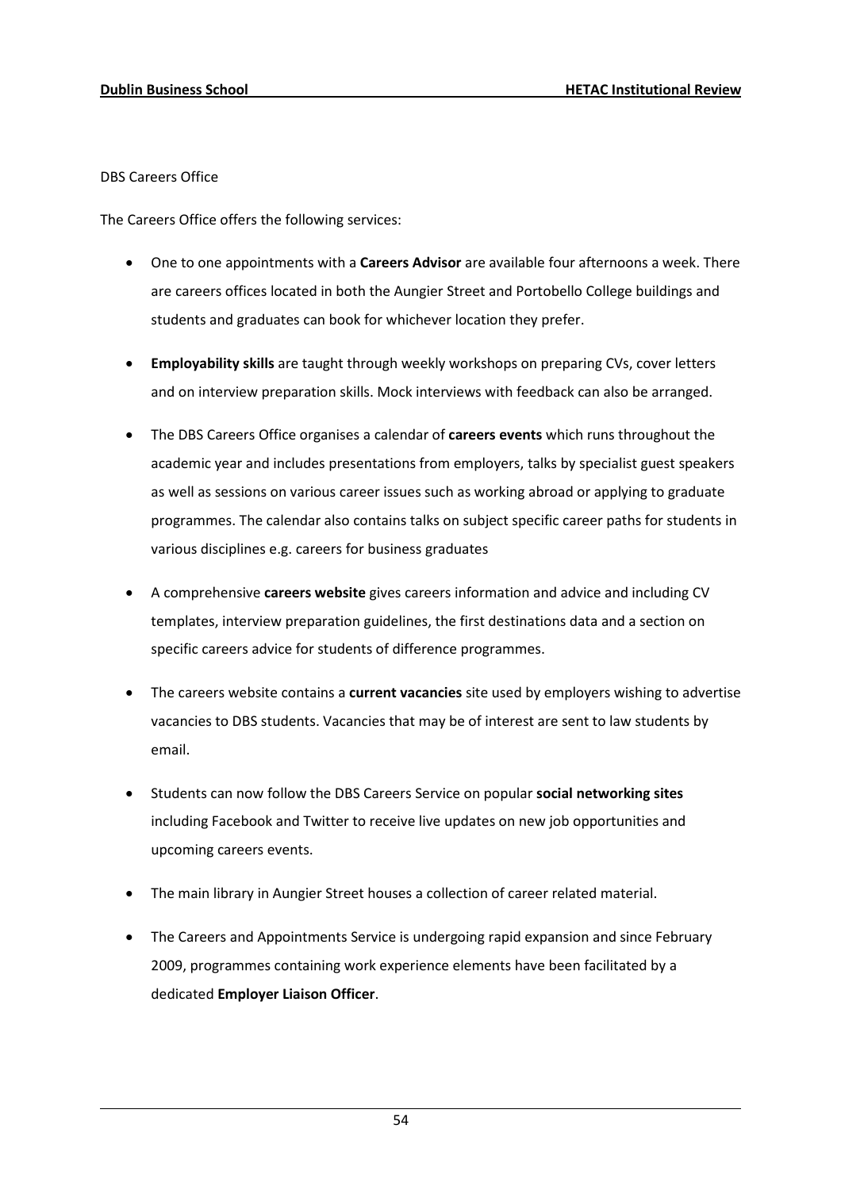DBS Careers Office

The Careers Office offers the following services:

- One to one appointments with a **Careers Advisor** are available four afternoons a week. There are careers offices located in both the Aungier Street and Portobello College buildings and students and graduates can book for whichever location they prefer.

- **Employability skills** are taught through weekly workshops on preparing CVs, cover letters and on interview preparation skills. Mock interviews with feedback can also be arranged.

- The DBS Careers Office organises a calendar of **careers events** which runs throughout the academic year and includes presentations from employers, talks by specialist guest speakers as well as sessions on various career issues such as working abroad or applying to graduate programmes. The calendar also contains talks on subject specific career paths for students in various disciplines e.g. careers for business graduates

- A comprehensive **careers website** gives careers information and advice and including CV templates, interview preparation guidelines, the first destinations data and a section on specific careers advice for students of difference programmes.

- The careers website contains a **current vacancies** site used by employers wishing to advertise vacancies to DBS students. Vacancies that may be of interest are sent to law students by email.

- Students can now follow the DBS Careers Service on popular **social networking sites** including Facebook and Twitter to receive live updates on new job opportunities and upcoming careers events.

- The main library in Aungier Street houses a collection of career related material.

- The Careers and Appointments Service is undergoing rapid expansion and since February 2009, programmes containing work experience elements have been facilitated by a dedicated **Employer Liaison Officer**.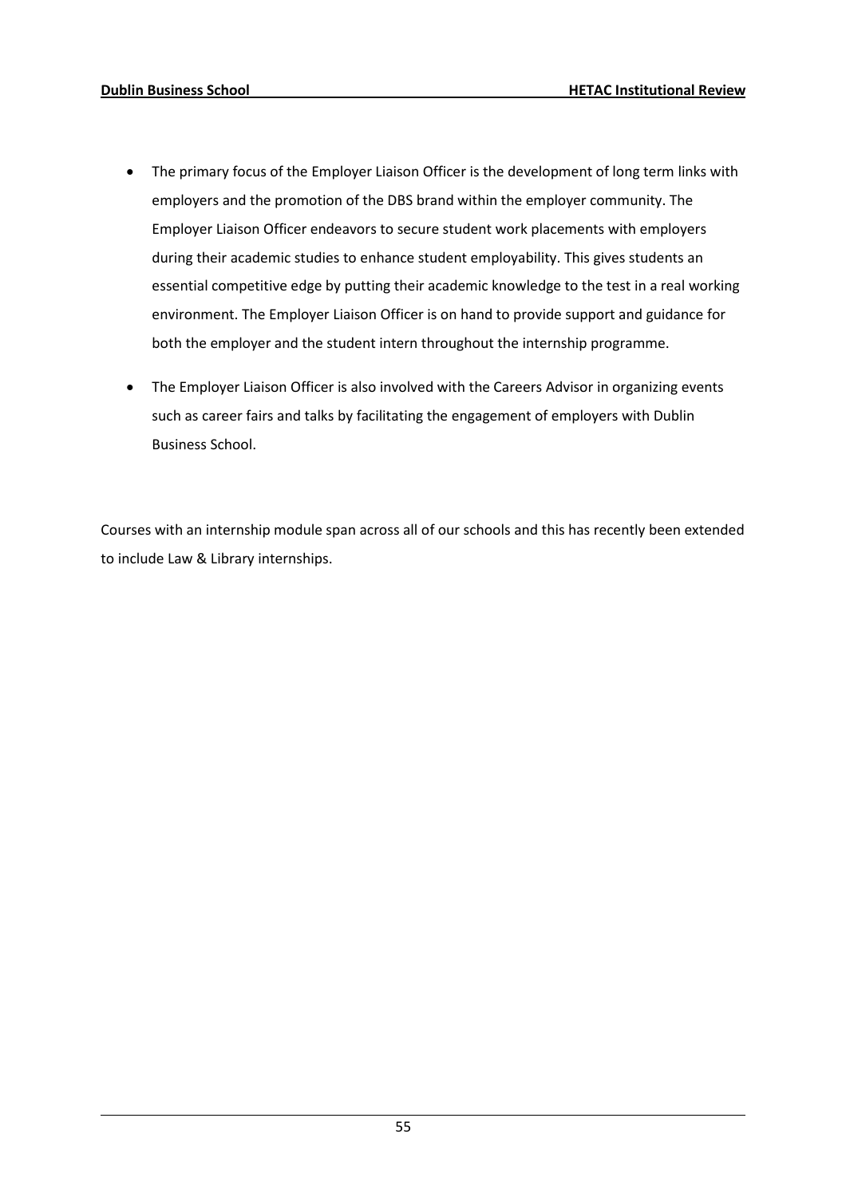- The primary focus of the Employer Liaison Officer is the development of long term links with employers and the promotion of the DBS brand within the employer community. The Employer Liaison Officer endeavors to secure student work placements with employers during their academic studies to enhance student employability. This gives students an essential competitive edge by putting their academic knowledge to the test in a real working environment. The Employer Liaison Officer is on hand to provide support and guidance for both the employer and the student intern throughout the internship programme.

- The Employer Liaison Officer is also involved with the Careers Advisor in organizing events such as career fairs and talks by facilitating the engagement of employers with Dublin Business School.

Courses with an internship module span across all of our schools and this has recently been extended to include Law & Library internships.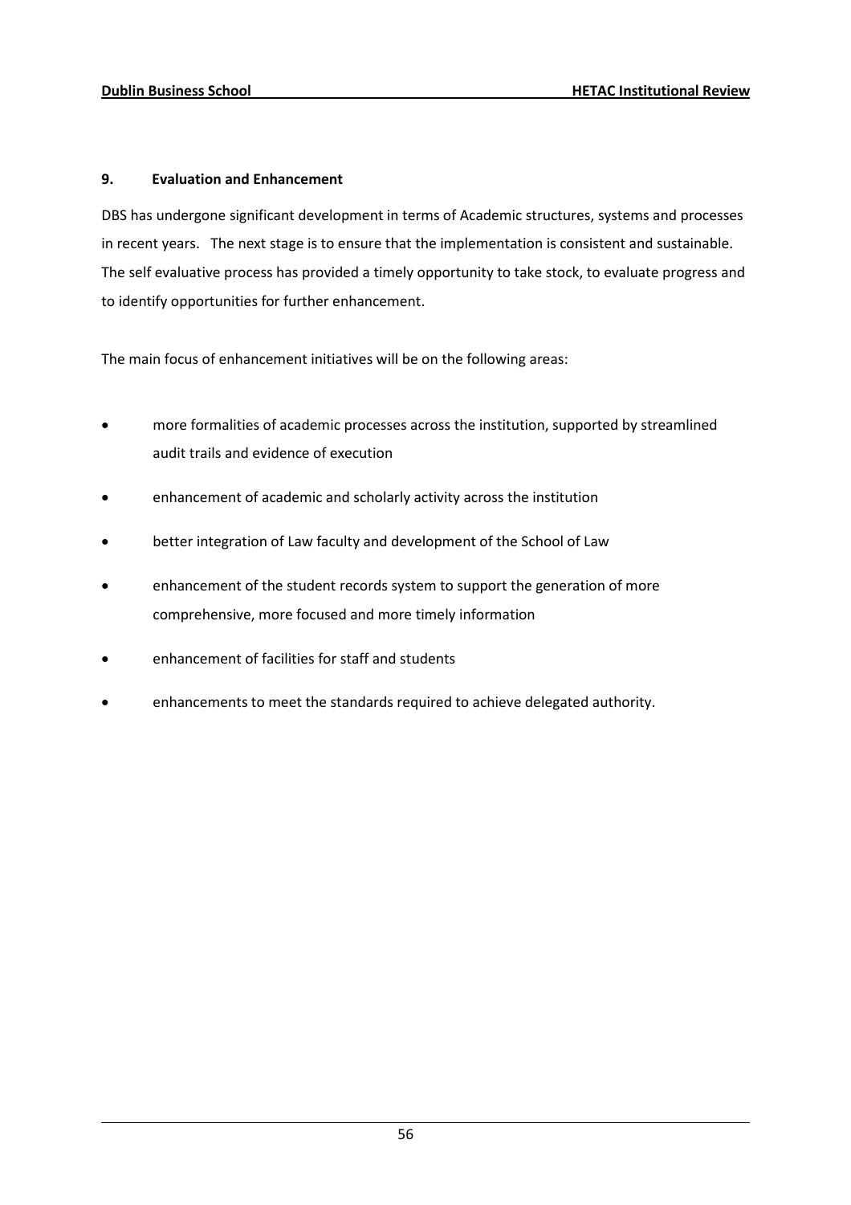## 9. Evaluation and Enhancement

DBS has undergone significant development in terms of Academic structures, systems and processes in recent years. The next stage is to ensure that the implementation is consistent and sustainable. The self evaluative process has provided a timely opportunity to take stock, to evaluate progress and to identify opportunities for further enhancement.

The main focus of enhancement initiatives will be on the following areas:

- more formalities of academic processes across the institution, supported by streamlined audit trails and evidence of execution
- enhancement of academic and scholarly activity across the institution
- better integration of Law faculty and development of the School of Law
- enhancement of the student records system to support the generation of more comprehensive, more focused and more timely information
- enhancement of facilities for staff and students
- enhancements to meet the standards required to achieve delegated authority.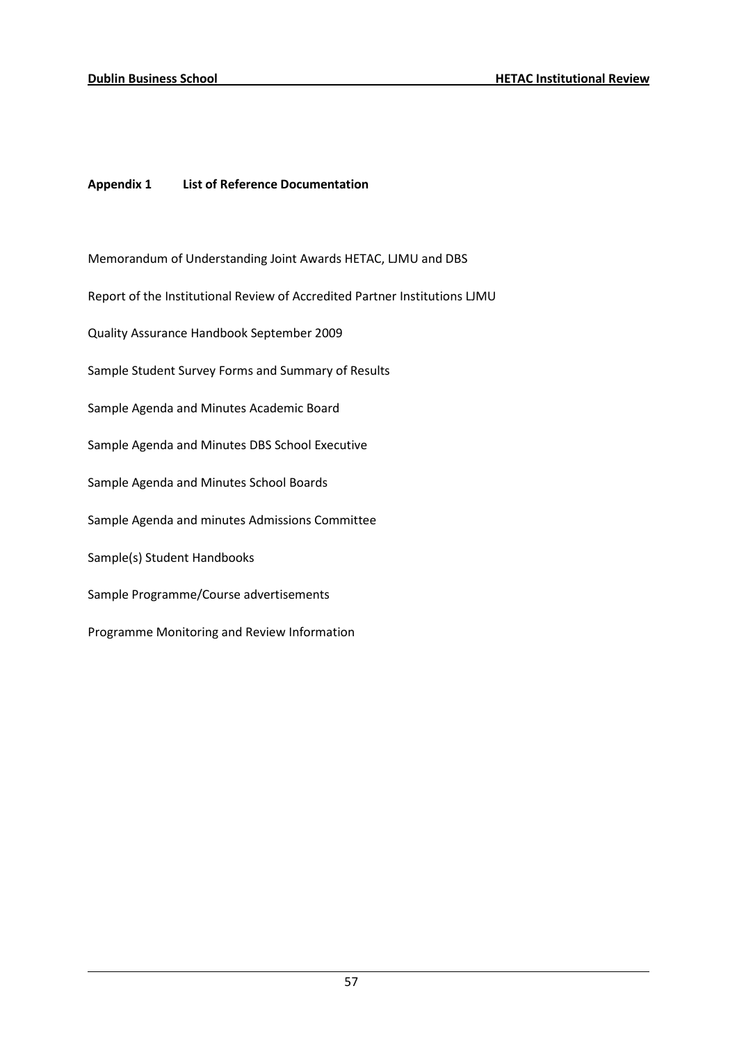## Appendix 1 List of Reference Documentation

Memorandum of Understanding Joint Awards HETAC, LJMU and DBS

Report of the Institutional Review of Accredited Partner Institutions LJMU

Quality Assurance Handbook September 2009

Sample Student Survey Forms and Summary of Results

Sample Agenda and Minutes Academic Board

Sample Agenda and Minutes DBS School Executive

Sample Agenda and Minutes School Boards

Sample Agenda and minutes Admissions Committee

Sample(s) Student Handbooks

Sample Programme/Course advertisements

Programme Monitoring and Review Information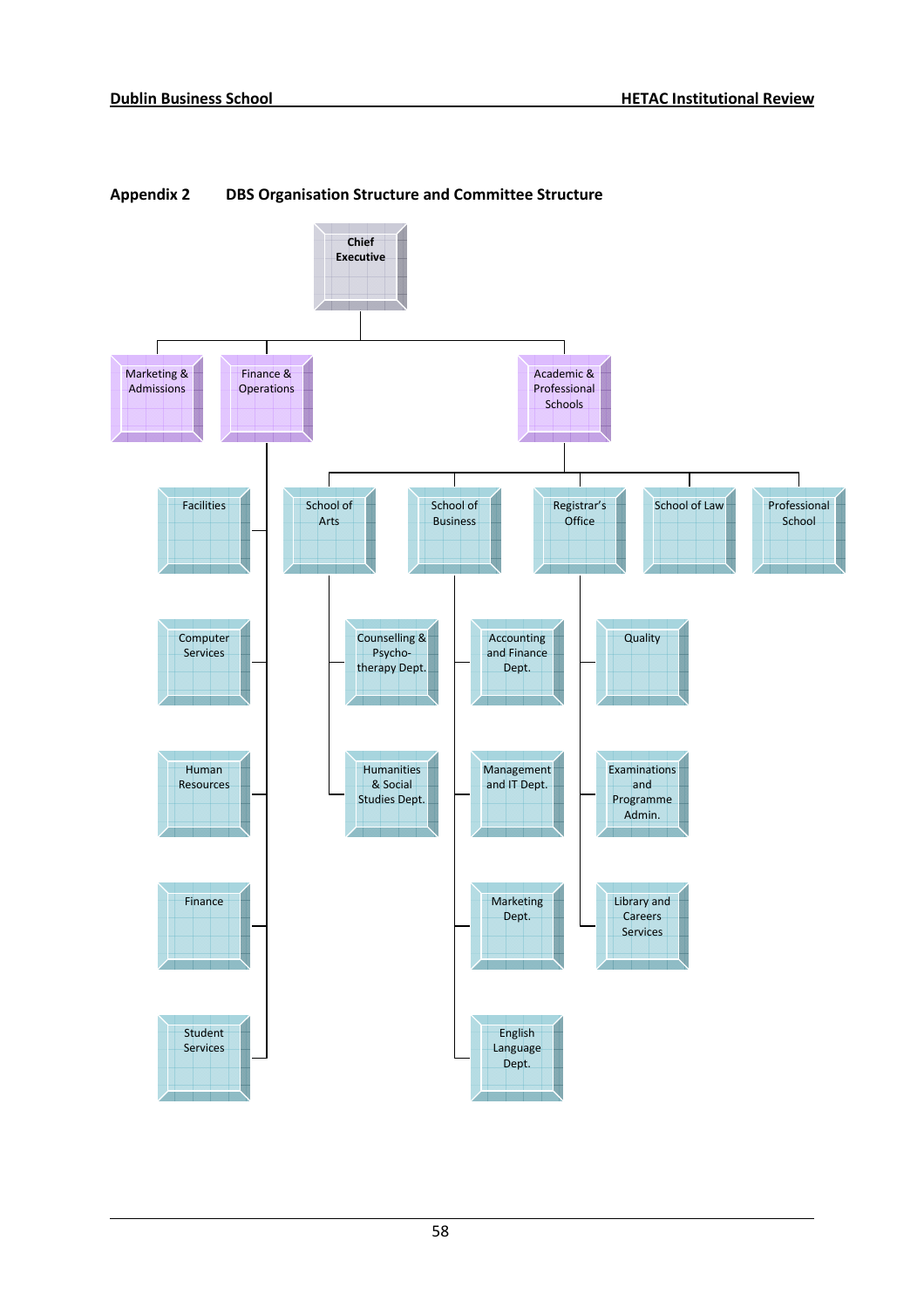## Appendix 2 DBS Organisation Structure and Committee Structure

Chief Executive

Marketing & Admissions

Finance & Operations

Academic & Professional Schools

Facilities

Computer Services

Human Resources

Finance

Student Services

School of Arts

Counselling & Psycho-therapy Dept.

Humanities & Social Studies Dept.

School of Business

Accounting and Finance Dept.

Management and IT Dept.

Marketing Dept.

English Language Dept.

Registrar's Office

Quality

Examinations and Programme Admin.

Library and Careers Services

School of Law

Professional School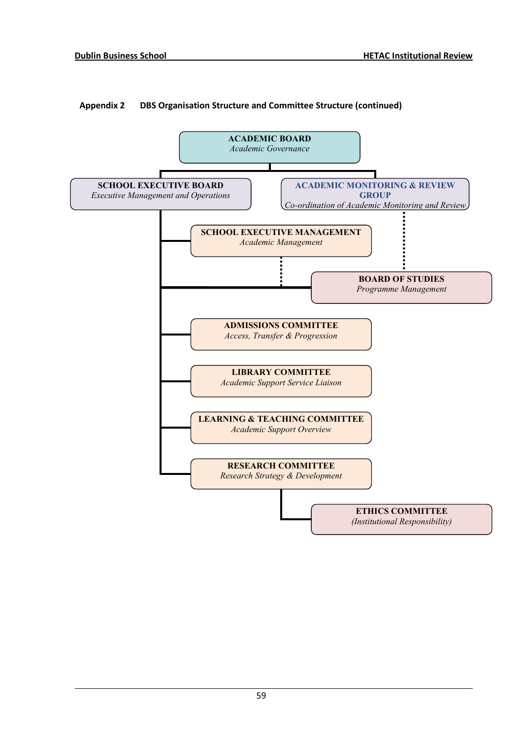**Appendix 2 DBS Organisation Structure and Committee Structure (continued)**

**ACADEMIC BOARD**
*Academic Governance*

**SCHOOL EXECUTIVE BOARD**
*Executive Management and Operations*

**ACADEMIC MONITORING & REVIEW GROUP**
*Co-ordination of Academic Monitoring and Review*

**SCHOOL EXECUTIVE MANAGEMENT**
*Academic Management*

**BOARD OF STUDIES**
*Programme Management*

**ADMISSIONS COMMITTEE**
*Access, Transfer & Progression*

**LIBRARY COMMITTEE**
*Academic Support Service Liaison*

**LEARNING & TEACHING COMMITTEE**
*Academic Support Overview*

**RESEARCH COMMITTEE**
*Research Strategy & Development*

**ETHICS COMMITTEE**
*(Institutional Responsibility)*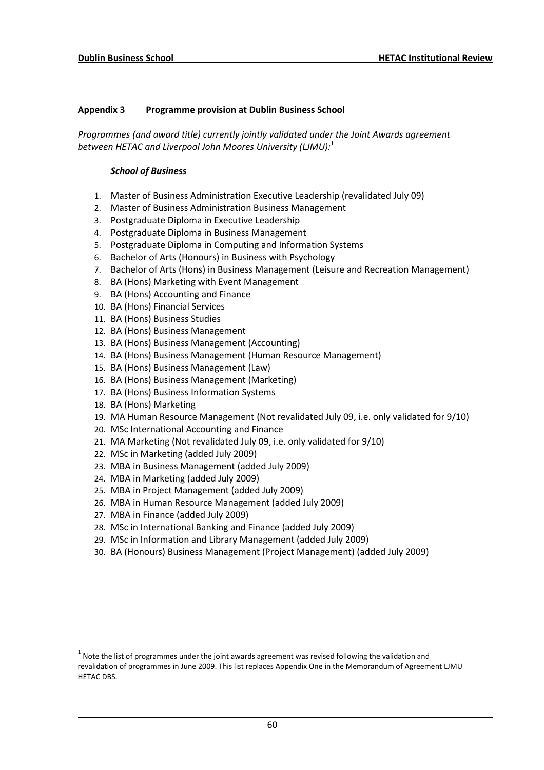### Appendix 3 Programme provision at Dublin Business School

*Programmes (and award title) currently jointly validated under the Joint Awards agreement between HETAC and Liverpool John Moores University (LJMU):*[1]

#### *School of Business*

1. Master of Business Administration Executive Leadership (revalidated July 09)
2. Master of Business Administration Business Management
3. Postgraduate Diploma in Executive Leadership
4. Postgraduate Diploma in Business Management
5. Postgraduate Diploma in Computing and Information Systems
6. Bachelor of Arts (Honours) in Business with Psychology
7. Bachelor of Arts (Hons) in Business Management (Leisure and Recreation Management)
8. BA (Hons) Marketing with Event Management
9. BA (Hons) Accounting and Finance
10. BA (Hons) Financial Services
11. BA (Hons) Business Studies
12. BA (Hons) Business Management
13. BA (Hons) Business Management (Accounting)
14. BA (Hons) Business Management (Human Resource Management)
15. BA (Hons) Business Management (Law)
16. BA (Hons) Business Management (Marketing)
17. BA (Hons) Business Information Systems
18. BA (Hons) Marketing
19. MA Human Resource Management (Not revalidated July 09, i.e. only validated for 9/10)
20. MSc International Accounting and Finance
21. MA Marketing (Not revalidated July 09, i.e. only validated for 9/10)
22. MSc in Marketing (added July 2009)
23. MBA in Business Management (added July 2009)
24. MBA in Marketing (added July 2009)
25. MBA in Project Management (added July 2009)
26. MBA in Human Resource Management (added July 2009)
27. MBA in Finance (added July 2009)
28. MSc in International Banking and Finance (added July 2009)
29. MSc in Information and Library Management (added July 2009)
30. BA (Honours) Business Management (Project Management) (added July 2009)

---

[1] Note the list of programmes under the joint awards agreement was revised following the validation and revalidation of programmes in June 2009. This list replaces Appendix One in the Memorandum of Agreement LJMU HETAC DBS.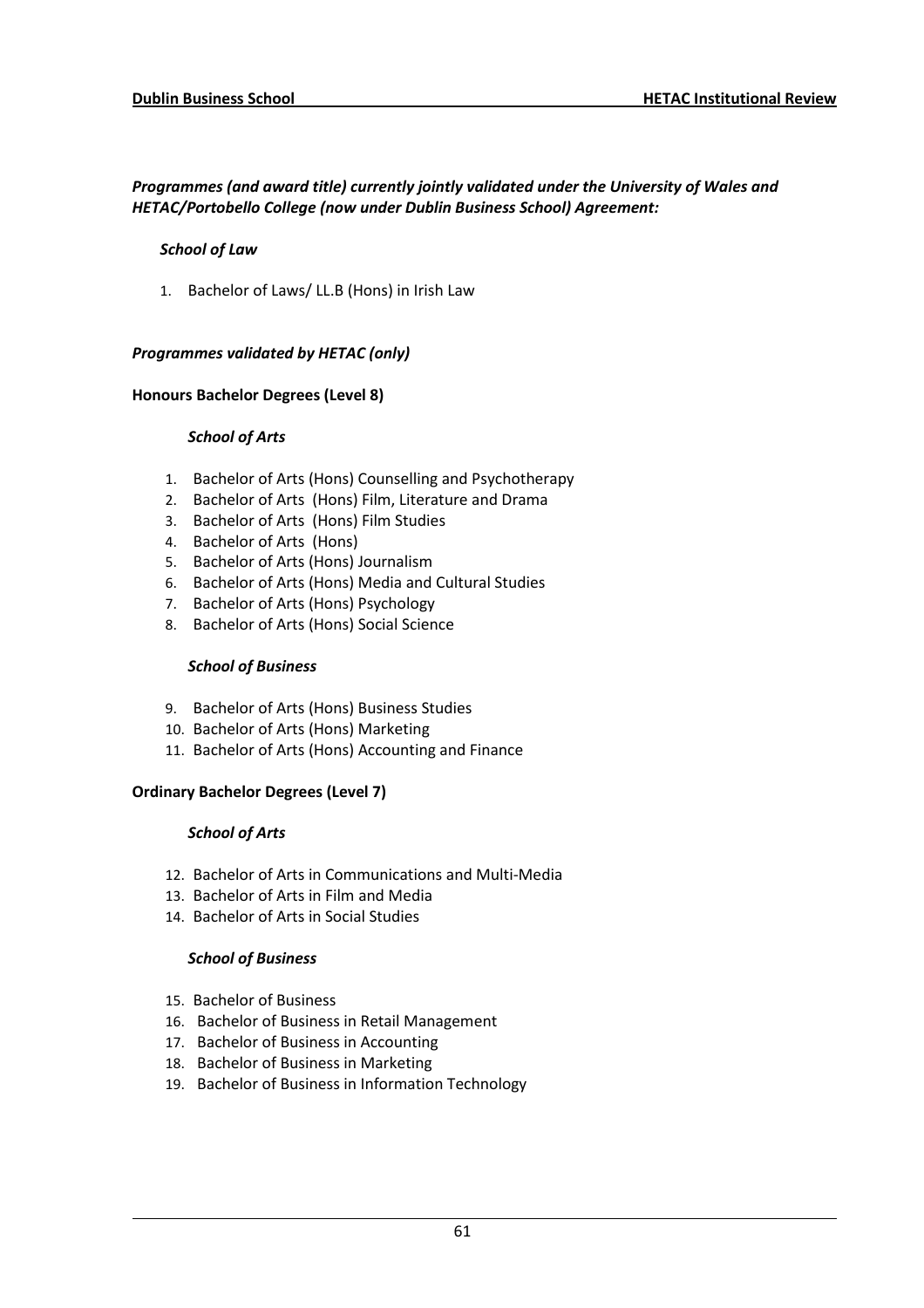***Programmes (and award title) currently jointly validated under the University of Wales and HETAC/Portobello College (now under Dublin Business School) Agreement:***

***School of Law***

1. Bachelor of Laws/ LL.B (Hons) in Irish Law

***Programmes validated by HETAC (only)***

**Honours Bachelor Degrees (Level 8)**

***School of Arts***

1. Bachelor of Arts (Hons) Counselling and Psychotherapy
2. Bachelor of Arts (Hons) Film, Literature and Drama
3. Bachelor of Arts (Hons) Film Studies
4. Bachelor of Arts (Hons)
5. Bachelor of Arts (Hons) Journalism
6. Bachelor of Arts (Hons) Media and Cultural Studies
7. Bachelor of Arts (Hons) Psychology
8. Bachelor of Arts (Hons) Social Science

***School of Business***

9. Bachelor of Arts (Hons) Business Studies
10. Bachelor of Arts (Hons) Marketing
11. Bachelor of Arts (Hons) Accounting and Finance

**Ordinary Bachelor Degrees (Level 7)**

***School of Arts***

12. Bachelor of Arts in Communications and Multi-Media
13. Bachelor of Arts in Film and Media
14. Bachelor of Arts in Social Studies

***School of Business***

15. Bachelor of Business
16. Bachelor of Business in Retail Management
17. Bachelor of Business in Accounting
18. Bachelor of Business in Marketing
19. Bachelor of Business in Information Technology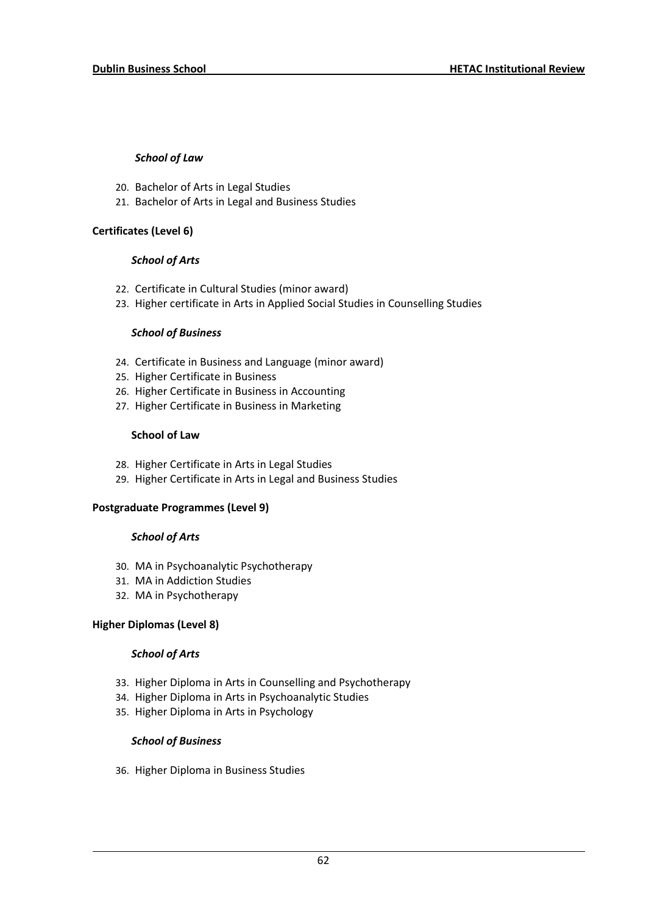***School of Law***

20. Bachelor of Arts in Legal Studies
21. Bachelor of Arts in Legal and Business Studies

**Certificates (Level 6)**

***School of Arts***

22. Certificate in Cultural Studies (minor award)
23. Higher certificate in Arts in Applied Social Studies in Counselling Studies

***School of Business***

24. Certificate in Business and Language (minor award)
25. Higher Certificate in Business
26. Higher Certificate in Business in Accounting
27. Higher Certificate in Business in Marketing

**School of Law**

28. Higher Certificate in Arts in Legal Studies
29. Higher Certificate in Arts in Legal and Business Studies

**Postgraduate Programmes (Level 9)**

***School of Arts***

30. MA in Psychoanalytic Psychotherapy
31. MA in Addiction Studies
32. MA in Psychotherapy

**Higher Diplomas (Level 8)**

***School of Arts***

33. Higher Diploma in Arts in Counselling and Psychotherapy
34. Higher Diploma in Arts in Psychoanalytic Studies
35. Higher Diploma in Arts in Psychology

***School of Business***

36. Higher Diploma in Business Studies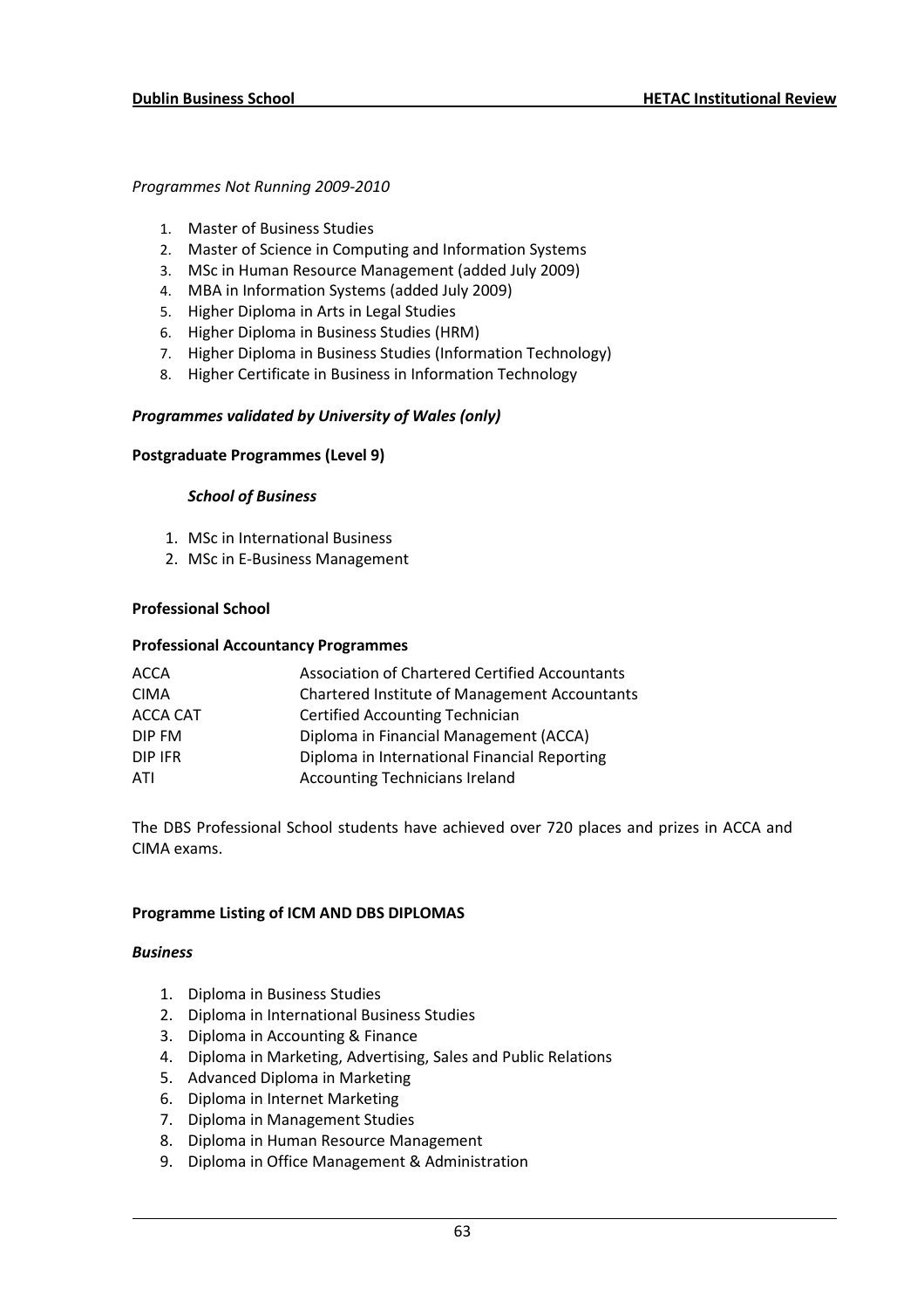*Programmes Not Running 2009-2010*

1. Master of Business Studies
2. Master of Science in Computing and Information Systems
3. MSc in Human Resource Management (added July 2009)
4. MBA in Information Systems (added July 2009)
5. Higher Diploma in Arts in Legal Studies
6. Higher Diploma in Business Studies (HRM)
7. Higher Diploma in Business Studies (Information Technology)
8. Higher Certificate in Business in Information Technology

***Programmes validated by University of Wales (only)***

**Postgraduate Programmes (Level 9)**

***School of Business***

1. MSc in International Business
2. MSc in E-Business Management

**Professional School**

**Professional Accountancy Programmes**

| | |
|---|---|
| ACCA | Association of Chartered Certified Accountants |
| CIMA | Chartered Institute of Management Accountants |
| ACCA CAT | Certified Accounting Technician |
| DIP FM | Diploma in Financial Management (ACCA) |
| DIP IFR | Diploma in International Financial Reporting |
| ATI | Accounting Technicians Ireland |

The DBS Professional School students have achieved over 720 places and prizes in ACCA and CIMA exams.

**Programme Listing of ICM AND DBS DIPLOMAS**

***Business***

1. Diploma in Business Studies
2. Diploma in International Business Studies
3. Diploma in Accounting & Finance
4. Diploma in Marketing, Advertising, Sales and Public Relations
5. Advanced Diploma in Marketing
6. Diploma in Internet Marketing
7. Diploma in Management Studies
8. Diploma in Human Resource Management
9. Diploma in Office Management & Administration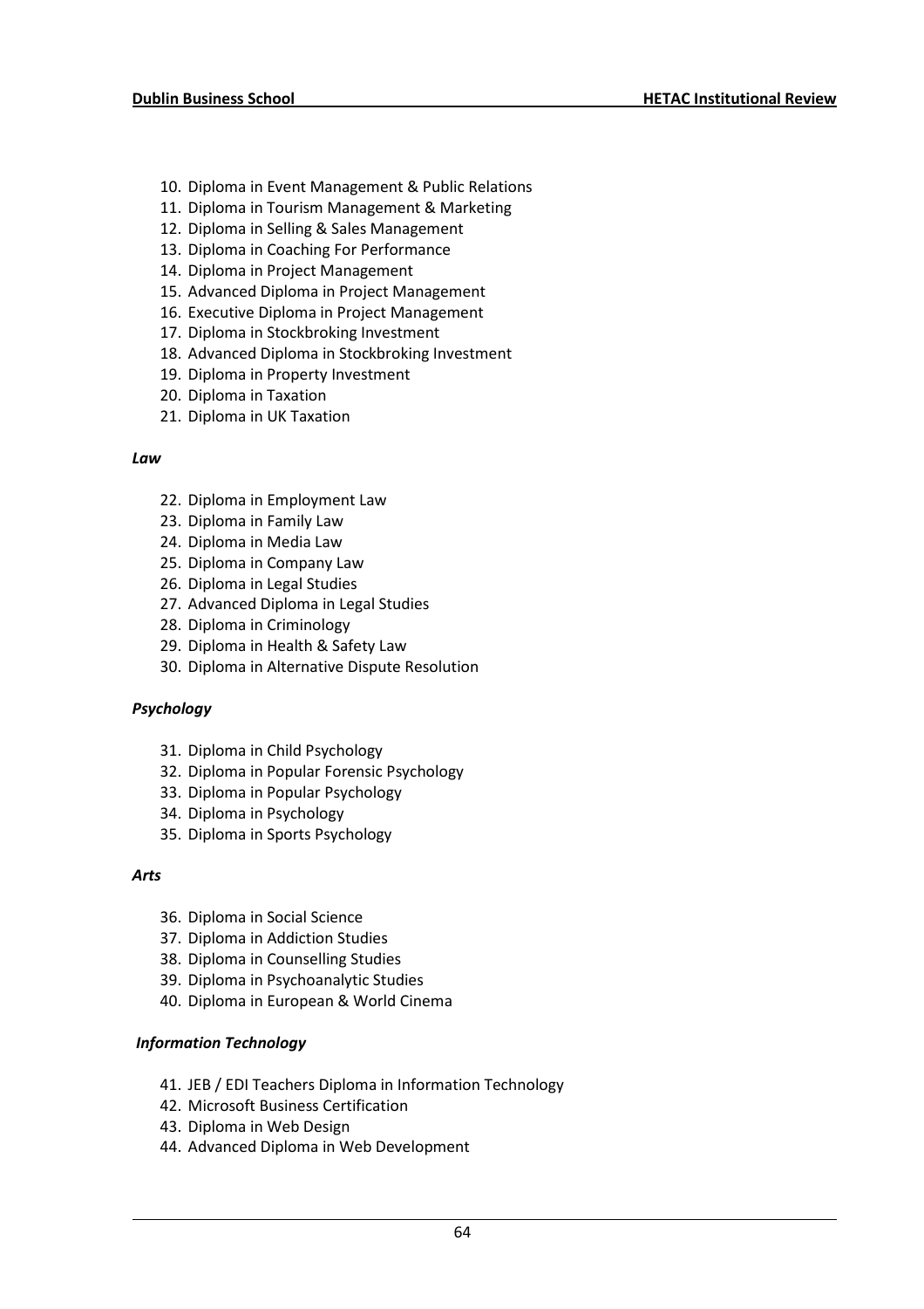10. Diploma in Event Management & Public Relations
11. Diploma in Tourism Management & Marketing
12. Diploma in Selling & Sales Management
13. Diploma in Coaching For Performance
14. Diploma in Project Management
15. Advanced Diploma in Project Management
16. Executive Diploma in Project Management
17. Diploma in Stockbroking Investment
18. Advanced Diploma in Stockbroking Investment
19. Diploma in Property Investment
20. Diploma in Taxation
21. Diploma in UK Taxation

***Law***

22. Diploma in Employment Law
23. Diploma in Family Law
24. Diploma in Media Law
25. Diploma in Company Law
26. Diploma in Legal Studies
27. Advanced Diploma in Legal Studies
28. Diploma in Criminology
29. Diploma in Health & Safety Law
30. Diploma in Alternative Dispute Resolution

***Psychology***

31. Diploma in Child Psychology
32. Diploma in Popular Forensic Psychology
33. Diploma in Popular Psychology
34. Diploma in Psychology
35. Diploma in Sports Psychology

***Arts***

36. Diploma in Social Science
37. Diploma in Addiction Studies
38. Diploma in Counselling Studies
39. Diploma in Psychoanalytic Studies
40. Diploma in European & World Cinema

***Information Technology***

41. JEB / EDI Teachers Diploma in Information Technology
42. Microsoft Business Certification
43. Diploma in Web Design
44. Advanced Diploma in Web Development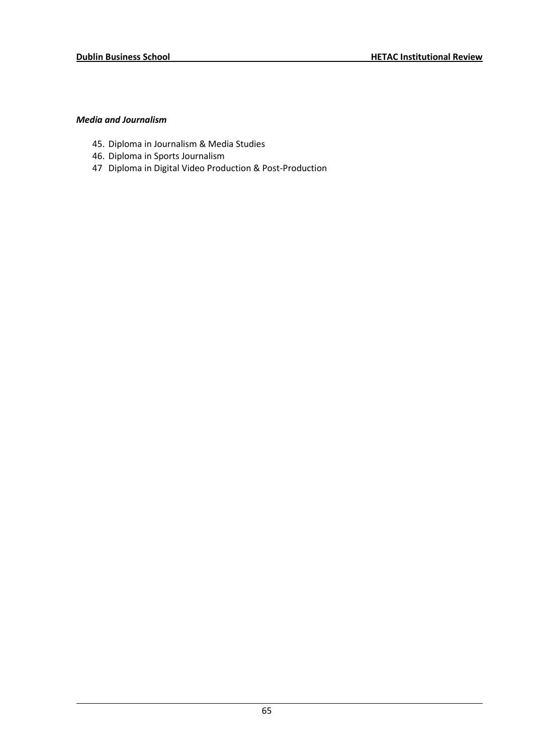*Media and Journalism*

45. Diploma in Journalism & Media Studies
46. Diploma in Sports Journalism
47 Diploma in Digital Video Production & Post-Production